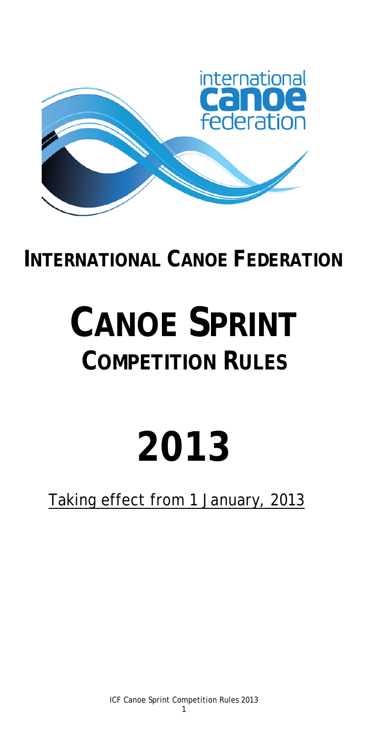# INTERNATIONAL CANOE FEDERATION

# CANOE SPRINT

## COMPETITION RULES

# 2013

Taking effect from 1 January, 2013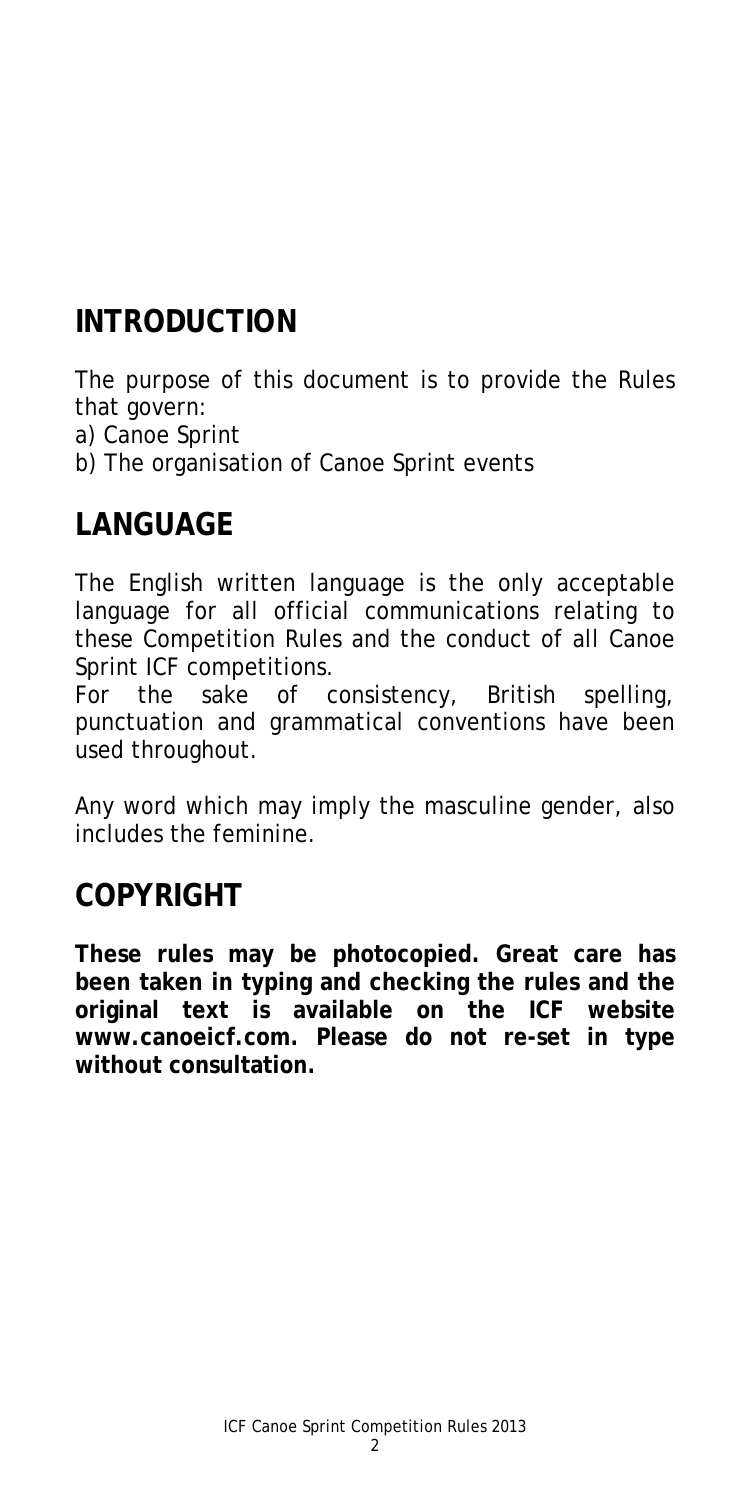## INTRODUCTION

The purpose of this document is to provide the Rules that govern:

a) Canoe Sprint

b) The organisation of Canoe Sprint events

## LANGUAGE

The English written language is the only acceptable language for all official communications relating to these Competition Rules and the conduct of all Canoe Sprint ICF competitions.

For the sake of consistency, British spelling, punctuation and grammatical conventions have been used throughout.

Any word which may imply the masculine gender, also includes the feminine.

## COPYRIGHT

**These rules may be photocopied. Great care has been taken in typing and checking the rules and the original text is available on the ICF website www.canoeicf.com. Please do not re-set in type without consultation.**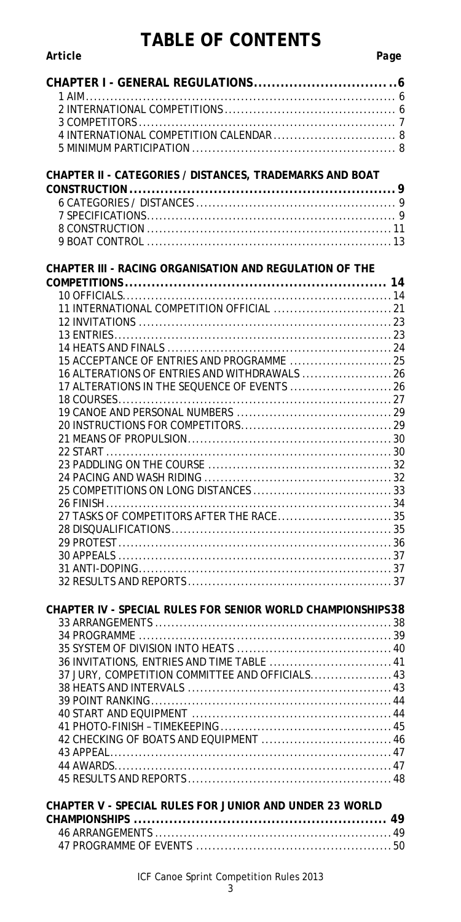# TABLE OF CONTENTS

| Article | Page |
|---|---|
| **CHAPTER I - GENERAL REGULATIONS** | **6** |
| 1 AIM | 6 |
| 2 INTERNATIONAL COMPETITIONS | 6 |
| 3 COMPETITORS | 7 |
| 4 INTERNATIONAL COMPETITION CALENDAR | 8 |
| 5 MINIMUM PARTICIPATION | 8 |
| **CHAPTER II - CATEGORIES / DISTANCES, TRADEMARKS AND BOAT CONSTRUCTION** | **9** |
| 6 CATEGORIES / DISTANCES | 9 |
| 7 SPECIFICATIONS | 9 |
| 8 CONSTRUCTION | 11 |
| 9 BOAT CONTROL | 13 |
| **CHAPTER III - RACING ORGANISATION AND REGULATION OF THE COMPETITIONS** | **14** |
| 10 OFFICIALS | 14 |
| 11 INTERNATIONAL COMPETITION OFFICIAL | 21 |
| 12 INVITATIONS | 23 |
| 13 ENTRIES | 23 |
| 14 HEATS AND FINALS | 24 |
| 15 ACCEPTANCE OF ENTRIES AND PROGRAMME | 25 |
| 16 ALTERATIONS OF ENTRIES AND WITHDRAWALS | 26 |
| 17 ALTERATIONS IN THE SEQUENCE OF EVENTS | 26 |
| 18 COURSES | 27 |
| 19 CANOE AND PERSONAL NUMBERS | 29 |
| 20 INSTRUCTIONS FOR COMPETITORS | 29 |
| 21 MEANS OF PROPULSION | 30 |
| 22 START | 30 |
| 23 PADDLING ON THE COURSE | 32 |
| 24 PACING AND WASH RIDING | 32 |
| 25 COMPETITIONS ON LONG DISTANCES | 33 |
| 26 FINISH | 34 |
| 27 TASKS OF COMPETITORS AFTER THE RACE | 35 |
| 28 DISQUALIFICATIONS | 35 |
| 29 PROTEST | 36 |
| 30 APPEALS | 37 |
| 31 ANTI-DOPING | 37 |
| 32 RESULTS AND REPORTS | 37 |
| **CHAPTER IV - SPECIAL RULES FOR SENIOR WORLD CHAMPIONSHIPS** | **38** |
| 33 ARRANGEMENTS | 38 |
| 34 PROGRAMME | 39 |
| 35 SYSTEM OF DIVISION INTO HEATS | 40 |
| 36 INVITATIONS, ENTRIES AND TIME TABLE | 41 |
| 37 JURY, COMPETITION COMMITTEE AND OFFICIALS | 43 |
| 38 HEATS AND INTERVALS | 43 |
| 39 POINT RANKING | 44 |
| 40 START AND EQUIPMENT | 44 |
| 41 PHOTO-FINISH – TIMEKEEPING | 45 |
| 42 CHECKING OF BOATS AND EQUIPMENT | 46 |
| 43 APPEAL | 47 |
| 44 AWARDS | 47 |
| 45 RESULTS AND REPORTS | 48 |
| **CHAPTER V - SPECIAL RULES FOR JUNIOR AND UNDER 23 WORLD CHAMPIONSHIPS** | **49** |
| 46 ARRANGEMENTS | 49 |
| 47 PROGRAMME OF EVENTS | 50 |

ICF Canoe Sprint Competition Rules 2013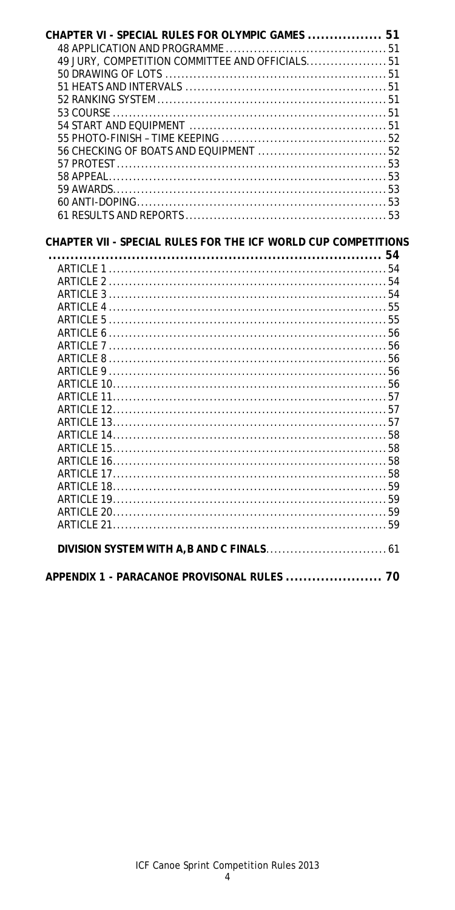**CHAPTER VI - SPECIAL RULES FOR OLYMPIC GAMES ................. 51**

48 APPLICATION AND PROGRAMME ........................................ 51
49 JURY, COMPETITION COMMITTEE AND OFFICIALS.................... 51
50 DRAWING OF LOTS ........................................................ 51
51 HEATS AND INTERVALS .................................................. 51
52 RANKING SYSTEM .......................................................... 51
53 COURSE ..................................................................... 51
54 START AND EQUIPMENT ................................................. 51
55 PHOTO-FINISH – TIME KEEPING ......................................... 52
56 CHECKING OF BOATS AND EQUIPMENT ................................ 52
57 PROTEST ..................................................................... 53
58 APPEAL ....................................................................... 53
59 AWARDS ...................................................................... 53
60 ANTI-DOPING ................................................................ 53
61 RESULTS AND REPORTS .................................................. 53

**CHAPTER VII - SPECIAL RULES FOR THE ICF WORLD CUP COMPETITIONS ........................................................................ 54**

ARTICLE 1 ...................................................................... 54
ARTICLE 2 ...................................................................... 54
ARTICLE 3 ...................................................................... 54
ARTICLE 4 ...................................................................... 55
ARTICLE 5 ...................................................................... 55
ARTICLE 6 ...................................................................... 56
ARTICLE 7 ...................................................................... 56
ARTICLE 8 ...................................................................... 56
ARTICLE 9 ...................................................................... 56
ARTICLE 10 .................................................................... 56
ARTICLE 11 .................................................................... 57
ARTICLE 12 .................................................................... 57
ARTICLE 13 .................................................................... 57
ARTICLE 14 .................................................................... 58
ARTICLE 15 .................................................................... 58
ARTICLE 16 .................................................................... 58
ARTICLE 17 .................................................................... 58
ARTICLE 18 .................................................................... 59
ARTICLE 19 .................................................................... 59
ARTICLE 20 .................................................................... 59
ARTICLE 21 .................................................................... 59

**DIVISION SYSTEM WITH A,B AND C FINALS** .............................. 61

**APPENDIX 1 - PARACANOE PROVISONAL RULES ...................... 70**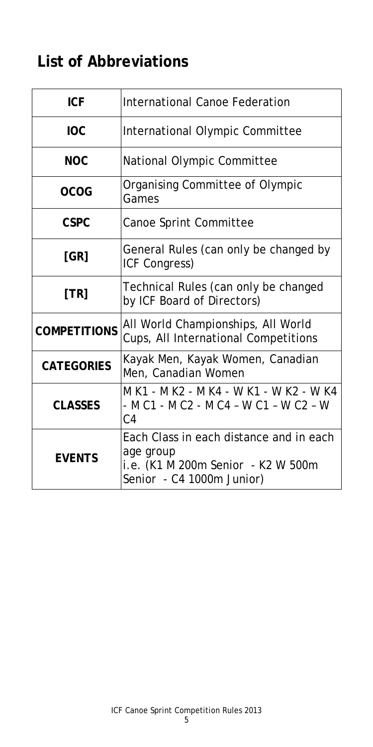## List of Abbreviations

| | |
|---|---|
| **ICF** | International Canoe Federation |
| **IOC** | International Olympic Committee |
| **NOC** | National Olympic Committee |
| **OCOG** | Organising Committee of Olympic Games |
| **CSPC** | Canoe Sprint Committee |
| **[GR]** | General Rules (can only be changed by ICF Congress) |
| **[TR]** | Technical Rules (can only be changed by ICF Board of Directors) |
| **COMPETITIONS** | All World Championships, All World Cups, All International Competitions |
| **CATEGORIES** | Kayak Men, Kayak Women, Canadian Men, Canadian Women |
| **CLASSES** | M K1 - M K2 - M K4 - W K1 - W K2 - W K4 - M C1 - M C2 - M C4 – W C1 – W C2 – W C4 |
| **EVENTS** | Each Class in each distance and in each age group i.e. (K1 M 200m Senior - K2 W 500m Senior - C4 1000m Junior) |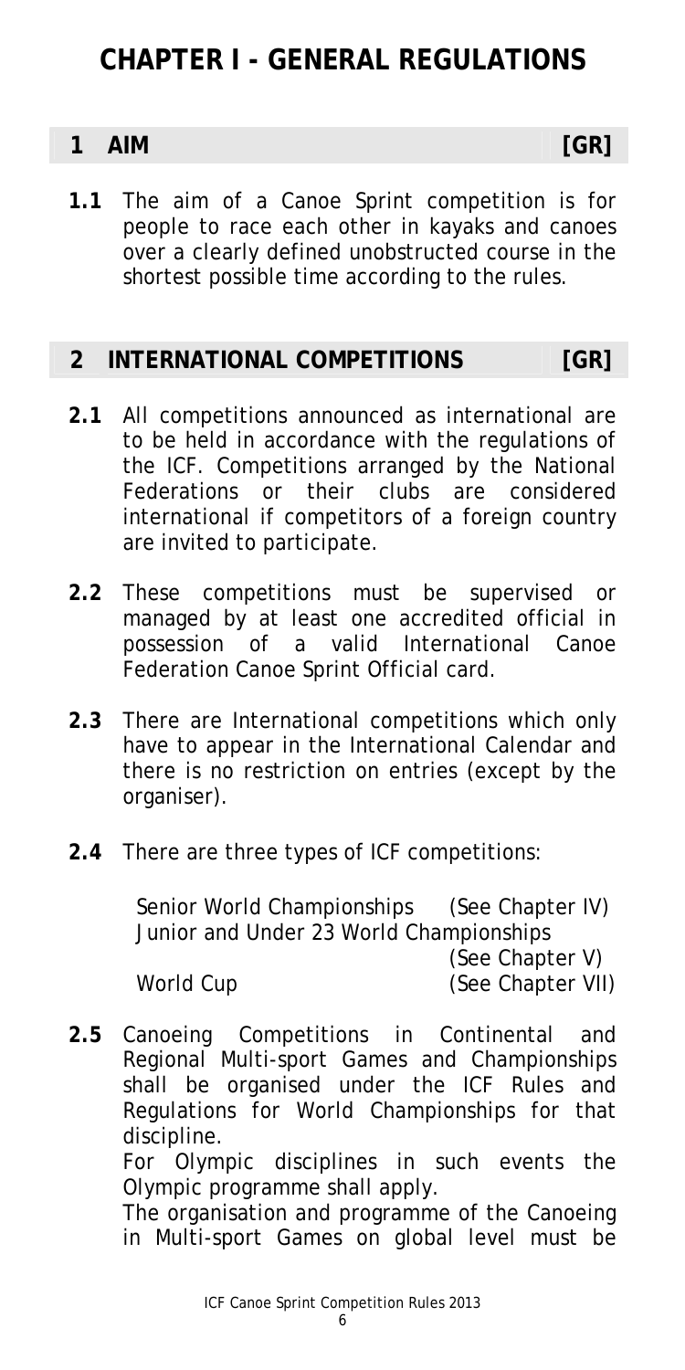# CHAPTER I - GENERAL REGULATIONS

## 1 AIM [GR]

**1.1** The aim of a Canoe Sprint competition is for people to race each other in kayaks and canoes over a clearly defined unobstructed course in the shortest possible time according to the rules.

## 2 INTERNATIONAL COMPETITIONS [GR]

**2.1** All competitions announced as international are to be held in accordance with the regulations of the ICF. Competitions arranged by the National Federations or their clubs are considered international if competitors of a foreign country are invited to participate.

**2.2** These competitions must be supervised or managed by at least one accredited official in possession of a valid International Canoe Federation Canoe Sprint Official card.

**2.3** There are International competitions which only have to appear in the International Calendar and there is no restriction on entries (except by the organiser).

**2.4** There are three types of ICF competitions:

| | |
|---|---|
| Senior World Championships | (See Chapter IV) |
| Junior and Under 23 World Championships | (See Chapter V) |
| World Cup | (See Chapter VII) |

**2.5** Canoeing Competitions in Continental and Regional Multi-sport Games and Championships shall be organised under the ICF Rules and Regulations for World Championships for that discipline.

For Olympic disciplines in such events the Olympic programme shall apply.

The organisation and programme of the Canoeing in Multi-sport Games on global level must be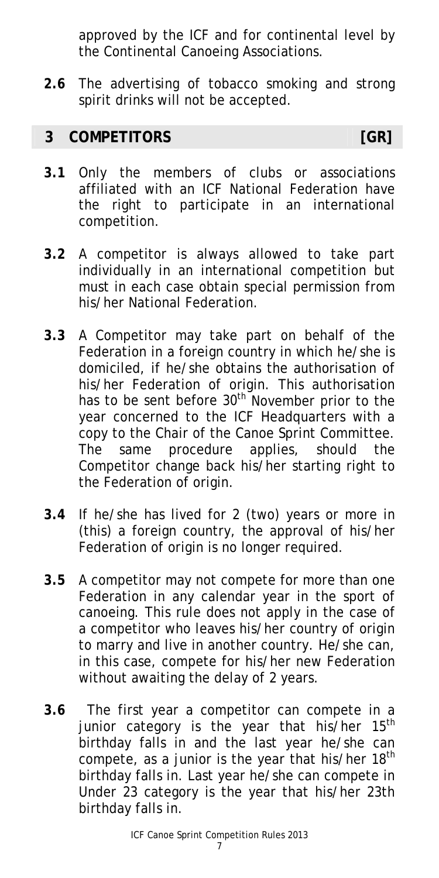approved by the ICF and for continental level by the Continental Canoeing Associations.

**2.6** The advertising of tobacco smoking and strong spirit drinks will not be accepted.

## 3 COMPETITORS [GR]

**3.1** Only the members of clubs or associations affiliated with an ICF National Federation have the right to participate in an international competition.

**3.2** A competitor is always allowed to take part individually in an international competition but must in each case obtain special permission from his/her National Federation.

**3.3** A Competitor may take part on behalf of the Federation in a foreign country in which he/she is domiciled, if he/she obtains the authorisation of his/her Federation of origin. This authorisation has to be sent before 30th November prior to the year concerned to the ICF Headquarters with a copy to the Chair of the Canoe Sprint Committee. The same procedure applies, should the Competitor change back his/her starting right to the Federation of origin.

**3.4** If he/she has lived for 2 (two) years or more in (this) a foreign country, the approval of his/her Federation of origin is no longer required.

**3.5** A competitor may not compete for more than one Federation in any calendar year in the sport of canoeing. This rule does not apply in the case of a competitor who leaves his/her country of origin to marry and live in another country. He/she can, in this case, compete for his/her new Federation without awaiting the delay of 2 years.

**3.6** The first year a competitor can compete in a junior category is the year that his/her 15th birthday falls in and the last year he/she can compete, as a junior is the year that his/her 18th birthday falls in. Last year he/she can compete in Under 23 category is the year that his/her 23th birthday falls in.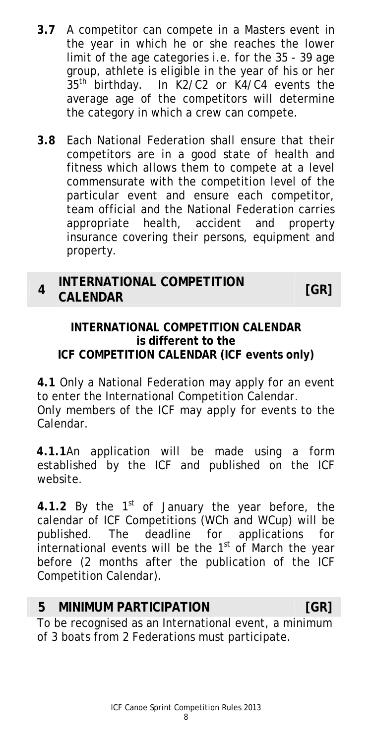**3.7** A competitor can compete in a Masters event in the year in which he or she reaches the lower limit of the age categories i.e. for the 35 - 39 age group, athlete is eligible in the year of his or her 35th birthday. In K2/C2 or K4/C4 events the average age of the competitors will determine the category in which a crew can compete.

**3.8** Each National Federation shall ensure that their competitors are in a good state of health and fitness which allows them to compete at a level commensurate with the competition level of the particular event and ensure each competitor, team official and the National Federation carries appropriate health, accident and property insurance covering their persons, equipment and property.

## 4 INTERNATIONAL COMPETITION CALENDAR [GR]

**INTERNATIONAL COMPETITION CALENDAR is different to the ICF COMPETITION CALENDAR (ICF events only)**

**4.1** Only a National Federation may apply for an event to enter the International Competition Calendar. Only members of the ICF may apply for events to the Calendar.

**4.1.1** An application will be made using a form established by the ICF and published on the ICF website.

**4.1.2** By the 1st of January the year before, the calendar of ICF Competitions (WCh and WCup) will be published. The deadline for applications for international events will be the 1st of March the year before (2 months after the publication of the ICF Competition Calendar).

## 5 MINIMUM PARTICIPATION [GR]

To be recognised as an International event, a minimum of 3 boats from 2 Federations must participate.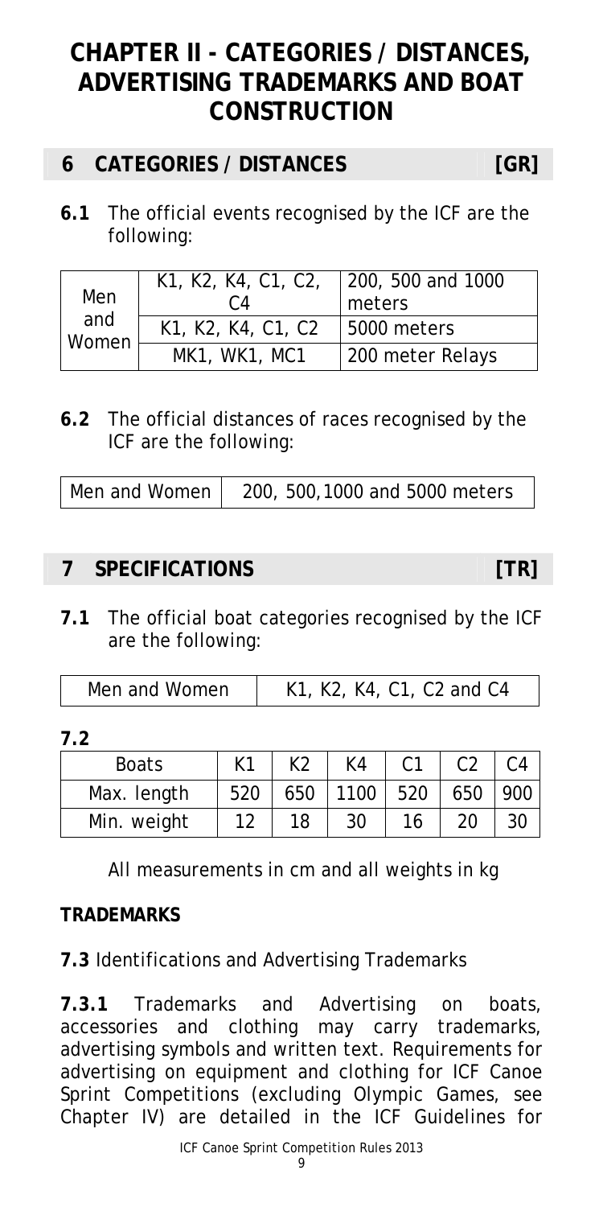# CHAPTER II - CATEGORIES / DISTANCES, ADVERTISING TRADEMARKS AND BOAT CONSTRUCTION

## 6 CATEGORIES / DISTANCES [GR]

**6.1** The official events recognised by the ICF are the following:

| | | |
|---|---|---|
| Men and Women | K1, K2, K4, C1, C2, C4 | 200, 500 and 1000 meters |
| | K1, K2, K4, C1, C2 | 5000 meters |
| | MK1, WK1, MC1 | 200 meter Relays |

**6.2** The official distances of races recognised by the ICF are the following:

| | |
|---|---|
| Men and Women | 200, 500,1000 and 5000 meters |

## 7 SPECIFICATIONS [TR]

**7.1** The official boat categories recognised by the ICF are the following:

| | |
|---|---|
| Men and Women | K1, K2, K4, C1, C2 and C4 |

**7.2**

| Boats | K1 | K2 | K4 | C1 | C2 | C4 |
|---|---|---|---|---|---|---|
| Max. length | 520 | 650 | 1100 | 520 | 650 | 900 |
| Min. weight | 12 | 18 | 30 | 16 | 20 | 30 |

All measurements in cm and all weights in kg

**TRADEMARKS**

**7.3** Identifications and Advertising Trademarks

**7.3.1** Trademarks and Advertising on boats, accessories and clothing may carry trademarks, advertising symbols and written text. Requirements for advertising on equipment and clothing for ICF Canoe Sprint Competitions (excluding Olympic Games, see Chapter IV) are detailed in the ICF Guidelines for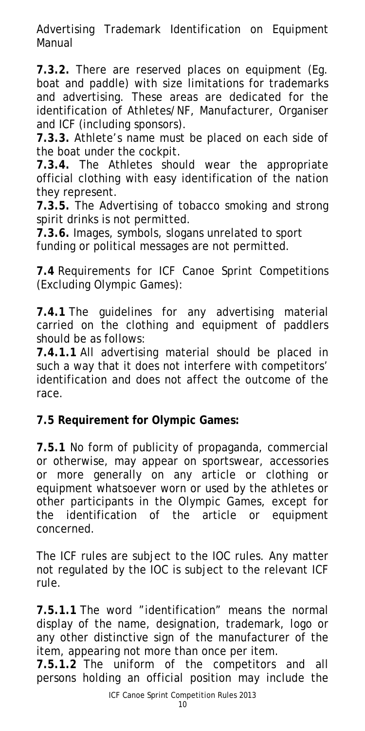Advertising Trademark Identification on Equipment Manual

**7.3.2.** There are reserved places on equipment (Eg. boat and paddle) with size limitations for trademarks and advertising. These areas are dedicated for the identification of Athletes/NF, Manufacturer, Organiser and ICF (including sponsors).

**7.3.3.** Athlete's name must be placed on each side of the boat under the cockpit.

**7.3.4.** The Athletes should wear the appropriate official clothing with easy identification of the nation they represent.

**7.3.5.** The Advertising of tobacco smoking and strong spirit drinks is not permitted.

**7.3.6.** Images, symbols, slogans unrelated to sport funding or political messages are not permitted.

**7.4** Requirements for ICF Canoe Sprint Competitions (Excluding Olympic Games):

**7.4.1** The guidelines for any advertising material carried on the clothing and equipment of paddlers should be as follows:

**7.4.1.1** All advertising material should be placed in such a way that it does not interfere with competitors' identification and does not affect the outcome of the race.

**7.5 Requirement for Olympic Games:**

**7.5.1** No form of publicity of propaganda, commercial or otherwise, may appear on sportswear, accessories or more generally on any article or clothing or equipment whatsoever worn or used by the athletes or other participants in the Olympic Games, except for the identification of the article or equipment concerned.

The ICF rules are subject to the IOC rules. Any matter not regulated by the IOC is subject to the relevant ICF rule.

**7.5.1.1** The word "identification" means the normal display of the name, designation, trademark, logo or any other distinctive sign of the manufacturer of the item, appearing not more than once per item.

**7.5.1.2** The uniform of the competitors and all persons holding an official position may include the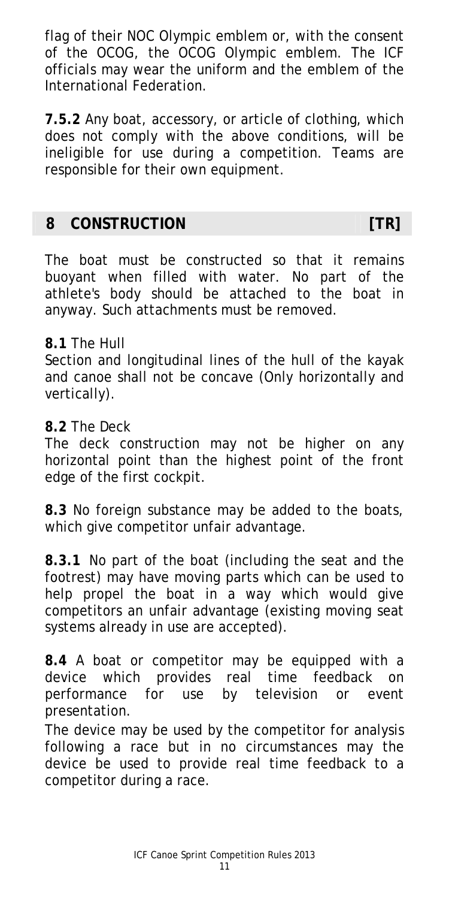flag of their NOC Olympic emblem or, with the consent of the OCOG, the OCOG Olympic emblem. The ICF officials may wear the uniform and the emblem of the International Federation.

**7.5.2** Any boat, accessory, or article of clothing, which does not comply with the above conditions, will be ineligible for use during a competition. Teams are responsible for their own equipment.

## 8 CONSTRUCTION [TR]

The boat must be constructed so that it remains buoyant when filled with water. No part of the athlete's body should be attached to the boat in anyway. Such attachments must be removed.

**8.1** The Hull
Section and longitudinal lines of the hull of the kayak and canoe shall not be concave (Only horizontally and vertically).

**8.2** The Deck
The deck construction may not be higher on any horizontal point than the highest point of the front edge of the first cockpit.

**8.3** No foreign substance may be added to the boats, which give competitor unfair advantage.

**8.3.1** No part of the boat (including the seat and the footrest) may have moving parts which can be used to help propel the boat in a way which would give competitors an unfair advantage (existing moving seat systems already in use are accepted).

**8.4** A boat or competitor may be equipped with a device which provides real time feedback on performance for use by television or event presentation.
The device may be used by the competitor for analysis following a race but in no circumstances may the device be used to provide real time feedback to a competitor during a race.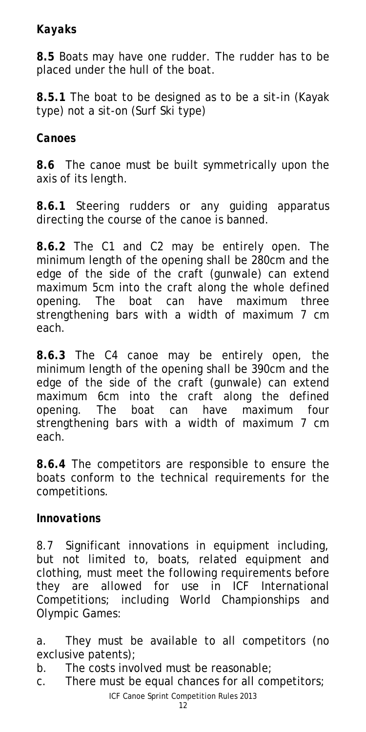### *Kayaks*

**8.5** Boats may have one rudder. The rudder has to be placed under the hull of the boat.

**8.5.1** The boat to be designed as to be a sit-in (Kayak type) not a sit-on (Surf Ski type)

### *Canoes*

**8.6** The canoe must be built symmetrically upon the axis of its length.

**8.6.1** Steering rudders or any guiding apparatus directing the course of the canoe is banned.

**8.6.2** The C1 and C2 may be entirely open. The minimum length of the opening shall be 280cm and the edge of the side of the craft (gunwale) can extend maximum 5cm into the craft along the whole defined opening. The boat can have maximum three strengthening bars with a width of maximum 7 cm each.

**8.6.3** The C4 canoe may be entirely open, the minimum length of the opening shall be 390cm and the edge of the side of the craft (gunwale) can extend maximum 6cm into the craft along the defined opening. The boat can have maximum four strengthening bars with a width of maximum 7 cm each.

**8.6.4** The competitors are responsible to ensure the boats conform to the technical requirements for the competitions.

### *Innovations*

8.7 Significant innovations in equipment including, but not limited to, boats, related equipment and clothing, must meet the following requirements before they are allowed for use in ICF International Competitions; including World Championships and Olympic Games:

a. They must be available to all competitors (no exclusive patents);
b. The costs involved must be reasonable;
c. There must be equal chances for all competitors;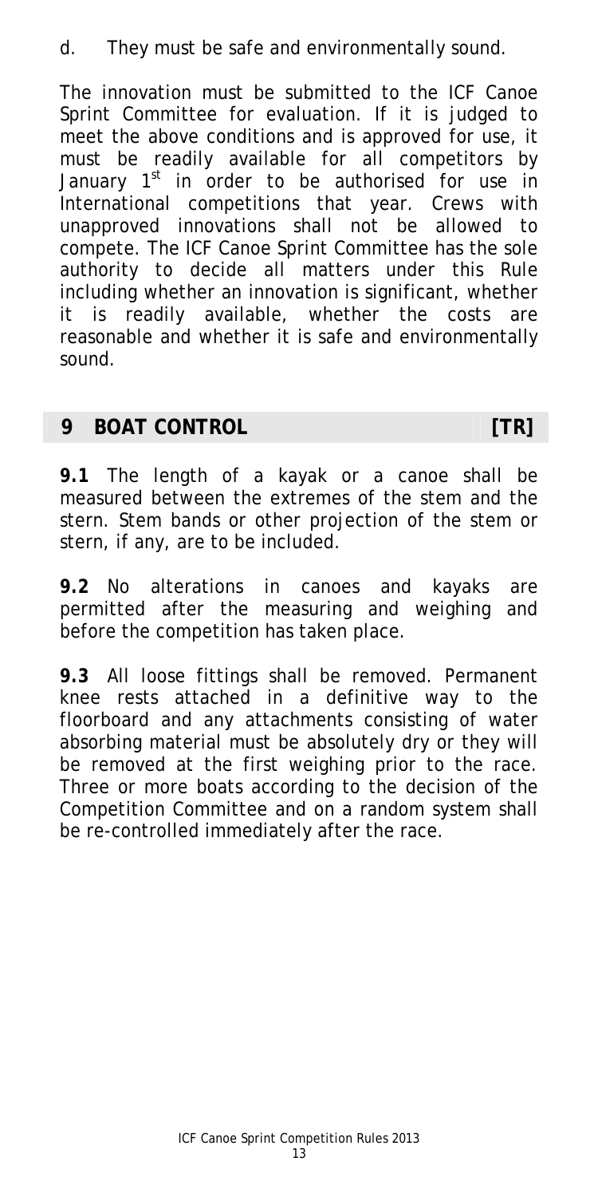d. They must be safe and environmentally sound.

The innovation must be submitted to the ICF Canoe Sprint Committee for evaluation. If it is judged to meet the above conditions and is approved for use, it must be readily available for all competitors by January 1st in order to be authorised for use in International competitions that year. Crews with unapproved innovations shall not be allowed to compete. The ICF Canoe Sprint Committee has the sole authority to decide all matters under this Rule including whether an innovation is significant, whether it is readily available, whether the costs are reasonable and whether it is safe and environmentally sound.

## 9 BOAT CONTROL [TR]

**9.1** The length of a kayak or a canoe shall be measured between the extremes of the stem and the stern. Stem bands or other projection of the stem or stern, if any, are to be included.

**9.2** No alterations in canoes and kayaks are permitted after the measuring and weighing and before the competition has taken place.

**9.3** All loose fittings shall be removed. Permanent knee rests attached in a definitive way to the floorboard and any attachments consisting of water absorbing material must be absolutely dry or they will be removed at the first weighing prior to the race. Three or more boats according to the decision of the Competition Committee and on a random system shall be re-controlled immediately after the race.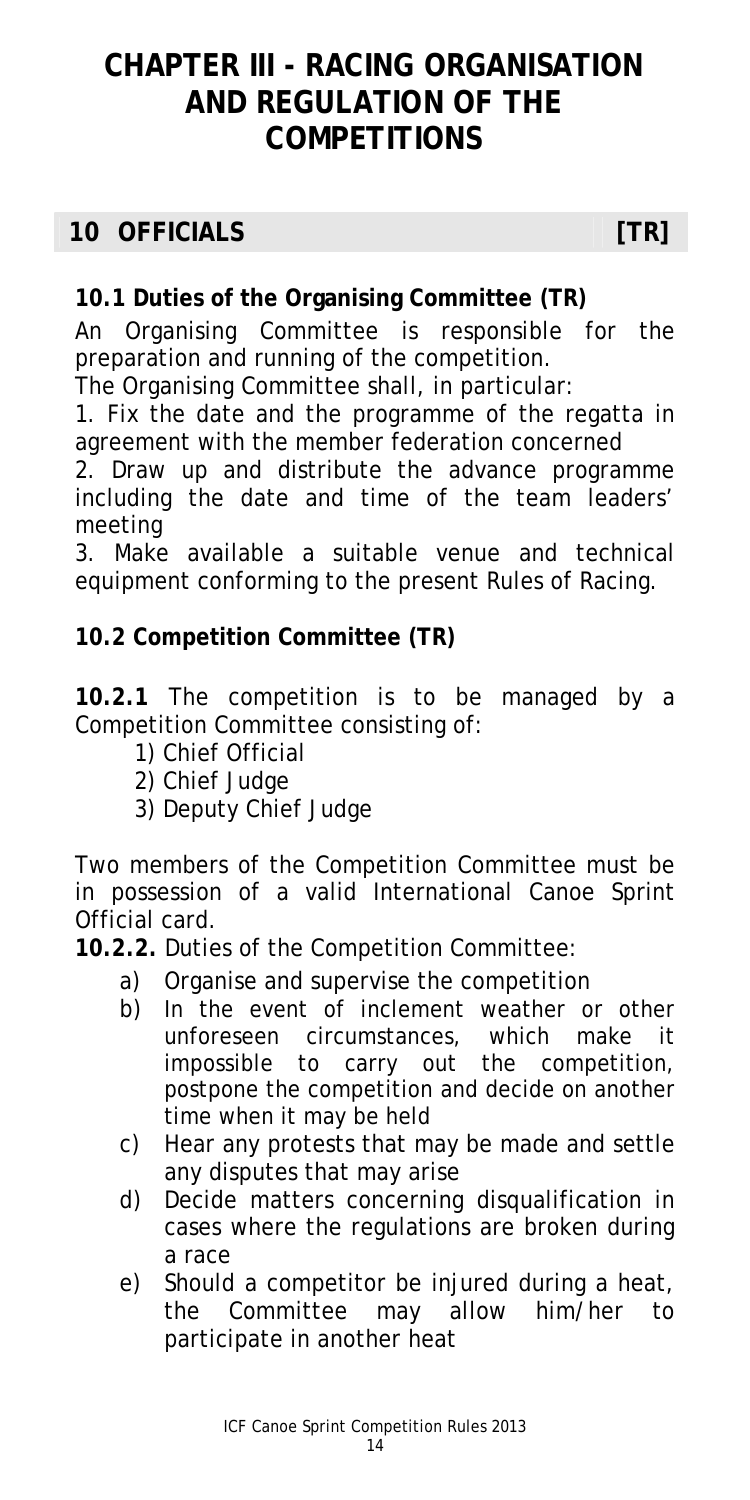# CHAPTER III - RACING ORGANISATION AND REGULATION OF THE COMPETITIONS

## 10 OFFICIALS [TR]

### 10.1 Duties of the Organising Committee (TR)

An Organising Committee is responsible for the preparation and running of the competition.

The Organising Committee shall, in particular:

1. Fix the date and the programme of the regatta in agreement with the member federation concerned
2. Draw up and distribute the advance programme including the date and time of the team leaders' meeting
3. Make available a suitable venue and technical equipment conforming to the present Rules of Racing.

### 10.2 Competition Committee (TR)

**10.2.1** The competition is to be managed by a Competition Committee consisting of:

1) Chief Official
2) Chief Judge
3) Deputy Chief Judge

Two members of the Competition Committee must be in possession of a valid International Canoe Sprint Official card.

**10.2.2.** Duties of the Competition Committee:

a) Organise and supervise the competition
b) In the event of inclement weather or other unforeseen circumstances, which make it impossible to carry out the competition, postpone the competition and decide on another time when it may be held
c) Hear any protests that may be made and settle any disputes that may arise
d) Decide matters concerning disqualification in cases where the regulations are broken during a race
e) Should a competitor be injured during a heat, the Committee may allow him/her to participate in another heat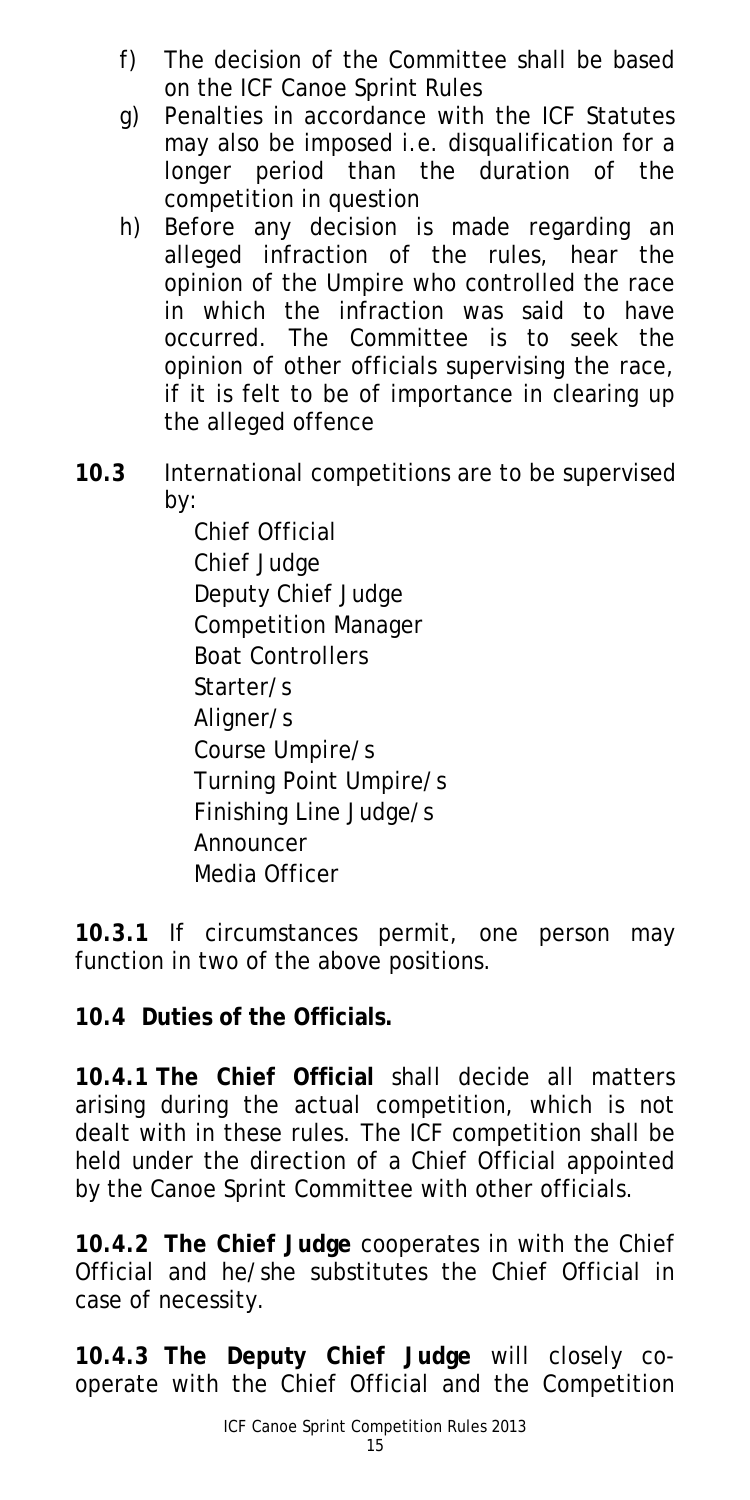f) The decision of the Committee shall be based on the ICF Canoe Sprint Rules
g) Penalties in accordance with the ICF Statutes may also be imposed i.e. disqualification for a longer period than the duration of the competition in question
h) Before any decision is made regarding an alleged infraction of the rules, hear the opinion of the Umpire who controlled the race in which the infraction was said to have occurred. The Committee is to seek the opinion of other officials supervising the race, if it is felt to be of importance in clearing up the alleged offence

**10.3** International competitions are to be supervised by:

Chief Official
Chief Judge
Deputy Chief Judge
Competition Manager
Boat Controllers
Starter/s
Aligner/s
Course Umpire/s
Turning Point Umpire/s
Finishing Line Judge/s
Announcer
Media Officer

**10.3.1** If circumstances permit, one person may function in two of the above positions.

**10.4 Duties of the Officials.**

**10.4.1 The Chief Official** shall decide all matters arising during the actual competition, which is not dealt with in these rules. The ICF competition shall be held under the direction of a Chief Official appointed by the Canoe Sprint Committee with other officials.

**10.4.2 The Chief Judge** cooperates in with the Chief Official and he/she substitutes the Chief Official in case of necessity.

**10.4.3 The Deputy Chief Judge** will closely co-operate with the Chief Official and the Competition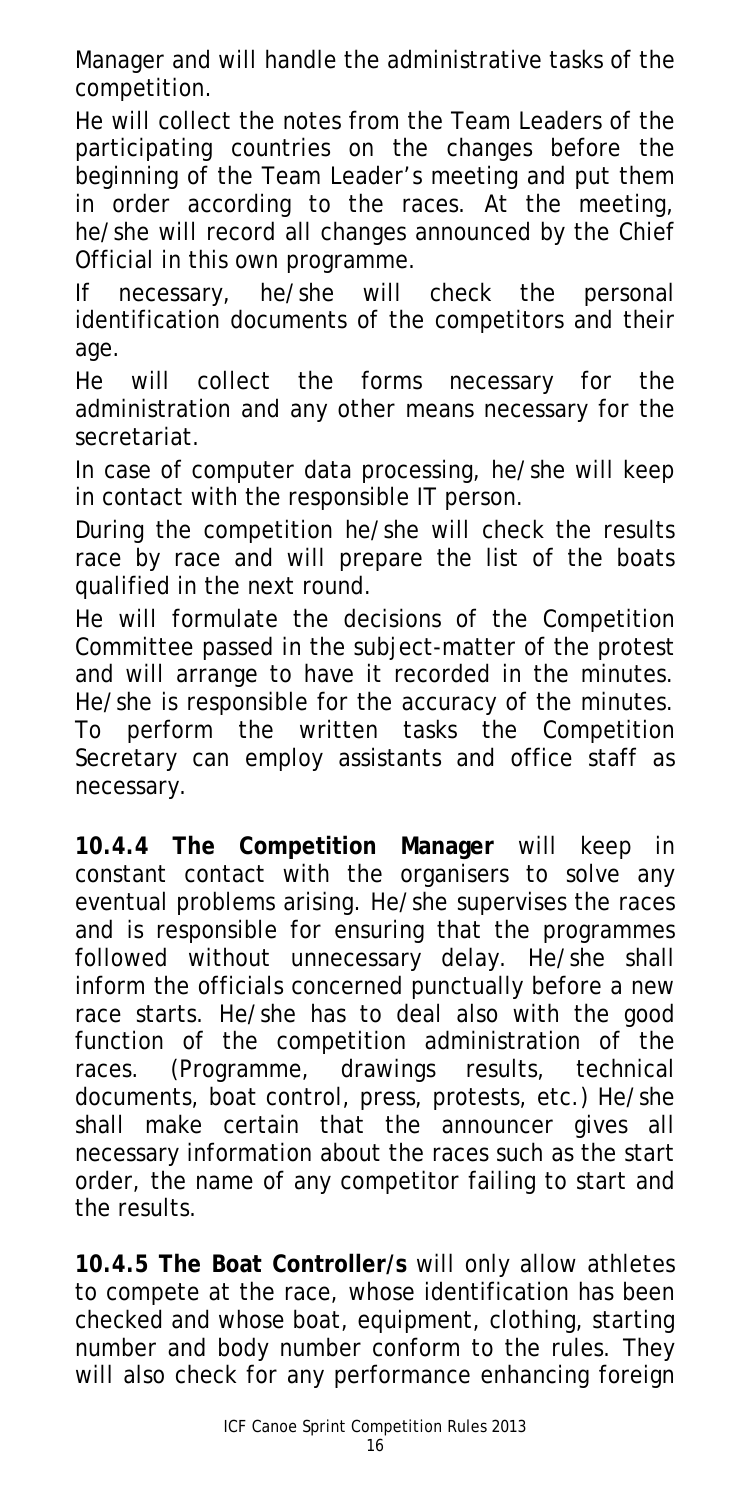Manager and will handle the administrative tasks of the competition.

He will collect the notes from the Team Leaders of the participating countries on the changes before the beginning of the Team Leader's meeting and put them in order according to the races. At the meeting, he/she will record all changes announced by the Chief Official in this own programme.

If necessary, he/she will check the personal identification documents of the competitors and their age.

He will collect the forms necessary for the administration and any other means necessary for the secretariat.

In case of computer data processing, he/she will keep in contact with the responsible IT person.

During the competition he/she will check the results race by race and will prepare the list of the boats qualified in the next round.

He will formulate the decisions of the Competition Committee passed in the subject-matter of the protest and will arrange to have it recorded in the minutes. He/she is responsible for the accuracy of the minutes. To perform the written tasks the Competition Secretary can employ assistants and office staff as necessary.

**10.4.4 The Competition Manager** will keep in constant contact with the organisers to solve any eventual problems arising. He/she supervises the races and is responsible for ensuring that the programmes followed without unnecessary delay. He/she shall inform the officials concerned punctually before a new race starts. He/she has to deal also with the good function of the competition administration of the races. (Programme, drawings results, technical documents, boat control, press, protests, etc.) He/she shall make certain that the announcer gives all necessary information about the races such as the start order, the name of any competitor failing to start and the results.

**10.4.5 The Boat Controller/s** will only allow athletes to compete at the race, whose identification has been checked and whose boat, equipment, clothing, starting number and body number conform to the rules. They will also check for any performance enhancing foreign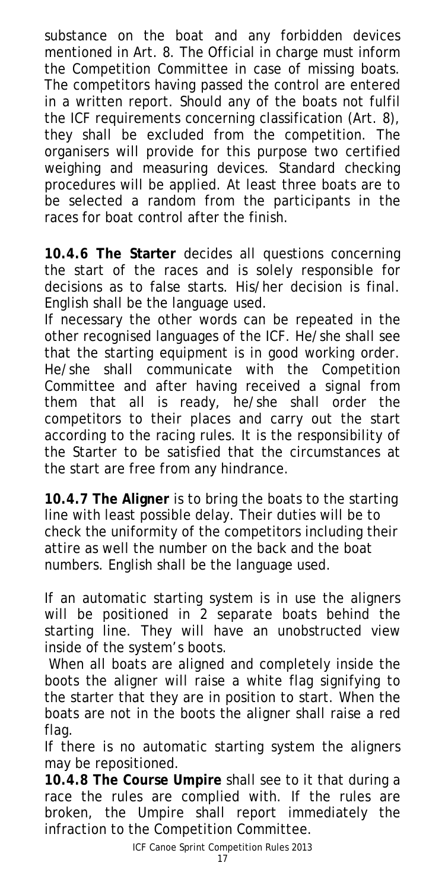substance on the boat and any forbidden devices mentioned in Art. 8. The Official in charge must inform the Competition Committee in case of missing boats. The competitors having passed the control are entered in a written report. Should any of the boats not fulfil the ICF requirements concerning classification (Art. 8), they shall be excluded from the competition. The organisers will provide for this purpose two certified weighing and measuring devices. Standard checking procedures will be applied. At least three boats are to be selected a random from the participants in the races for boat control after the finish.

**10.4.6 The Starter** decides all questions concerning the start of the races and is solely responsible for decisions as to false starts. His/her decision is final. English shall be the language used.

If necessary the other words can be repeated in the other recognised languages of the ICF. He/she shall see that the starting equipment is in good working order. He/she shall communicate with the Competition Committee and after having received a signal from them that all is ready, he/she shall order the competitors to their places and carry out the start according to the racing rules. It is the responsibility of the Starter to be satisfied that the circumstances at the start are free from any hindrance.

**10.4.7 The Aligner** is to bring the boats to the starting line with least possible delay. Their duties will be to check the uniformity of the competitors including their attire as well the number on the back and the boat numbers. English shall be the language used.

If an automatic starting system is in use the aligners will be positioned in 2 separate boats behind the starting line. They will have an unobstructed view inside of the system's boots.

When all boats are aligned and completely inside the boots the aligner will raise a white flag signifying to the starter that they are in position to start. When the boats are not in the boots the aligner shall raise a red flag.

If there is no automatic starting system the aligners may be repositioned.

**10.4.8 The Course Umpire** shall see to it that during a race the rules are complied with. If the rules are broken, the Umpire shall report immediately the infraction to the Competition Committee.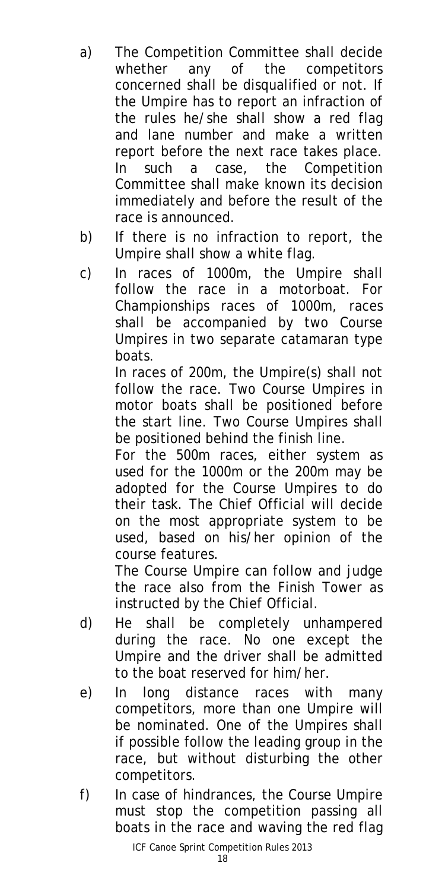a) The Competition Committee shall decide whether any of the competitors concerned shall be disqualified or not. If the Umpire has to report an infraction of the rules he/she shall show a red flag and lane number and make a written report before the next race takes place. In such a case, the Competition Committee shall make known its decision immediately and before the result of the race is announced.

b) If there is no infraction to report, the Umpire shall show a white flag.

c) In races of 1000m, the Umpire shall follow the race in a motorboat. For Championships races of 1000m, races shall be accompanied by two Course Umpires in two separate catamaran type boats.

   In races of 200m, the Umpire(s) shall not follow the race. Two Course Umpires in motor boats shall be positioned before the start line. Two Course Umpires shall be positioned behind the finish line.

   For the 500m races, either system as used for the 1000m or the 200m may be adopted for the Course Umpires to do their task. The Chief Official will decide on the most appropriate system to be used, based on his/her opinion of the course features.

   The Course Umpire can follow and judge the race also from the Finish Tower as instructed by the Chief Official.

d) He shall be completely unhampered during the race. No one except the Umpire and the driver shall be admitted to the boat reserved for him/her.

e) In long distance races with many competitors, more than one Umpire will be nominated. One of the Umpires shall if possible follow the leading group in the race, but without disturbing the other competitors.

f) In case of hindrances, the Course Umpire must stop the competition passing all boats in the race and waving the red flag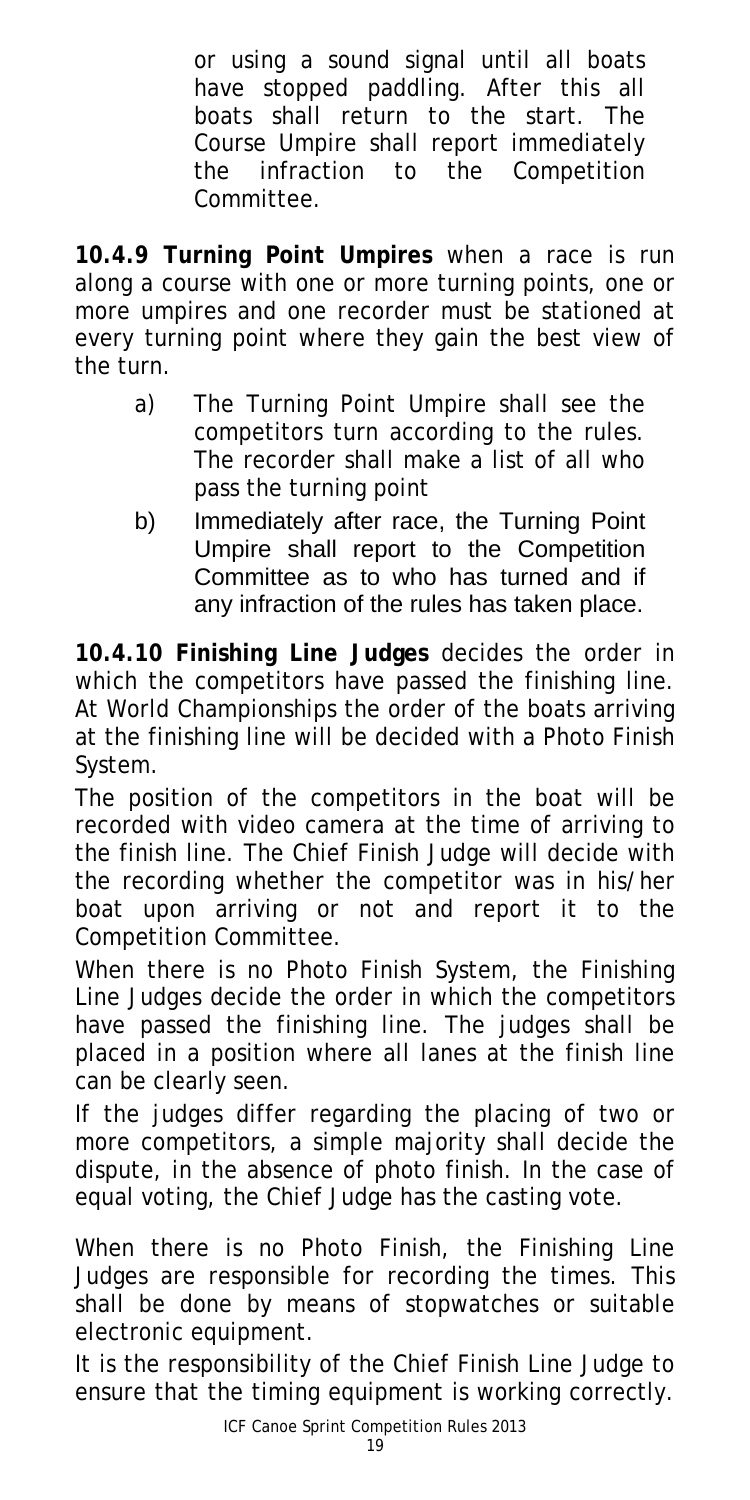or using a sound signal until all boats have stopped paddling. After this all boats shall return to the start. The Course Umpire shall report immediately the infraction to the Competition Committee.

**10.4.9 Turning Point Umpires** when a race is run along a course with one or more turning points, one or more umpires and one recorder must be stationed at every turning point where they gain the best view of the turn.

a) The Turning Point Umpire shall see the competitors turn according to the rules. The recorder shall make a list of all who pass the turning point

b) Immediately after race, the Turning Point Umpire shall report to the Competition Committee as to who has turned and if any infraction of the rules has taken place.

**10.4.10 Finishing Line Judges** decides the order in which the competitors have passed the finishing line. At World Championships the order of the boats arriving at the finishing line will be decided with a Photo Finish System.

The position of the competitors in the boat will be recorded with video camera at the time of arriving to the finish line. The Chief Finish Judge will decide with the recording whether the competitor was in his/her boat upon arriving or not and report it to the Competition Committee.

When there is no Photo Finish System, the Finishing Line Judges decide the order in which the competitors have passed the finishing line. The judges shall be placed in a position where all lanes at the finish line can be clearly seen.

If the judges differ regarding the placing of two or more competitors, a simple majority shall decide the dispute, in the absence of photo finish. In the case of equal voting, the Chief Judge has the casting vote.

When there is no Photo Finish, the Finishing Line Judges are responsible for recording the times. This shall be done by means of stopwatches or suitable electronic equipment.

It is the responsibility of the Chief Finish Line Judge to ensure that the timing equipment is working correctly.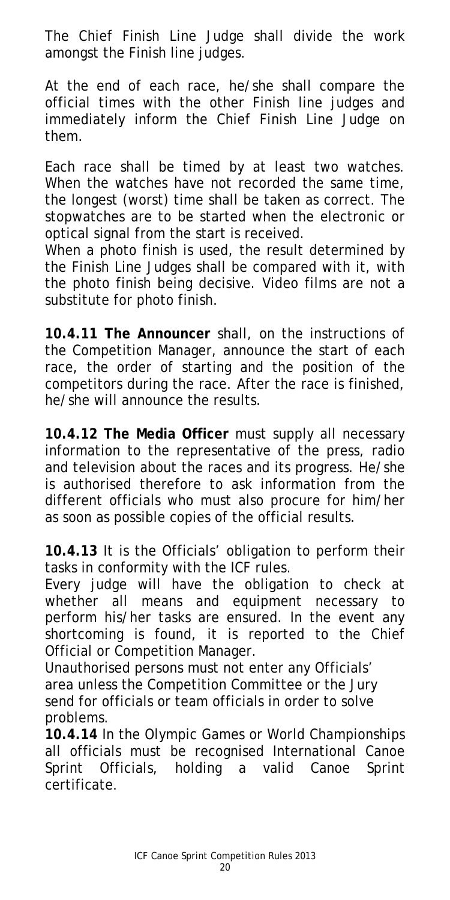The Chief Finish Line Judge shall divide the work amongst the Finish line judges.

At the end of each race, he/she shall compare the official times with the other Finish line judges and immediately inform the Chief Finish Line Judge on them.

Each race shall be timed by at least two watches. When the watches have not recorded the same time, the longest (worst) time shall be taken as correct. The stopwatches are to be started when the electronic or optical signal from the start is received.
When a photo finish is used, the result determined by the Finish Line Judges shall be compared with it, with the photo finish being decisive. Video films are not a substitute for photo finish.

**10.4.11 The Announcer** shall, on the instructions of the Competition Manager, announce the start of each race, the order of starting and the position of the competitors during the race. After the race is finished, he/she will announce the results.

**10.4.12 The Media Officer** must supply all necessary information to the representative of the press, radio and television about the races and its progress. He/she is authorised therefore to ask information from the different officials who must also procure for him/her as soon as possible copies of the official results.

**10.4.13** It is the Officials' obligation to perform their tasks in conformity with the ICF rules.
Every judge will have the obligation to check at whether all means and equipment necessary to perform his/her tasks are ensured. In the event any shortcoming is found, it is reported to the Chief Official or Competition Manager.
Unauthorised persons must not enter any Officials' area unless the Competition Committee or the Jury send for officials or team officials in order to solve problems.
**10.4.14** In the Olympic Games or World Championships all officials must be recognised International Canoe Sprint Officials, holding a valid Canoe Sprint certificate.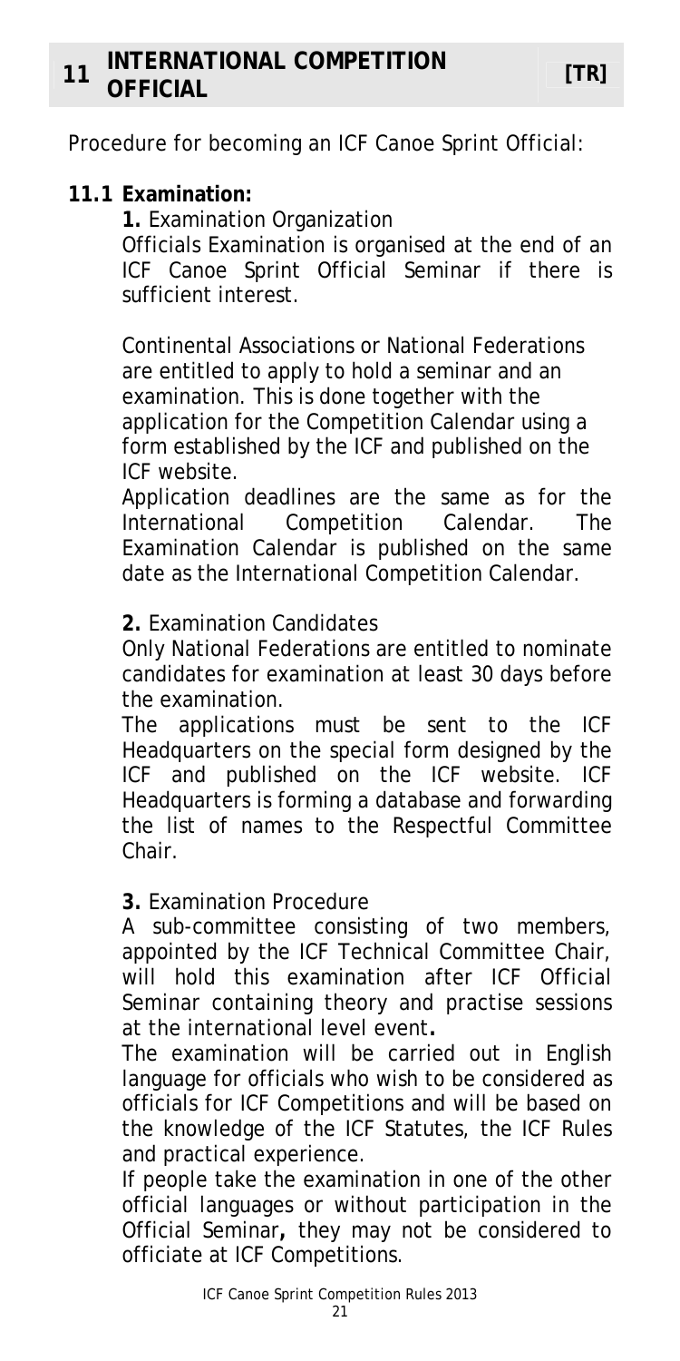## 11 INTERNATIONAL COMPETITION OFFICIAL [TR]

Procedure for becoming an ICF Canoe Sprint Official:

### 11.1 Examination:

**1.** Examination Organization

Officials Examination is organised at the end of an ICF Canoe Sprint Official Seminar if there is sufficient interest.

Continental Associations or National Federations are entitled to apply to hold a seminar and an examination. This is done together with the application for the Competition Calendar using a form established by the ICF and published on the ICF website.

Application deadlines are the same as for the International Competition Calendar. The Examination Calendar is published on the same date as the International Competition Calendar.

**2.** Examination Candidates

Only National Federations are entitled to nominate candidates for examination at least 30 days before the examination.

The applications must be sent to the ICF Headquarters on the special form designed by the ICF and published on the ICF website. ICF Headquarters is forming a database and forwarding the list of names to the Respectful Committee Chair.

**3.** Examination Procedure

A sub-committee consisting of two members, appointed by the ICF Technical Committee Chair, will hold this examination after ICF Official Seminar containing theory and practise sessions at the international level event**.**

The examination will be carried out in English language for officials who wish to be considered as officials for ICF Competitions and will be based on the knowledge of the ICF Statutes, the ICF Rules and practical experience.

If people take the examination in one of the other official languages or without participation in the Official Seminar**,** they may not be considered to officiate at ICF Competitions.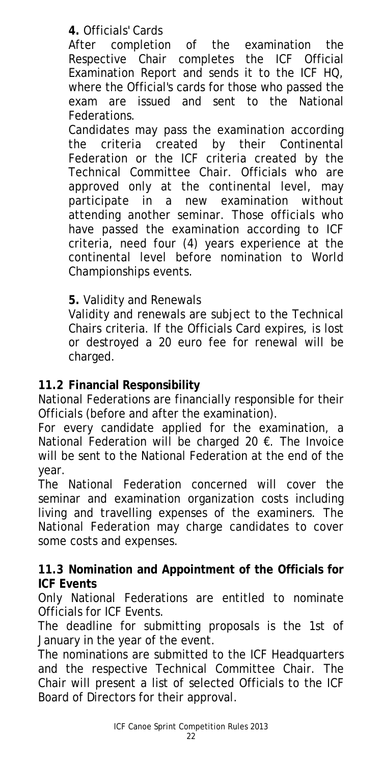**4.** Officials' Cards

After completion of the examination the Respective Chair completes the ICF Official Examination Report and sends it to the ICF HQ, where the Official's cards for those who passed the exam are issued and sent to the National Federations.

Candidates may pass the examination according the criteria created by their Continental Federation or the ICF criteria created by the Technical Committee Chair. Officials who are approved only at the continental level, may participate in a new examination without attending another seminar. Those officials who have passed the examination according to ICF criteria, need four (4) years experience at the continental level before nomination to World Championships events.

**5.** Validity and Renewals

Validity and renewals are subject to the Technical Chairs criteria. If the Officials Card expires, is lost or destroyed a 20 euro fee for renewal will be charged.

## 11.2 Financial Responsibility

National Federations are financially responsible for their Officials (before and after the examination).

For every candidate applied for the examination, a National Federation will be charged 20 €. The Invoice will be sent to the National Federation at the end of the year.

The National Federation concerned will cover the seminar and examination organization costs including living and travelling expenses of the examiners. The National Federation may charge candidates to cover some costs and expenses.

## 11.3 Nomination and Appointment of the Officials for ICF Events

Only National Federations are entitled to nominate Officials for ICF Events.

The deadline for submitting proposals is the 1st of January in the year of the event.

The nominations are submitted to the ICF Headquarters and the respective Technical Committee Chair. The Chair will present a list of selected Officials to the ICF Board of Directors for their approval.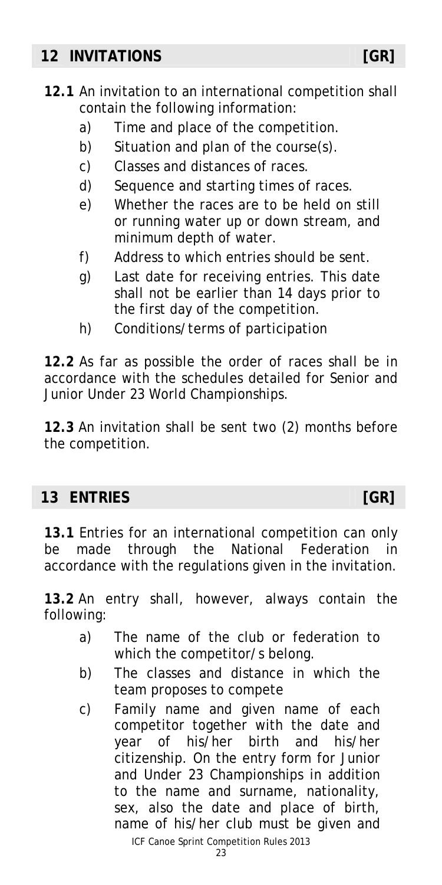## 12 INVITATIONS [GR]

**12.1** An invitation to an international competition shall contain the following information:

a) Time and place of the competition.
b) Situation and plan of the course(s).
c) Classes and distances of races.
d) Sequence and starting times of races.
e) Whether the races are to be held on still or running water up or down stream, and minimum depth of water.
f) Address to which entries should be sent.
g) Last date for receiving entries. This date shall not be earlier than 14 days prior to the first day of the competition.
h) Conditions/terms of participation

**12.2** As far as possible the order of races shall be in accordance with the schedules detailed for Senior and Junior Under 23 World Championships.

**12.3** An invitation shall be sent two (2) months before the competition.

## 13 ENTRIES [GR]

**13.1** Entries for an international competition can only be made through the National Federation in accordance with the regulations given in the invitation.

**13.2** An entry shall, however, always contain the following:

a) The name of the club or federation to which the competitor/s belong.
b) The classes and distance in which the team proposes to compete
c) Family name and given name of each competitor together with the date and year of his/her birth and his/her citizenship. On the entry form for Junior and Under 23 Championships in addition to the name and surname, nationality, sex, also the date and place of birth, name of his/her club must be given and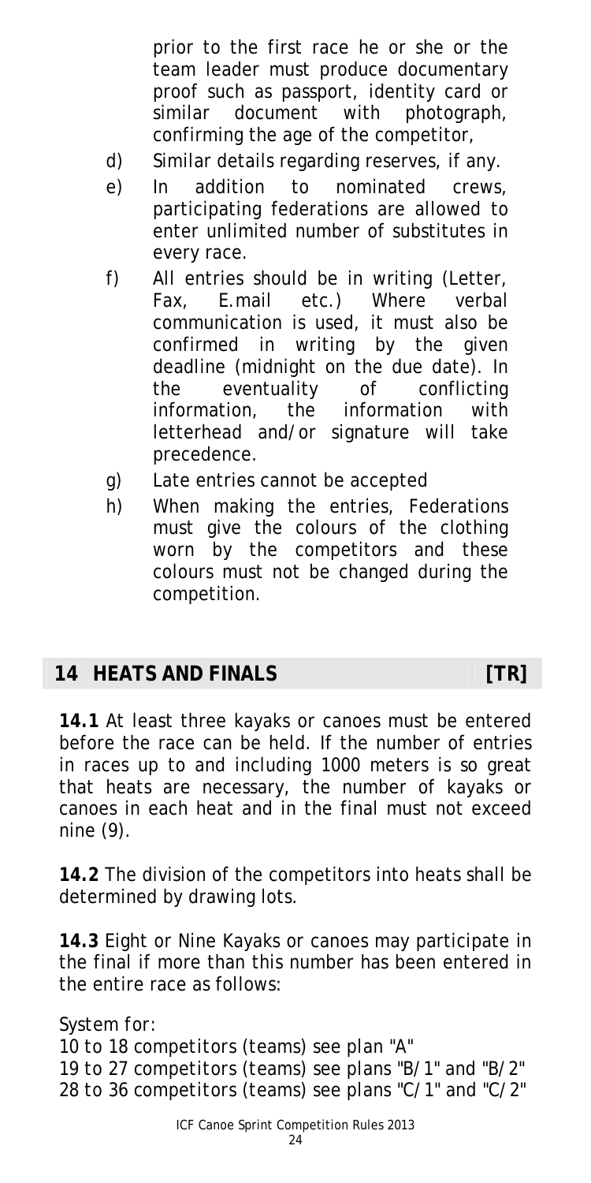prior to the first race he or she or the team leader must produce documentary proof such as passport, identity card or similar document with photograph, confirming the age of the competitor,

d) Similar details regarding reserves, if any.

e) In addition to nominated crews, participating federations are allowed to enter unlimited number of substitutes in every race.

f) All entries should be in writing (Letter, Fax, E.mail etc.) Where verbal communication is used, it must also be confirmed in writing by the given deadline (midnight on the due date). In the eventuality of conflicting information, the information with letterhead and/or signature will take precedence.

g) Late entries cannot be accepted

h) When making the entries, Federations must give the colours of the clothing worn by the competitors and these colours must not be changed during the competition.

## 14 HEATS AND FINALS [TR]

**14.1** At least three kayaks or canoes must be entered before the race can be held. If the number of entries in races up to and including 1000 meters is so great that heats are necessary, the number of kayaks or canoes in each heat and in the final must not exceed nine (9).

**14.2** The division of the competitors into heats shall be determined by drawing lots.

**14.3** Eight or Nine Kayaks or canoes may participate in the final if more than this number has been entered in the entire race as follows:

*System for:*
*10 to 18 competitors (teams) see plan "A"*
*19 to 27 competitors (teams) see plans "B/1" and "B/2"*
*28 to 36 competitors (teams) see plans "C/1" and "C/2"*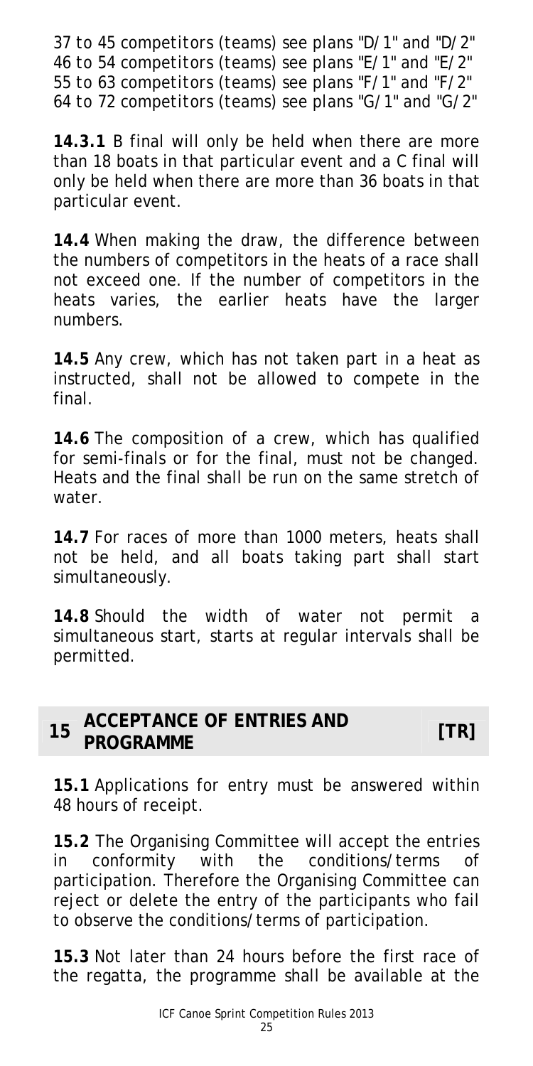37 to 45 competitors (teams) see plans "D/1" and "D/2"
46 to 54 competitors (teams) see plans "E/1" and "E/2"
55 to 63 competitors (teams) see plans "F/1" and "F/2"
64 to 72 competitors (teams) see plans "G/1" and "G/2"

**14.3.1** B final will only be held when there are more than 18 boats in that particular event and a C final will only be held when there are more than 36 boats in that particular event.

**14.4** When making the draw, the difference between the numbers of competitors in the heats of a race shall not exceed one. If the number of competitors in the heats varies, the earlier heats have the larger numbers.

**14.5** Any crew, which has not taken part in a heat as instructed, shall not be allowed to compete in the final.

**14.6** The composition of a crew, which has qualified for semi-finals or for the final, must not be changed. Heats and the final shall be run on the same stretch of water.

**14.7** For races of more than 1000 meters, heats shall not be held, and all boats taking part shall start simultaneously.

**14.8** Should the width of water not permit a simultaneous start, starts at regular intervals shall be permitted.

## 15 ACCEPTANCE OF ENTRIES AND PROGRAMME [TR]

**15.1** Applications for entry must be answered within 48 hours of receipt.

**15.2** The Organising Committee will accept the entries in conformity with the conditions/terms of participation. Therefore the Organising Committee can reject or delete the entry of the participants who fail to observe the conditions/terms of participation.

**15.3** Not later than 24 hours before the first race of the regatta, the programme shall be available at the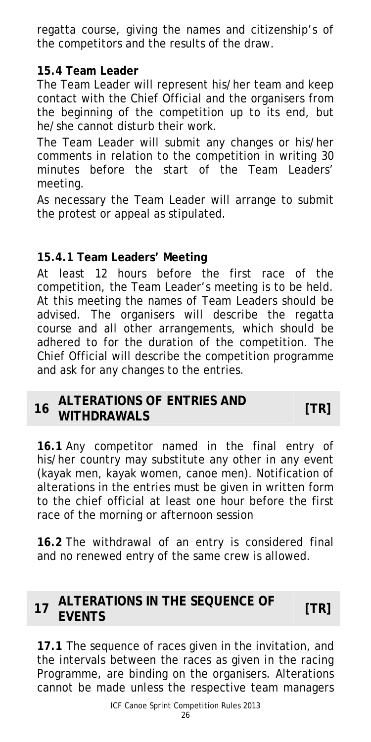regatta course, giving the names and citizenship's of the competitors and the results of the draw.

### 15.4 Team Leader

The Team Leader will represent his/her team and keep contact with the Chief Official and the organisers from the beginning of the competition up to its end, but he/she cannot disturb their work.

The Team Leader will submit any changes or his/her comments in relation to the competition in writing 30 minutes before the start of the Team Leaders' meeting.

As necessary the Team Leader will arrange to submit the protest or appeal as stipulated.

#### 15.4.1 Team Leaders' Meeting

At least 12 hours before the first race of the competition, the Team Leader's meeting is to be held. At this meeting the names of Team Leaders should be advised. The organisers will describe the regatta course and all other arrangements, which should be adhered to for the duration of the competition. The Chief Official will describe the competition programme and ask for any changes to the entries.

## 16 ALTERATIONS OF ENTRIES AND WITHDRAWALS [TR]

**16.1** Any competitor named in the final entry of his/her country may substitute any other in any event (kayak men, kayak women, canoe men). Notification of alterations in the entries must be given in written form to the chief official at least one hour before the first race of the morning or afternoon session

**16.2** The withdrawal of an entry is considered final and no renewed entry of the same crew is allowed.

## 17 ALTERATIONS IN THE SEQUENCE OF EVENTS [TR]

**17.1** The sequence of races given in the invitation, and the intervals between the races as given in the racing Programme, are binding on the organisers. Alterations cannot be made unless the respective team managers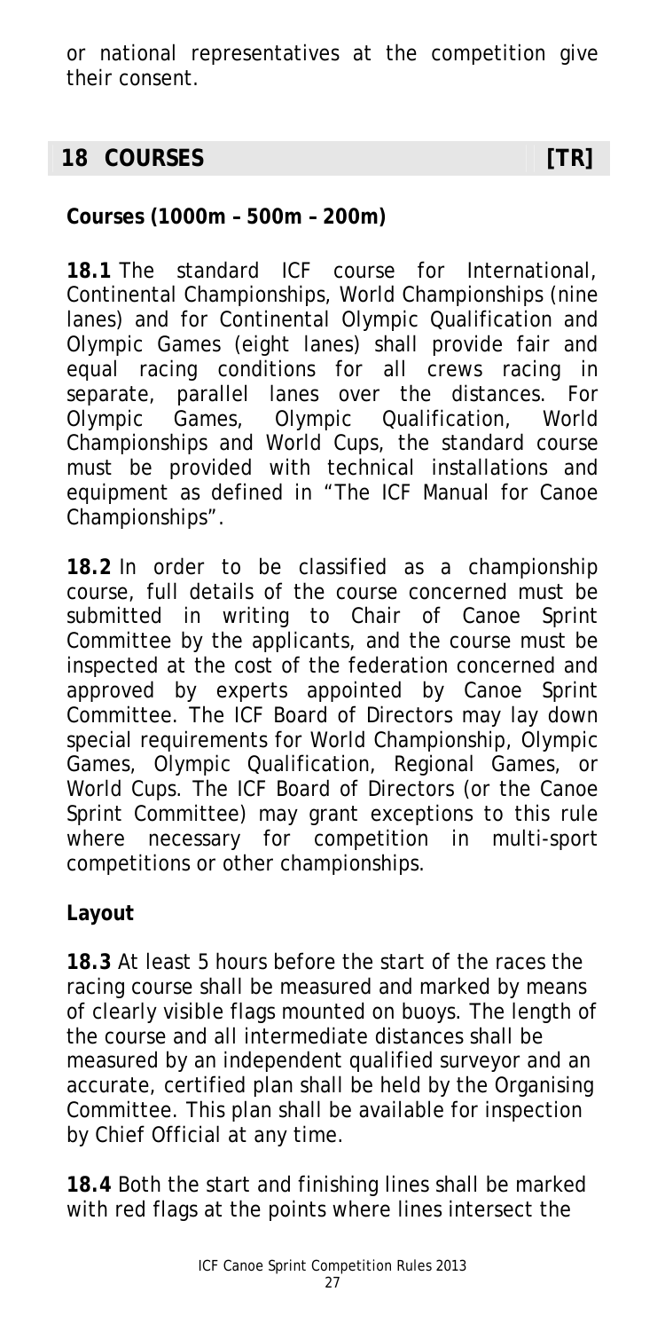or national representatives at the competition give their consent.

## 18 COURSES [TR]

**Courses (1000m – 500m – 200m)**

**18.1** The standard ICF course for International, Continental Championships, World Championships (nine lanes) and for Continental Olympic Qualification and Olympic Games (eight lanes) shall provide fair and equal racing conditions for all crews racing in separate, parallel lanes over the distances. For Olympic Games, Olympic Qualification, World Championships and World Cups, the standard course must be provided with technical installations and equipment as defined in "The ICF Manual for Canoe Championships".

**18.2** In order to be classified as a championship course, full details of the course concerned must be submitted in writing to Chair of Canoe Sprint Committee by the applicants, and the course must be inspected at the cost of the federation concerned and approved by experts appointed by Canoe Sprint Committee. The ICF Board of Directors may lay down special requirements for World Championship, Olympic Games, Olympic Qualification, Regional Games, or World Cups. The ICF Board of Directors (or the Canoe Sprint Committee) may grant exceptions to this rule where necessary for competition in multi-sport competitions or other championships.

**Layout**

**18.3** At least 5 hours before the start of the races the racing course shall be measured and marked by means of clearly visible flags mounted on buoys. The length of the course and all intermediate distances shall be measured by an independent qualified surveyor and an accurate, certified plan shall be held by the Organising Committee. This plan shall be available for inspection by Chief Official at any time.

**18.4** Both the start and finishing lines shall be marked with red flags at the points where lines intersect the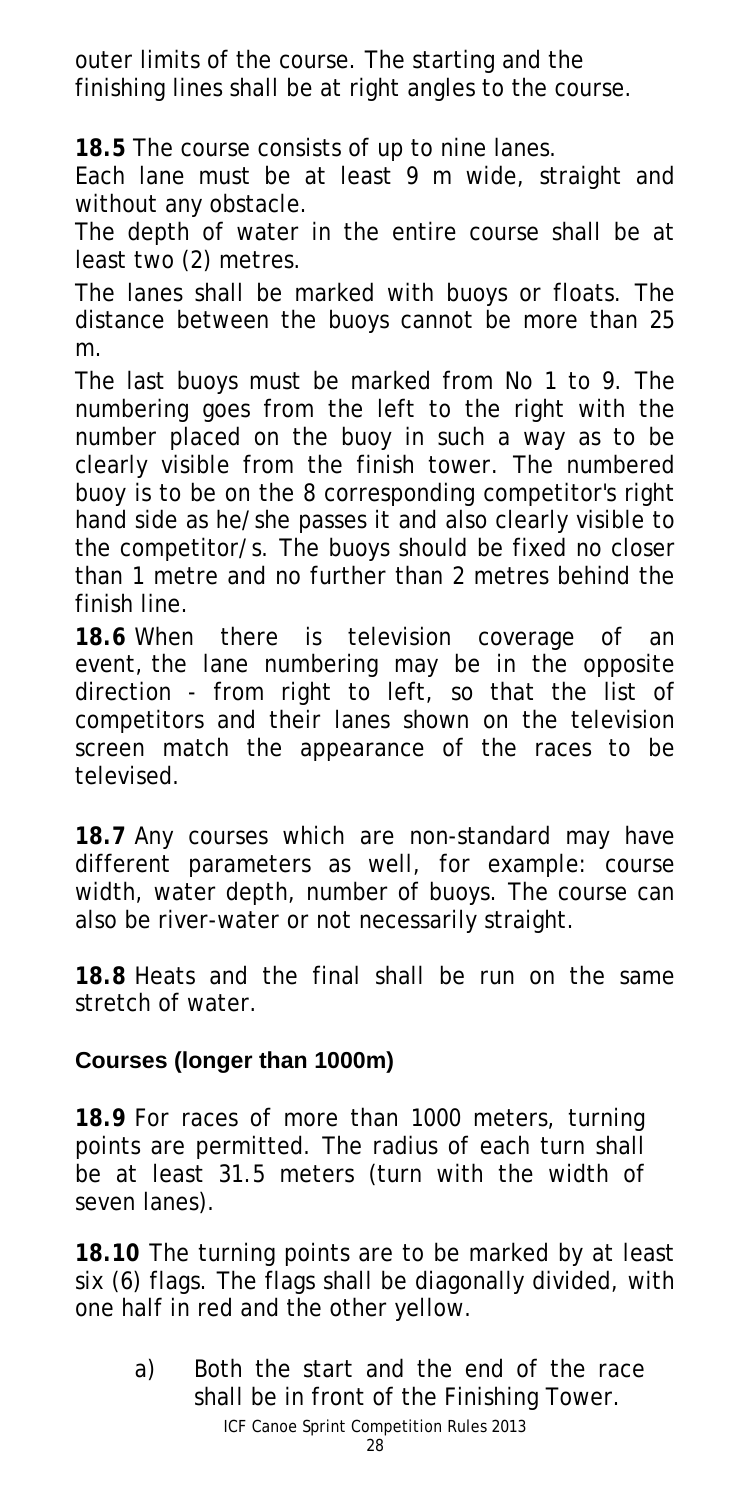outer limits of the course. The starting and the finishing lines shall be at right angles to the course.

**18.5** The course consists of up to nine lanes.

Each lane must be at least 9 m wide, straight and without any obstacle.

The depth of water in the entire course shall be at least two (2) metres.

The lanes shall be marked with buoys or floats. The distance between the buoys cannot be more than 25 m.

The last buoys must be marked from No 1 to 9. The numbering goes from the left to the right with the number placed on the buoy in such a way as to be clearly visible from the finish tower. The numbered buoy is to be on the 8 corresponding competitor's right hand side as he/she passes it and also clearly visible to the competitor/s. The buoys should be fixed no closer than 1 metre and no further than 2 metres behind the finish line.

**18.6** When there is television coverage of an event, the lane numbering may be in the opposite direction - from right to left, so that the list of competitors and their lanes shown on the television screen match the appearance of the races to be televised.

**18.7** Any courses which are non-standard may have different parameters as well, for example: course width, water depth, number of buoys. The course can also be river-water or not necessarily straight.

**18.8** Heats and the final shall be run on the same stretch of water.

### Courses (longer than 1000m)

**18.9** For races of more than 1000 meters, turning points are permitted. The radius of each turn shall be at least 31.5 meters (turn with the width of seven lanes).

**18.10** The turning points are to be marked by at least six (6) flags. The flags shall be diagonally divided, with one half in red and the other yellow.

a) Both the start and the end of the race shall be in front of the Finishing Tower.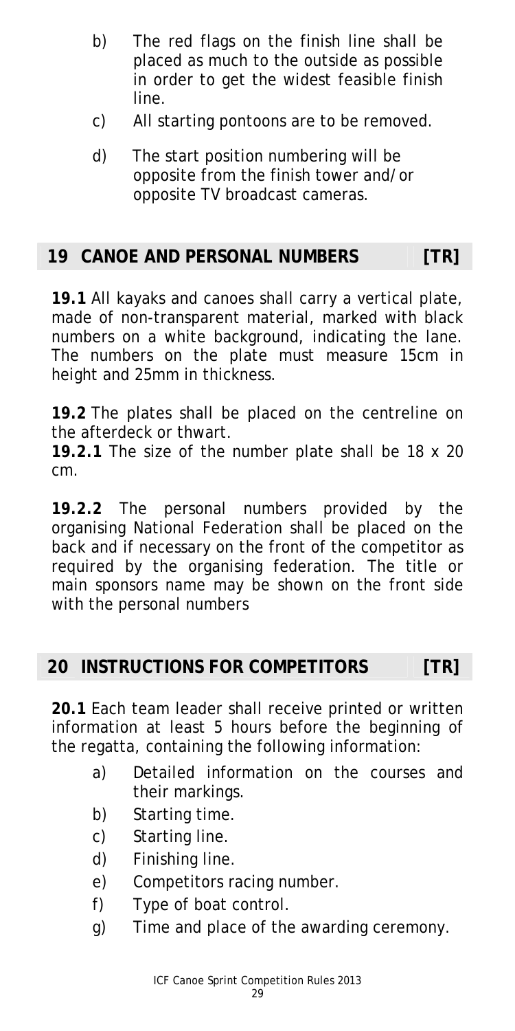b) The red flags on the finish line shall be placed as much to the outside as possible in order to get the widest feasible finish line.

c) All starting pontoons are to be removed.

d) The start position numbering will be opposite from the finish tower and/or opposite TV broadcast cameras.

## 19 CANOE AND PERSONAL NUMBERS [TR]

**19.1** All kayaks and canoes shall carry a vertical plate, made of non-transparent material, marked with black numbers on a white background, indicating the lane. The numbers on the plate must measure 15cm in height and 25mm in thickness.

**19.2** The plates shall be placed on the centreline on the afterdeck or thwart.

**19.2.1** The size of the number plate shall be 18 x 20 cm.

**19.2.2** The personal numbers provided by the organising National Federation shall be placed on the back and if necessary on the front of the competitor as required by the organising federation. The title or main sponsors name may be shown on the front side with the personal numbers

## 20 INSTRUCTIONS FOR COMPETITORS [TR]

**20.1** Each team leader shall receive printed or written information at least 5 hours before the beginning of the regatta, containing the following information:

a) Detailed information on the courses and their markings.
b) Starting time.
c) Starting line.
d) Finishing line.
e) Competitors racing number.
f) Type of boat control.
g) Time and place of the awarding ceremony.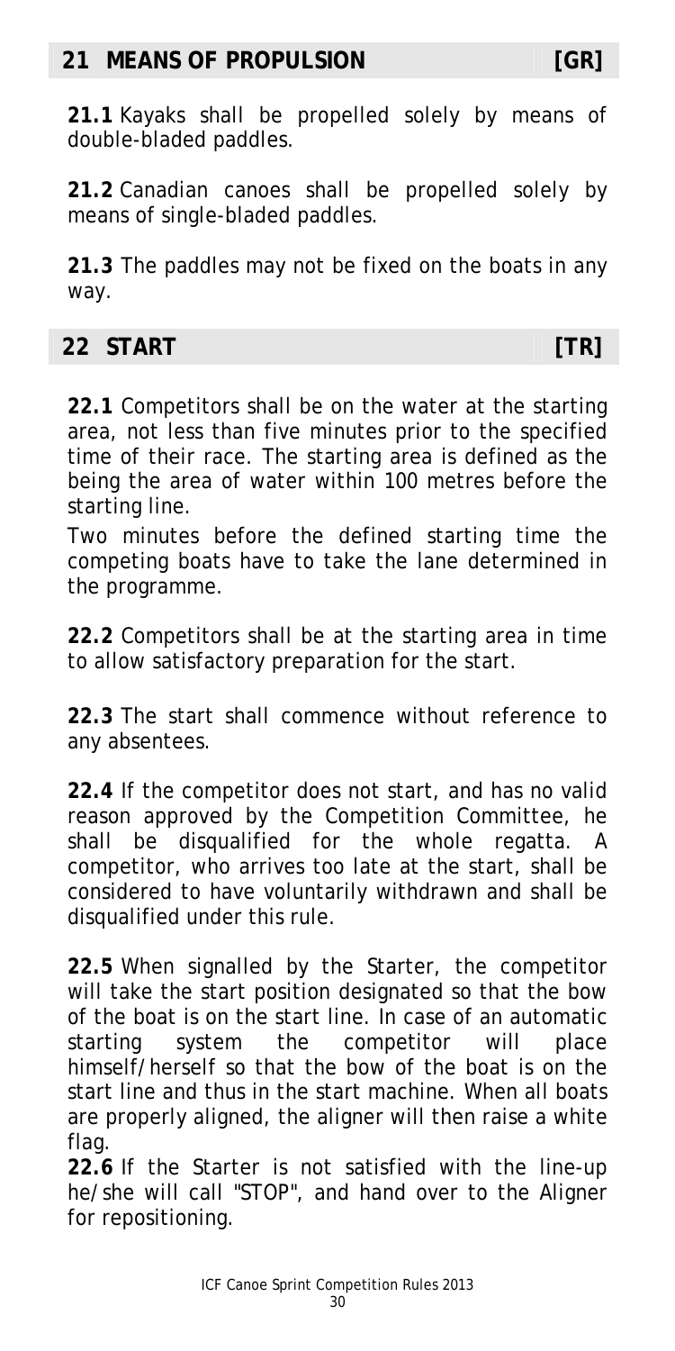## 21 MEANS OF PROPULSION [GR]

**21.1** Kayaks shall be propelled solely by means of double-bladed paddles.

**21.2** Canadian canoes shall be propelled solely by means of single-bladed paddles.

**21.3** The paddles may not be fixed on the boats in any way.

## 22 START [TR]

**22.1** Competitors shall be on the water at the starting area, not less than five minutes prior to the specified time of their race. The starting area is defined as the being the area of water within 100 metres before the starting line.

Two minutes before the defined starting time the competing boats have to take the lane determined in the programme.

**22.2** Competitors shall be at the starting area in time to allow satisfactory preparation for the start.

**22.3** The start shall commence without reference to any absentees.

**22.4** If the competitor does not start, and has no valid reason approved by the Competition Committee, he shall be disqualified for the whole regatta. A competitor, who arrives too late at the start, shall be considered to have voluntarily withdrawn and shall be disqualified under this rule.

**22.5** When signalled by the Starter, the competitor will take the start position designated so that the bow of the boat is on the start line. In case of an automatic starting system the competitor will place himself/herself so that the bow of the boat is on the start line and thus in the start machine. When all boats are properly aligned, the aligner will then raise a white flag.

**22.6** If the Starter is not satisfied with the line-up he/she will call "STOP", and hand over to the Aligner for repositioning.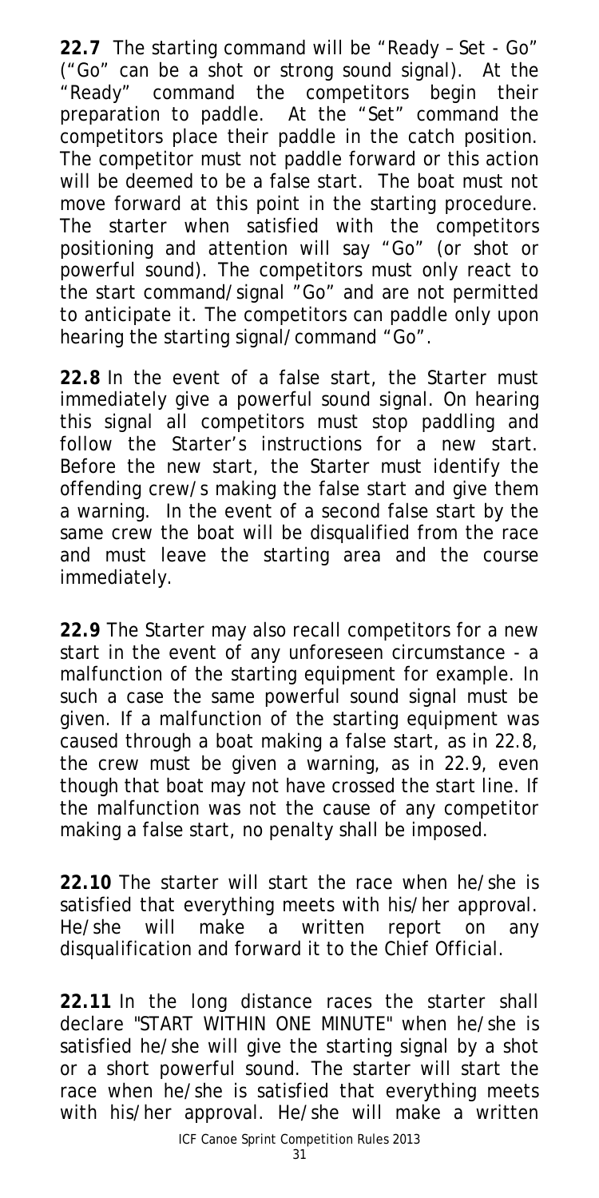**22.7** The starting command will be "Ready – Set - Go" ("Go" can be a shot or strong sound signal). At the "Ready" command the competitors begin their preparation to paddle. At the "Set" command the competitors place their paddle in the catch position. The competitor must not paddle forward or this action will be deemed to be a false start. The boat must not move forward at this point in the starting procedure. The starter when satisfied with the competitors positioning and attention will say "Go" (or shot or powerful sound). The competitors must only react to the start command/signal "Go" and are not permitted to anticipate it. The competitors can paddle only upon hearing the starting signal/command "Go".

**22.8** In the event of a false start, the Starter must immediately give a powerful sound signal. On hearing this signal all competitors must stop paddling and follow the Starter's instructions for a new start. Before the new start, the Starter must identify the offending crew/s making the false start and give them a warning. In the event of a second false start by the same crew the boat will be disqualified from the race and must leave the starting area and the course immediately.

**22.9** The Starter may also recall competitors for a new start in the event of any unforeseen circumstance - a malfunction of the starting equipment for example. In such a case the same powerful sound signal must be given. If a malfunction of the starting equipment was caused through a boat making a false start, as in 22.8, the crew must be given a warning, as in 22.9, even though that boat may not have crossed the start line. If the malfunction was not the cause of any competitor making a false start, no penalty shall be imposed.

**22.10** The starter will start the race when he/she is satisfied that everything meets with his/her approval. He/she will make a written report on any disqualification and forward it to the Chief Official.

**22.11** In the long distance races the starter shall declare "START WITHIN ONE MINUTE" when he/she is satisfied he/she will give the starting signal by a shot or a short powerful sound. The starter will start the race when he/she is satisfied that everything meets with his/her approval. He/she will make a written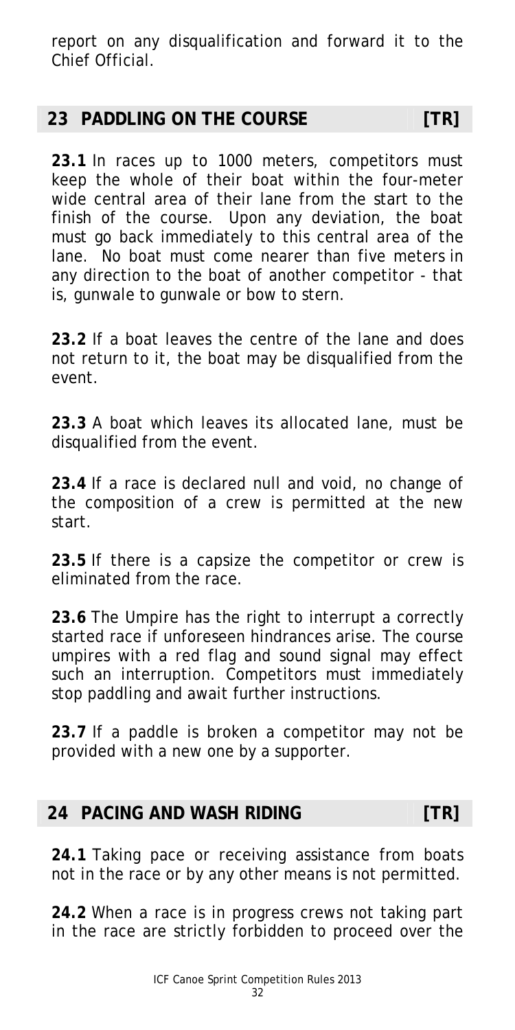report on any disqualification and forward it to the Chief Official.

## 23 PADDLING ON THE COURSE [TR]

**23.1** In races up to 1000 meters, competitors must keep the whole of their boat within the four-meter wide central area of their lane from the start to the finish of the course. Upon any deviation, the boat must go back immediately to this central area of the lane. No boat must come nearer than five meters in any direction to the boat of another competitor - that is, gunwale to gunwale or bow to stern.

**23.2** If a boat leaves the centre of the lane and does not return to it, the boat may be disqualified from the event.

**23.3** A boat which leaves its allocated lane, must be disqualified from the event.

**23.4** If a race is declared null and void, no change of the composition of a crew is permitted at the new start.

**23.5** If there is a capsize the competitor or crew is eliminated from the race.

**23.6** The Umpire has the right to interrupt a correctly started race if unforeseen hindrances arise. The course umpires with a red flag and sound signal may effect such an interruption. Competitors must immediately stop paddling and await further instructions.

**23.7** If a paddle is broken a competitor may not be provided with a new one by a supporter.

## 24 PACING AND WASH RIDING [TR]

**24.1** Taking pace or receiving assistance from boats not in the race or by any other means is not permitted.

**24.2** When a race is in progress crews not taking part in the race are strictly forbidden to proceed over the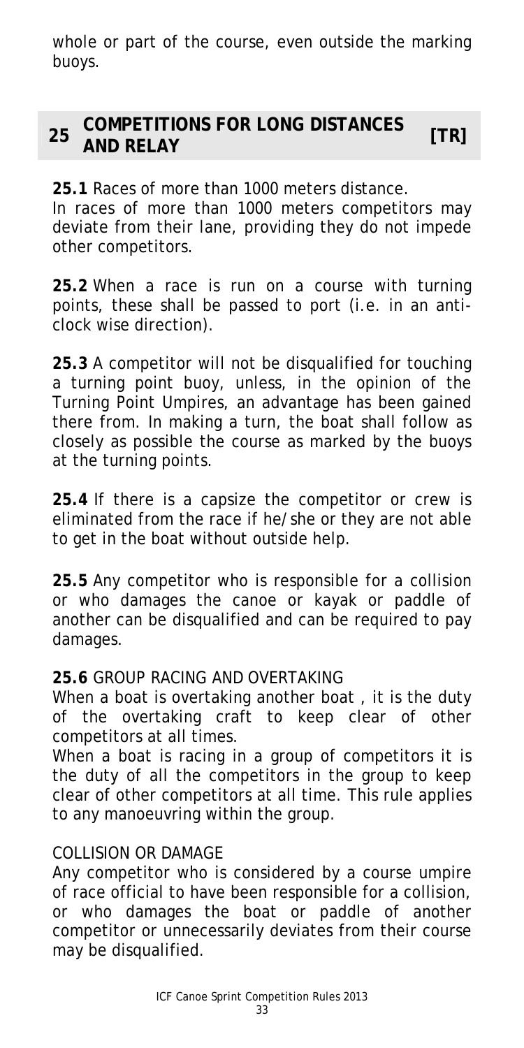whole or part of the course, even outside the marking buoys.

## 25 COMPETITIONS FOR LONG DISTANCES AND RELAY [TR]

**25.1** Races of more than 1000 meters distance.
In races of more than 1000 meters competitors may deviate from their lane, providing they do not impede other competitors.

**25.2** When a race is run on a course with turning points, these shall be passed to port (i.e. in an anti-clock wise direction).

**25.3** A competitor will not be disqualified for touching a turning point buoy, unless, in the opinion of the Turning Point Umpires, an advantage has been gained there from. In making a turn, the boat shall follow as closely as possible the course as marked by the buoys at the turning points.

**25.4** If there is a capsize the competitor or crew is eliminated from the race if he/she or they are not able to get in the boat without outside help.

**25.5** Any competitor who is responsible for a collision or who damages the canoe or kayak or paddle of another can be disqualified and can be required to pay damages.

**25.6** GROUP RACING AND OVERTAKING
When a boat is overtaking another boat , it is the duty of the overtaking craft to keep clear of other competitors at all times.
When a boat is racing in a group of competitors it is the duty of all the competitors in the group to keep clear of other competitors at all time. This rule applies to any manoeuvring within the group.

COLLISION OR DAMAGE
Any competitor who is considered by a course umpire of race official to have been responsible for a collision, or who damages the boat or paddle of another competitor or unnecessarily deviates from their course may be disqualified.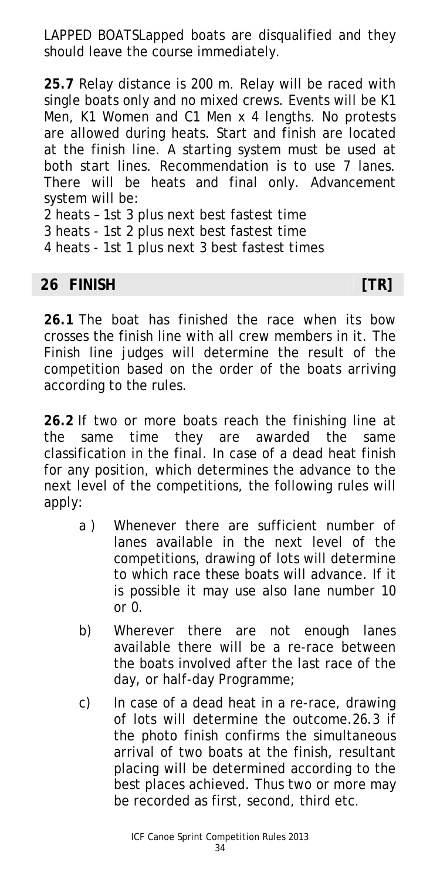LAPPED BOATSLapped boats are disqualified and they should leave the course immediately.

**25.7** Relay distance is 200 m. Relay will be raced with single boats only and no mixed crews. Events will be K1 Men, K1 Women and C1 Men x 4 lengths. No protests are allowed during heats. Start and finish are located at the finish line. A starting system must be used at both start lines. Recommendation is to use 7 lanes. There will be heats and final only. Advancement system will be:

2 heats – 1st 3 plus next best fastest time
3 heats - 1st 2 plus next best fastest time
4 heats - 1st 1 plus next 3 best fastest times

## 26 FINISH [TR]

**26.1** The boat has finished the race when its bow crosses the finish line with all crew members in it. The Finish line judges will determine the result of the competition based on the order of the boats arriving according to the rules.

**26.2** If two or more boats reach the finishing line at the same time they are awarded the same classification in the final. In case of a dead heat finish for any position, which determines the advance to the next level of the competitions, the following rules will apply:

- a ) Whenever there are sufficient number of lanes available in the next level of the competitions, drawing of lots will determine to which race these boats will advance. If it is possible it may use also lane number 10 or 0.
- b) Wherever there are not enough lanes available there will be a re-race between the boats involved after the last race of the day, or half-day Programme;
- c) In case of a dead heat in a re-race, drawing of lots will determine the outcome.26.3 if the photo finish confirms the simultaneous arrival of two boats at the finish, resultant placing will be determined according to the best places achieved. Thus two or more may be recorded as first, second, third etc.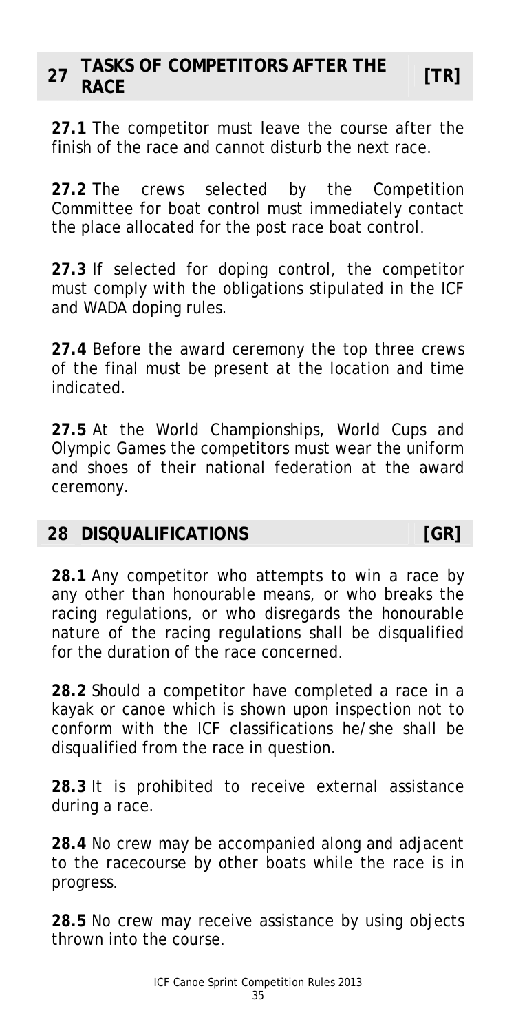## 27 TASKS OF COMPETITORS AFTER THE RACE [TR]

**27.1** The competitor must leave the course after the finish of the race and cannot disturb the next race.

**27.2** The crews selected by the Competition Committee for boat control must immediately contact the place allocated for the post race boat control.

**27.3** If selected for doping control, the competitor must comply with the obligations stipulated in the ICF and WADA doping rules.

**27.4** Before the award ceremony the top three crews of the final must be present at the location and time indicated.

**27.5** At the World Championships, World Cups and Olympic Games the competitors must wear the uniform and shoes of their national federation at the award ceremony.

## 28 DISQUALIFICATIONS [GR]

**28.1** Any competitor who attempts to win a race by any other than honourable means, or who breaks the racing regulations, or who disregards the honourable nature of the racing regulations shall be disqualified for the duration of the race concerned.

**28.2** Should a competitor have completed a race in a kayak or canoe which is shown upon inspection not to conform with the ICF classifications he/she shall be disqualified from the race in question.

**28.3** It is prohibited to receive external assistance during a race.

**28.4** No crew may be accompanied along and adjacent to the racecourse by other boats while the race is in progress.

**28.5** No crew may receive assistance by using objects thrown into the course.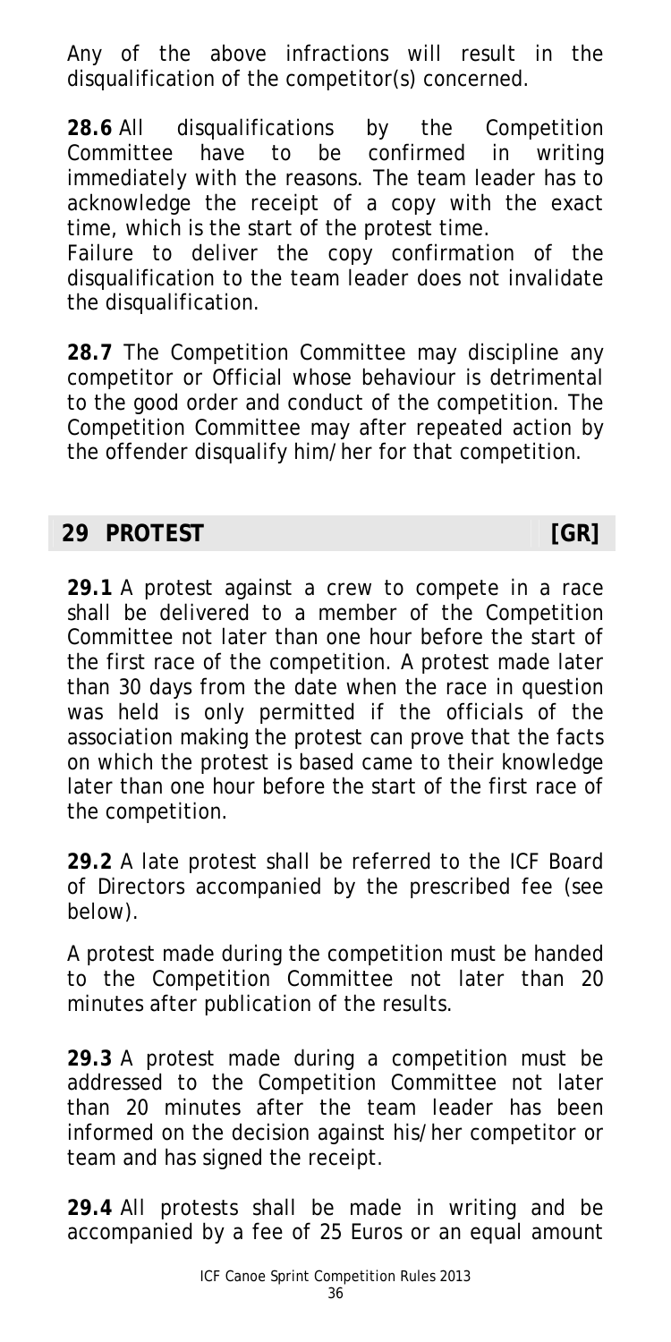Any of the above infractions will result in the disqualification of the competitor(s) concerned.

**28.6** All disqualifications by the Competition Committee have to be confirmed in writing immediately with the reasons. The team leader has to acknowledge the receipt of a copy with the exact time, which is the start of the protest time.

Failure to deliver the copy confirmation of the disqualification to the team leader does not invalidate the disqualification.

**28.7** The Competition Committee may discipline any competitor or Official whose behaviour is detrimental to the good order and conduct of the competition. The Competition Committee may after repeated action by the offender disqualify him/her for that competition.

## 29 PROTEST [GR]

**29.1** A protest against a crew to compete in a race shall be delivered to a member of the Competition Committee not later than one hour before the start of the first race of the competition. A protest made later than 30 days from the date when the race in question was held is only permitted if the officials of the association making the protest can prove that the facts on which the protest is based came to their knowledge later than one hour before the start of the first race of the competition.

**29.2** A late protest shall be referred to the ICF Board of Directors accompanied by the prescribed fee (see below).

A protest made during the competition must be handed to the Competition Committee not later than 20 minutes after publication of the results.

**29.3** A protest made during a competition must be addressed to the Competition Committee not later than 20 minutes after the team leader has been informed on the decision against his/her competitor or team and has signed the receipt.

**29.4** All protests shall be made in writing and be accompanied by a fee of 25 Euros or an equal amount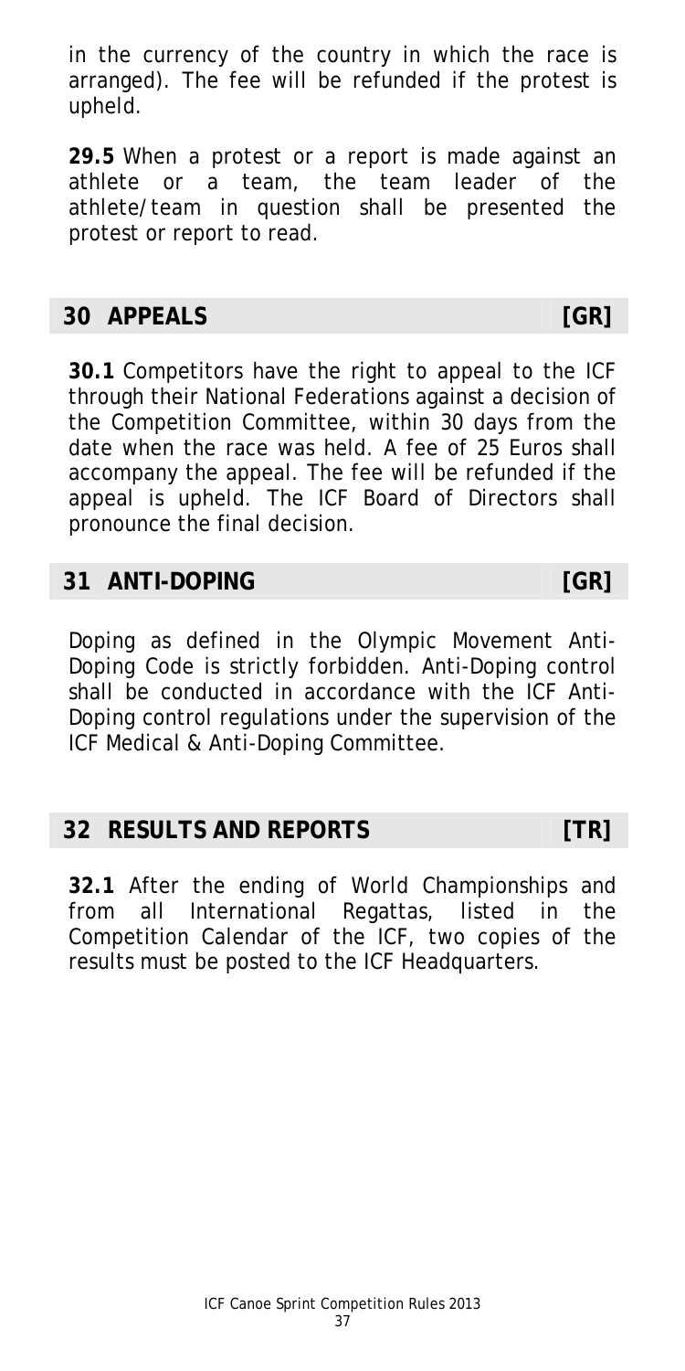in the currency of the country in which the race is arranged). The fee will be refunded if the protest is upheld.

**29.5** When a protest or a report is made against an athlete or a team, the team leader of the athlete/team in question shall be presented the protest or report to read.

## 30 APPEALS [GR]

**30.1** Competitors have the right to appeal to the ICF through their National Federations against a decision of the Competition Committee, within 30 days from the date when the race was held. A fee of 25 Euros shall accompany the appeal. The fee will be refunded if the appeal is upheld. The ICF Board of Directors shall pronounce the final decision.

## 31 ANTI-DOPING [GR]

Doping as defined in the Olympic Movement Anti-Doping Code is strictly forbidden. Anti-Doping control shall be conducted in accordance with the ICF Anti-Doping control regulations under the supervision of the ICF Medical & Anti-Doping Committee.

## 32 RESULTS AND REPORTS [TR]

**32.1** After the ending of World Championships and from all International Regattas, listed in the Competition Calendar of the ICF, two copies of the results must be posted to the ICF Headquarters.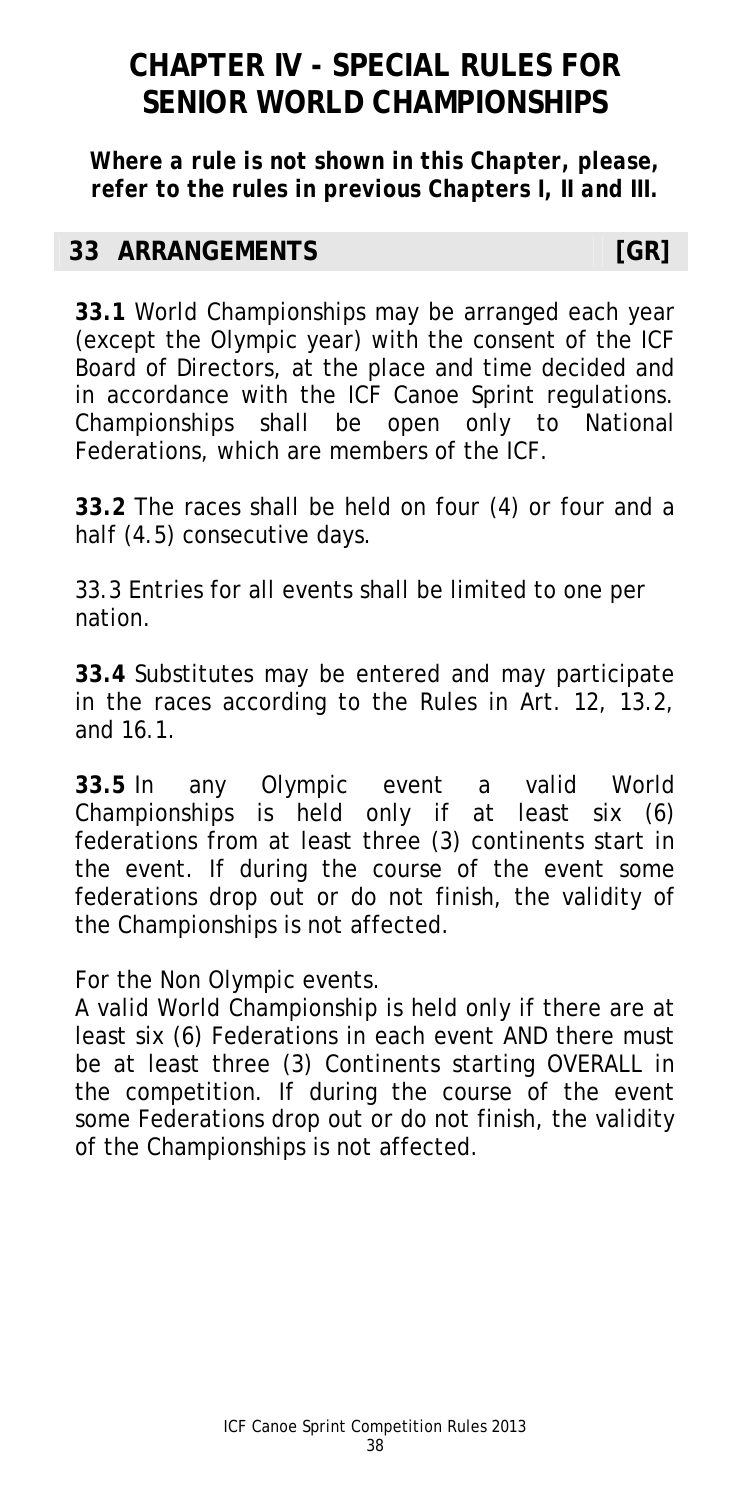# CHAPTER IV - SPECIAL RULES FOR SENIOR WORLD CHAMPIONSHIPS

***Where a rule is not shown in this Chapter, please, refer to the rules in previous Chapters I, II and III.***

## 33 ARRANGEMENTS [GR]

**33.1** World Championships may be arranged each year (except the Olympic year) with the consent of the ICF Board of Directors, at the place and time decided and in accordance with the ICF Canoe Sprint regulations. Championships shall be open only to National Federations, which are members of the ICF.

**33.2** The races shall be held on four (4) or four and a half (4.5) consecutive days.

33.3 Entries for all events shall be limited to one per nation.

**33.4** Substitutes may be entered and may participate in the races according to the Rules in Art. 12, 13.2, and 16.1.

**33.5** In any Olympic event a valid World Championships is held only if at least six (6) federations from at least three (3) continents start in the event. If during the course of the event some federations drop out or do not finish, the validity of the Championships is not affected.

For the Non Olympic events.
A valid World Championship is held only if there are at least six (6) Federations in each event AND there must be at least three (3) Continents starting OVERALL in the competition. If during the course of the event some Federations drop out or do not finish, the validity of the Championships is not affected.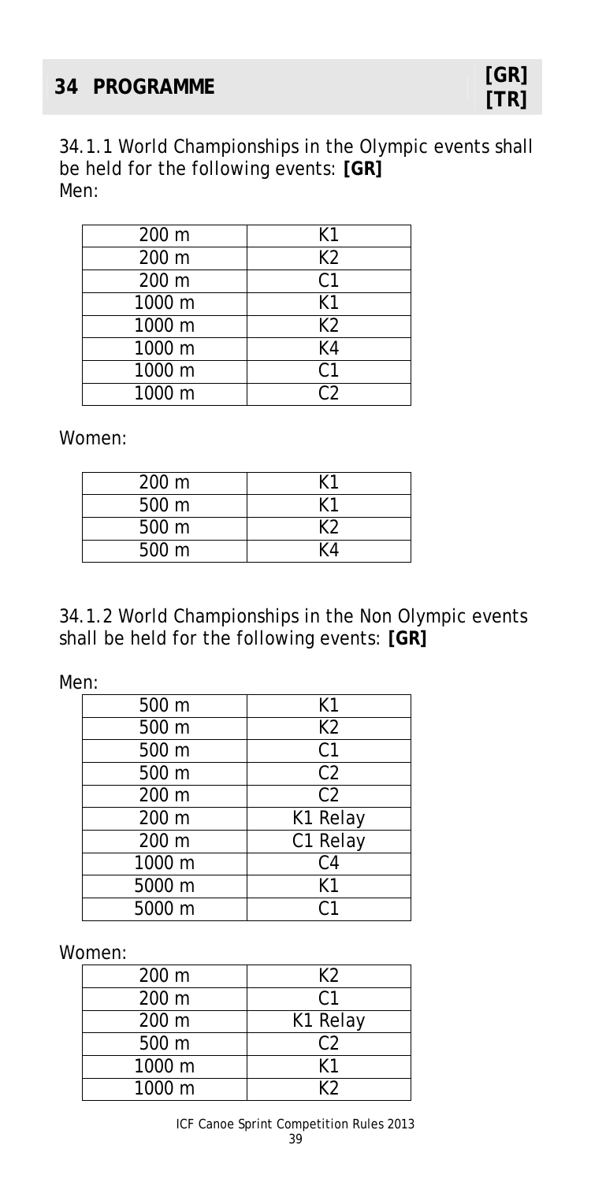## 34 PROGRAMME [GR] [TR]

*34.1.1 World Championships in the Olympic events shall be held for the following events:* **[GR]**

Men:

| | |
|---|---|
| 200 m | K1 |
| 200 m | K2 |
| 200 m | C1 |
| 1000 m | K1 |
| 1000 m | K2 |
| 1000 m | K4 |
| 1000 m | C1 |
| 1000 m | C2 |

Women:

| | |
|---|---|
| 200 m | K1 |
| 500 m | K1 |
| 500 m | K2 |
| 500 m | K4 |

*34.1.2 World Championships in the Non Olympic events shall be held for the following events:* **[GR]**

Men:

| | |
|---|---|
| 500 m | K1 |
| 500 m | K2 |
| 500 m | C1 |
| 500 m | C2 |
| 200 m | C2 |
| 200 m | K1 Relay |
| 200 m | C1 Relay |
| 1000 m | C4 |
| 5000 m | K1 |
| 5000 m | C1 |

Women:

| | |
|---|---|
| 200 m | K2 |
| 200 m | C1 |
| 200 m | K1 Relay |
| 500 m | C2 |
| 1000 m | K1 |
| 1000 m | K2 |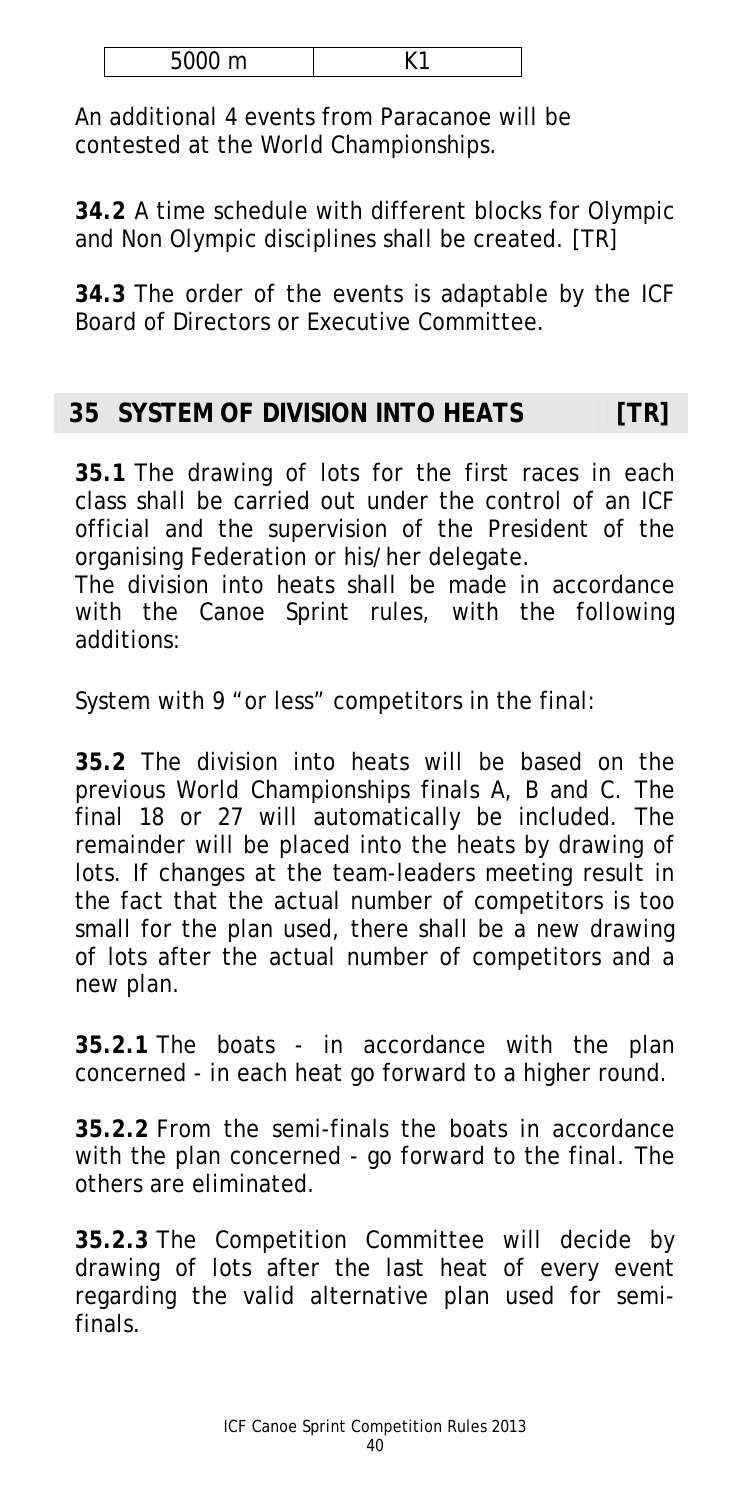| 5000 m | K1 |
|---|---|

An additional 4 events from Paracanoe will be contested at the World Championships.

**34.2** A time schedule with different blocks for Olympic and Non Olympic disciplines shall be created. [TR]

**34.3** The order of the events is adaptable by the ICF Board of Directors or Executive Committee.

## 35 SYSTEM OF DIVISION INTO HEATS [TR]

**35.1** The drawing of lots for the first races in each class shall be carried out under the control of an ICF official and the supervision of the President of the organising Federation or his/her delegate.

The division into heats shall be made in accordance with the Canoe Sprint rules, with the following additions:

System with 9 "or less" competitors in the final:

**35.2** The division into heats will be based on the previous World Championships finals A, B and C. The final 18 or 27 will automatically be included. The remainder will be placed into the heats by drawing of lots. If changes at the team-leaders meeting result in the fact that the actual number of competitors is too small for the plan used, there shall be a new drawing of lots after the actual number of competitors and a new plan.

**35.2.1** The boats - in accordance with the plan concerned - in each heat go forward to a higher round.

**35.2.2** From the semi-finals the boats in accordance with the plan concerned - go forward to the final. The others are eliminated.

**35.2.3** The Competition Committee will decide by drawing of lots after the last heat of every event regarding the valid alternative plan used for semi-finals.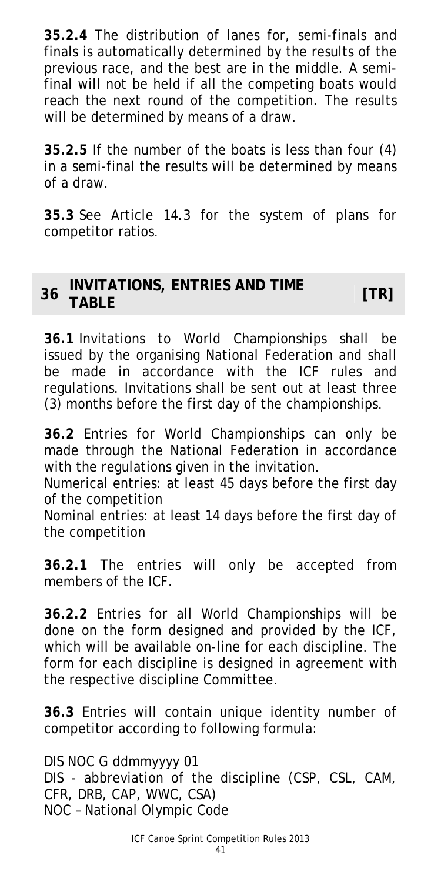**35.2.4** The distribution of lanes for, semi-finals and finals is automatically determined by the results of the previous race, and the best are in the middle. A semi-final will not be held if all the competing boats would reach the next round of the competition. The results will be determined by means of a draw.

**35.2.5** If the number of the boats is less than four (4) in a semi-final the results will be determined by means of a draw.

**35.3** See Article 14.3 for the system of plans for competitor ratios.

## 36 INVITATIONS, ENTRIES AND TIME TABLE [TR]

**36.1** Invitations to World Championships shall be issued by the organising National Federation and shall be made in accordance with the ICF rules and regulations. Invitations shall be sent out at least three (3) months before the first day of the championships.

**36.2** Entries for World Championships can only be made through the National Federation in accordance with the regulations given in the invitation.

Numerical entries: at least 45 days before the first day of the competition

Nominal entries: at least 14 days before the first day of the competition

**36.2.1** The entries will only be accepted from members of the ICF.

**36.2.2** Entries for all World Championships will be done on the form designed and provided by the ICF, which will be available on-line for each discipline. The form for each discipline is designed in agreement with the respective discipline Committee.

**36.3** Entries will contain unique identity number of competitor according to following formula:

DIS NOC G ddmmyyyy 01

DIS - abbreviation of the discipline (CSP, CSL, CAM, CFR, DRB, CAP, WWC, CSA)

NOC – National Olympic Code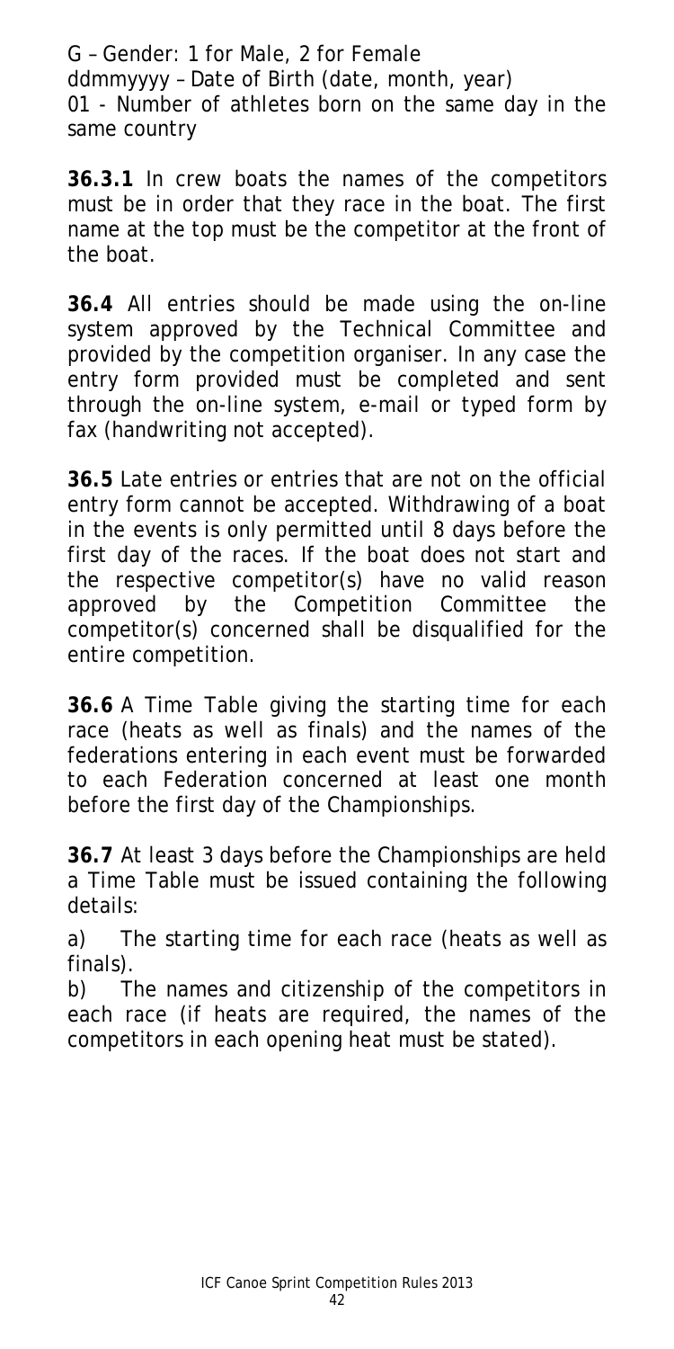G – Gender: 1 for Male, 2 for Female
ddmmyyyy – Date of Birth (date, month, year)
01 - Number of athletes born on the same day in the same country

**36.3.1** In crew boats the names of the competitors must be in order that they race in the boat. The first name at the top must be the competitor at the front of the boat.

**36.4** All entries should be made using the on-line system approved by the Technical Committee and provided by the competition organiser. In any case the entry form provided must be completed and sent through the on-line system, e-mail or typed form by fax (handwriting not accepted).

**36.5** Late entries or entries that are not on the official entry form cannot be accepted. Withdrawing of a boat in the events is only permitted until 8 days before the first day of the races. If the boat does not start and the respective competitor(s) have no valid reason approved by the Competition Committee the competitor(s) concerned shall be disqualified for the entire competition.

**36.6** A Time Table giving the starting time for each race (heats as well as finals) and the names of the federations entering in each event must be forwarded to each Federation concerned at least one month before the first day of the Championships.

**36.7** At least 3 days before the Championships are held a Time Table must be issued containing the following details:

a) The starting time for each race (heats as well as finals).

b) The names and citizenship of the competitors in each race (if heats are required, the names of the competitors in each opening heat must be stated).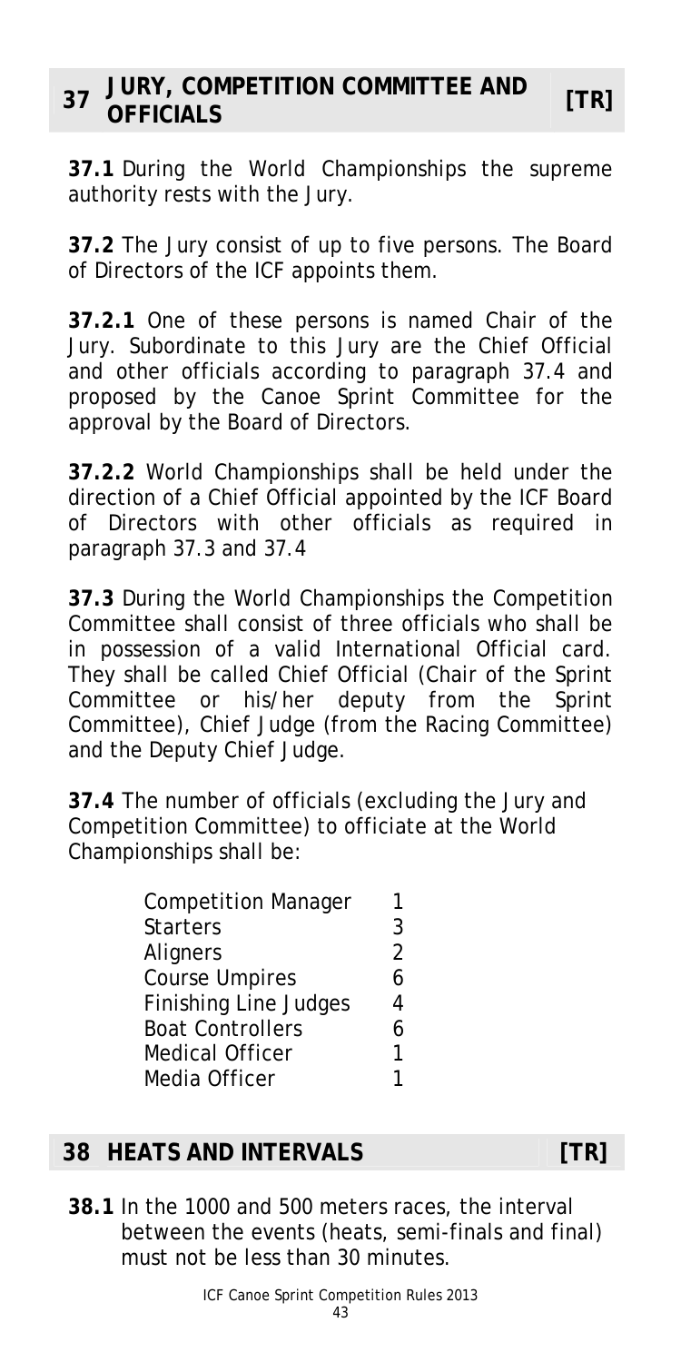## 37 JURY, COMPETITION COMMITTEE AND OFFICIALS [TR]

**37.1** During the World Championships the supreme authority rests with the Jury.

**37.2** The Jury consist of up to five persons. The Board of Directors of the ICF appoints them.

**37.2.1** One of these persons is named Chair of the Jury. Subordinate to this Jury are the Chief Official and other officials according to paragraph 37.4 and proposed by the Canoe Sprint Committee for the approval by the Board of Directors.

**37.2.2** World Championships shall be held under the direction of a Chief Official appointed by the ICF Board of Directors with other officials as required in paragraph 37.3 and 37.4

**37.3** During the World Championships the Competition Committee shall consist of three officials who shall be in possession of a valid International Official card. They shall be called Chief Official (Chair of the Sprint Committee or his/her deputy from the Sprint Committee), Chief Judge (from the Racing Committee) and the Deputy Chief Judge.

**37.4** The number of officials (excluding the Jury and Competition Committee) to officiate at the World Championships shall be:

| | |
|---|---|
| Competition Manager | 1 |
| Starters | 3 |
| Aligners | 2 |
| Course Umpires | 6 |
| Finishing Line Judges | 4 |
| Boat Controllers | 6 |
| Medical Officer | 1 |
| Media Officer | 1 |

## 38 HEATS AND INTERVALS [TR]

**38.1** In the 1000 and 500 meters races, the interval between the events (heats, semi-finals and final) must not be less than 30 minutes.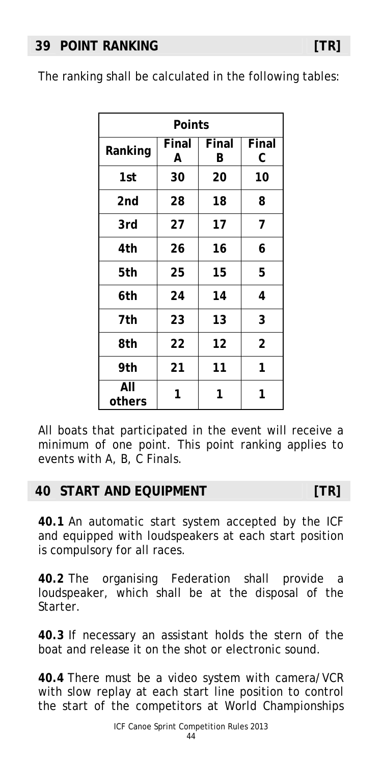## 39 POINT RANKING [TR]

The ranking shall be calculated in the following tables:

| Points | | | |
|---|---|---|---|
| Ranking | Final A | Final B | Final C |
| 1st | 30 | 20 | 10 |
| 2nd | 28 | 18 | 8 |
| 3rd | 27 | 17 | 7 |
| 4th | 26 | 16 | 6 |
| 5th | 25 | 15 | 5 |
| 6th | 24 | 14 | 4 |
| 7th | 23 | 13 | 3 |
| 8th | 22 | 12 | 2 |
| 9th | 21 | 11 | 1 |
| All others | 1 | 1 | 1 |

All boats that participated in the event will receive a minimum of one point. This point ranking applies to events with A, B, C Finals.

## 40 START AND EQUIPMENT [TR]

**40.1** An automatic start system accepted by the ICF and equipped with loudspeakers at each start position is compulsory for all races.

**40.2** The organising Federation shall provide a loudspeaker, which shall be at the disposal of the Starter.

**40.3** If necessary an assistant holds the stern of the boat and release it on the shot or electronic sound.

**40.4** There must be a video system with camera/VCR with slow replay at each start line position to control the start of the competitors at World Championships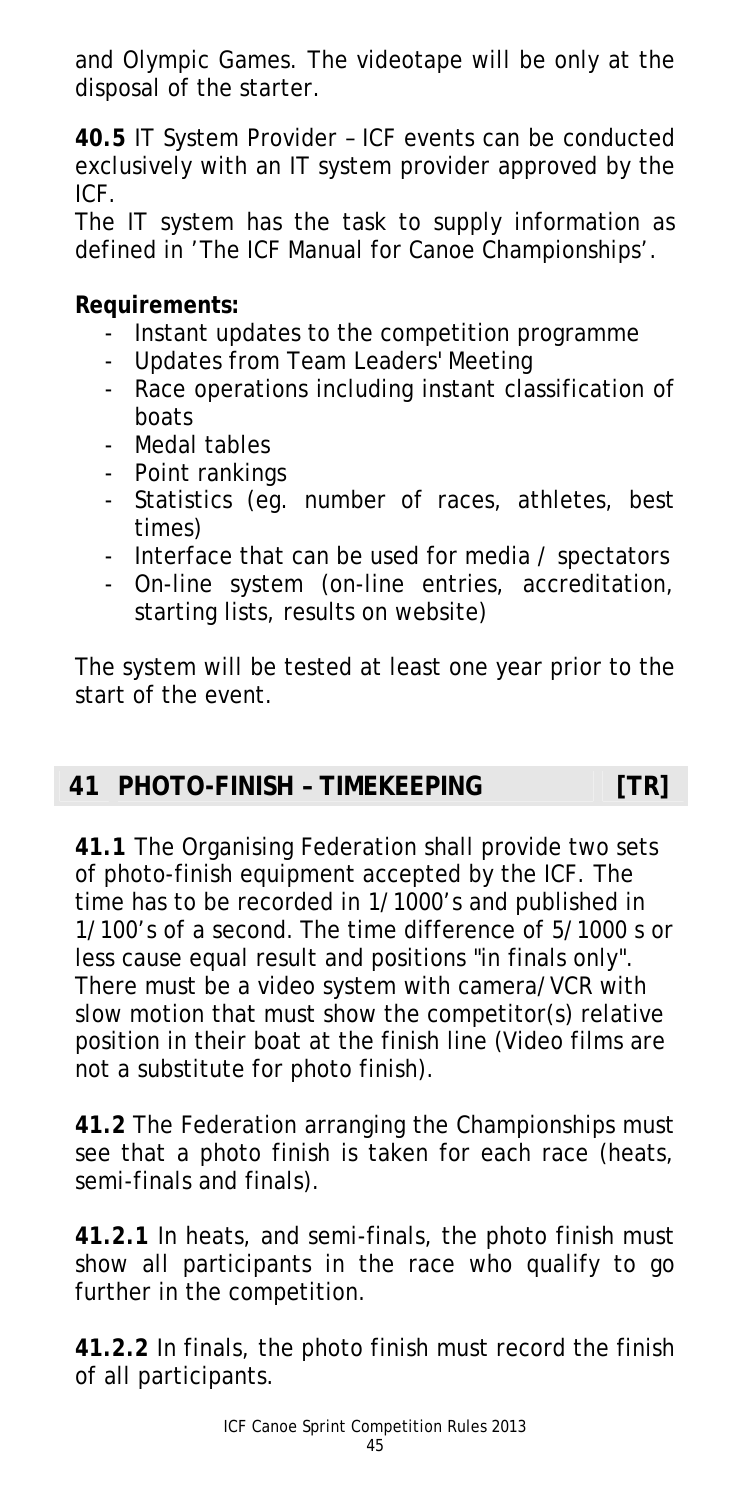and Olympic Games. The videotape will be only at the disposal of the starter.

**40.5** IT System Provider – ICF events can be conducted exclusively with an IT system provider approved by the ICF.
The IT system has the task to supply information as defined in 'The ICF Manual for Canoe Championships'.

**Requirements:**

- Instant updates to the competition programme
- Updates from Team Leaders' Meeting
- Race operations including instant classification of boats
- Medal tables
- Point rankings
- Statistics (eg. number of races, athletes, best times)
- Interface that can be used for media / spectators
- On-line system (on-line entries, accreditation, starting lists, results on website)

The system will be tested at least one year prior to the start of the event.

## 41 PHOTO-FINISH – TIMEKEEPING [TR]

**41.1** The Organising Federation shall provide two sets of photo-finish equipment accepted by the ICF. The time has to be recorded in 1/1000's and published in 1/100's of a second. The time difference of 5/1000 s or less cause equal result and positions "in finals only". There must be a video system with camera/VCR with slow motion that must show the competitor(s) relative position in their boat at the finish line (Video films are not a substitute for photo finish).

**41.2** The Federation arranging the Championships must see that a photo finish is taken for each race (heats, semi-finals and finals).

**41.2.1** In heats, and semi-finals, the photo finish must show all participants in the race who qualify to go further in the competition.

**41.2.2** In finals, the photo finish must record the finish of all participants.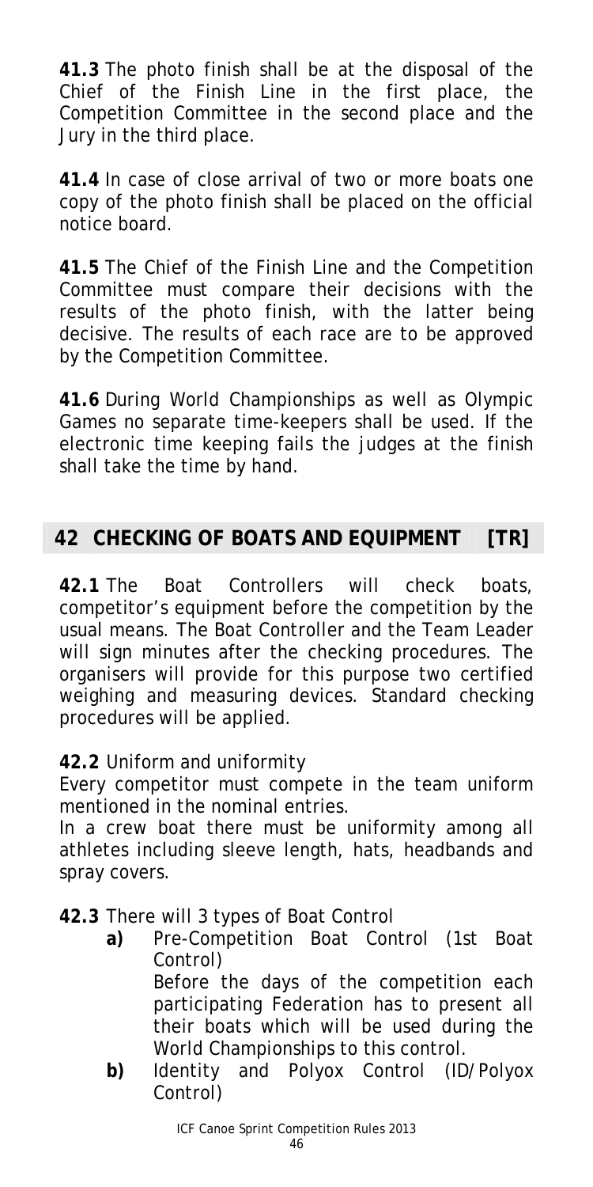**41.3** The photo finish shall be at the disposal of the Chief of the Finish Line in the first place, the Competition Committee in the second place and the Jury in the third place.

**41.4** In case of close arrival of two or more boats one copy of the photo finish shall be placed on the official notice board.

**41.5** The Chief of the Finish Line and the Competition Committee must compare their decisions with the results of the photo finish, with the latter being decisive. The results of each race are to be approved by the Competition Committee.

**41.6** During World Championships as well as Olympic Games no separate time-keepers shall be used. If the electronic time keeping fails the judges at the finish shall take the time by hand.

## 42 CHECKING OF BOATS AND EQUIPMENT [TR]

**42.1** The Boat Controllers will check boats, competitor's equipment before the competition by the usual means. The Boat Controller and the Team Leader will sign minutes after the checking procedures. The organisers will provide for this purpose two certified weighing and measuring devices. Standard checking procedures will be applied.

**42.2** Uniform and uniformity

Every competitor must compete in the team uniform mentioned in the nominal entries.

In a crew boat there must be uniformity among all athletes including sleeve length, hats, headbands and spray covers.

**42.3** There will 3 types of Boat Control

- **a)** Pre-Competition Boat Control (1st Boat Control)
  Before the days of the competition each participating Federation has to present all their boats which will be used during the World Championships to this control.
- **b)** Identity and Polyox Control (ID/Polyox Control)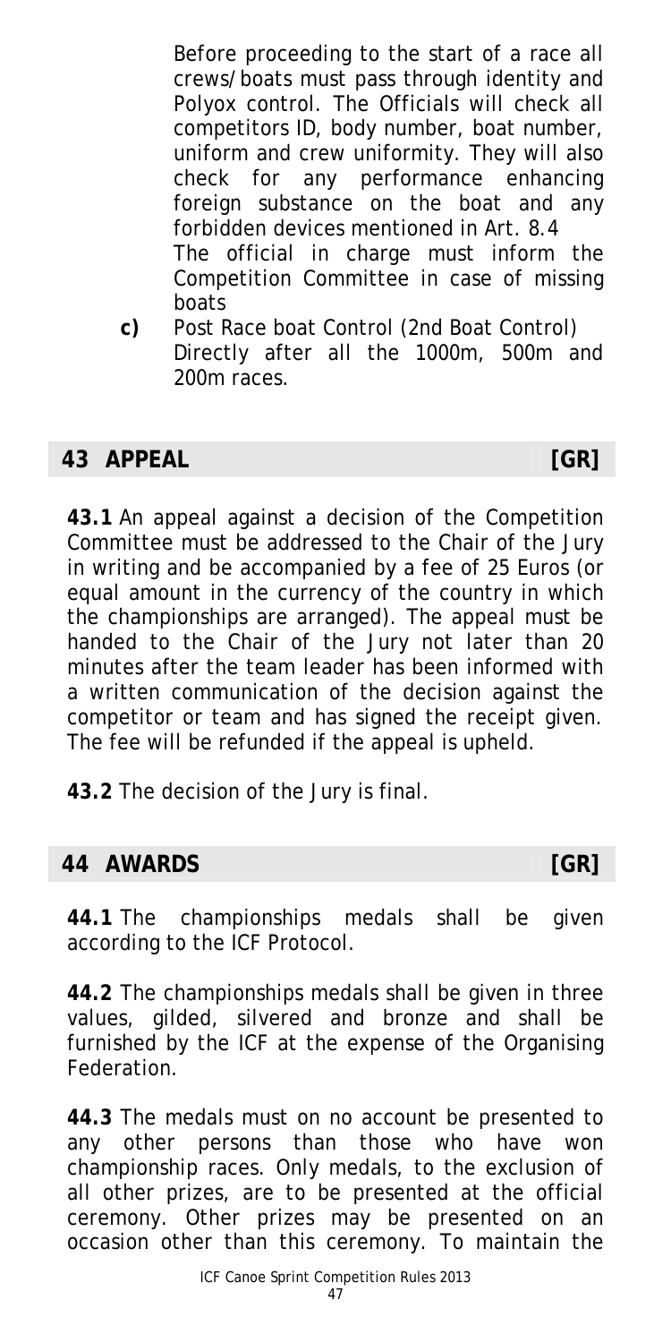Before proceeding to the start of a race all crews/boats must pass through identity and Polyox control. The Officials will check all competitors ID, body number, boat number, uniform and crew uniformity. They will also check for any performance enhancing foreign substance on the boat and any forbidden devices mentioned in Art. 8.4

The official in charge must inform the Competition Committee in case of missing boats

**c)** Post Race boat Control (2nd Boat Control)
Directly after all the 1000m, 500m and 200m races.

## 43 APPEAL [GR]

**43.1** An appeal against a decision of the Competition Committee must be addressed to the Chair of the Jury in writing and be accompanied by a fee of 25 Euros (or equal amount in the currency of the country in which the championships are arranged). The appeal must be handed to the Chair of the Jury not later than 20 minutes after the team leader has been informed with a written communication of the decision against the competitor or team and has signed the receipt given. The fee will be refunded if the appeal is upheld.

**43.2** The decision of the Jury is final.

## 44 AWARDS [GR]

**44.1** The championships medals shall be given according to the ICF Protocol.

**44.2** The championships medals shall be given in three values, gilded, silvered and bronze and shall be furnished by the ICF at the expense of the Organising Federation.

**44.3** The medals must on no account be presented to any other persons than those who have won championship races. Only medals, to the exclusion of all other prizes, are to be presented at the official ceremony. Other prizes may be presented on an occasion other than this ceremony. To maintain the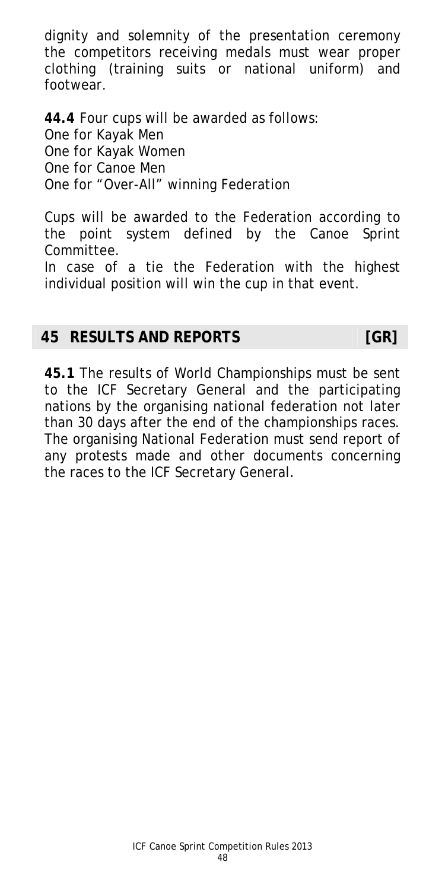dignity and solemnity of the presentation ceremony the competitors receiving medals must wear proper clothing (training suits or national uniform) and footwear.

**44.4** Four cups will be awarded as follows:
One for Kayak Men
One for Kayak Women
One for Canoe Men
One for "Over-All" winning Federation

Cups will be awarded to the Federation according to the point system defined by the Canoe Sprint Committee.
In case of a tie the Federation with the highest individual position will win the cup in that event.

## 45 RESULTS AND REPORTS [GR]

**45.1** The results of World Championships must be sent to the ICF Secretary General and the participating nations by the organising national federation not later than 30 days after the end of the championships races. The organising National Federation must send report of any protests made and other documents concerning the races to the ICF Secretary General.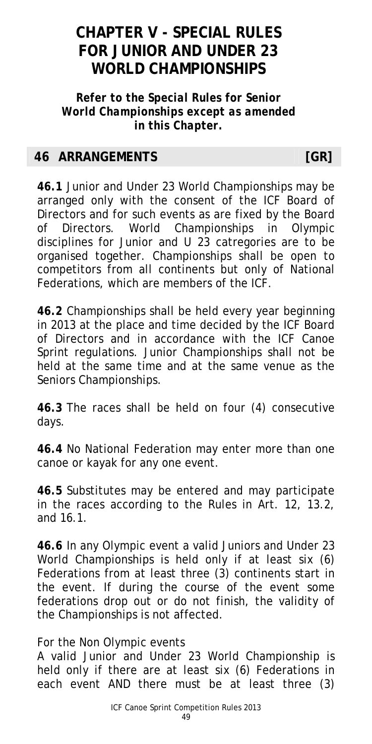# CHAPTER V - SPECIAL RULES FOR JUNIOR AND UNDER 23 WORLD CHAMPIONSHIPS

***Refer to the Special Rules for Senior World Championships except as amended in this Chapter.***

## 46 ARRANGEMENTS [GR]

**46.1** Junior and Under 23 World Championships may be arranged only with the consent of the ICF Board of Directors and for such events as are fixed by the Board of Directors. World Championships in Olympic disciplines for Junior and U 23 catregories are to be organised together. Championships shall be open to competitors from all continents but only of National Federations, which are members of the ICF.

**46.2** Championships shall be held every year beginning in 2013 at the place and time decided by the ICF Board of Directors and in accordance with the ICF Canoe Sprint regulations. Junior Championships shall not be held at the same time and at the same venue as the Seniors Championships.

**46.3** The races shall be held on four (4) consecutive days.

**46.4** No National Federation may enter more than one canoe or kayak for any one event.

**46.5** Substitutes may be entered and may participate in the races according to the Rules in Art. 12, 13.2, and 16.1.

**46.6** In any Olympic event a valid Juniors and Under 23 World Championships is held only if at least six (6) Federations from at least three (3) continents start in the event. If during the course of the event some federations drop out or do not finish, the validity of the Championships is not affected.

For the Non Olympic events
A valid Junior and Under 23 World Championship is held only if there are at least six (6) Federations in each event AND there must be at least three (3)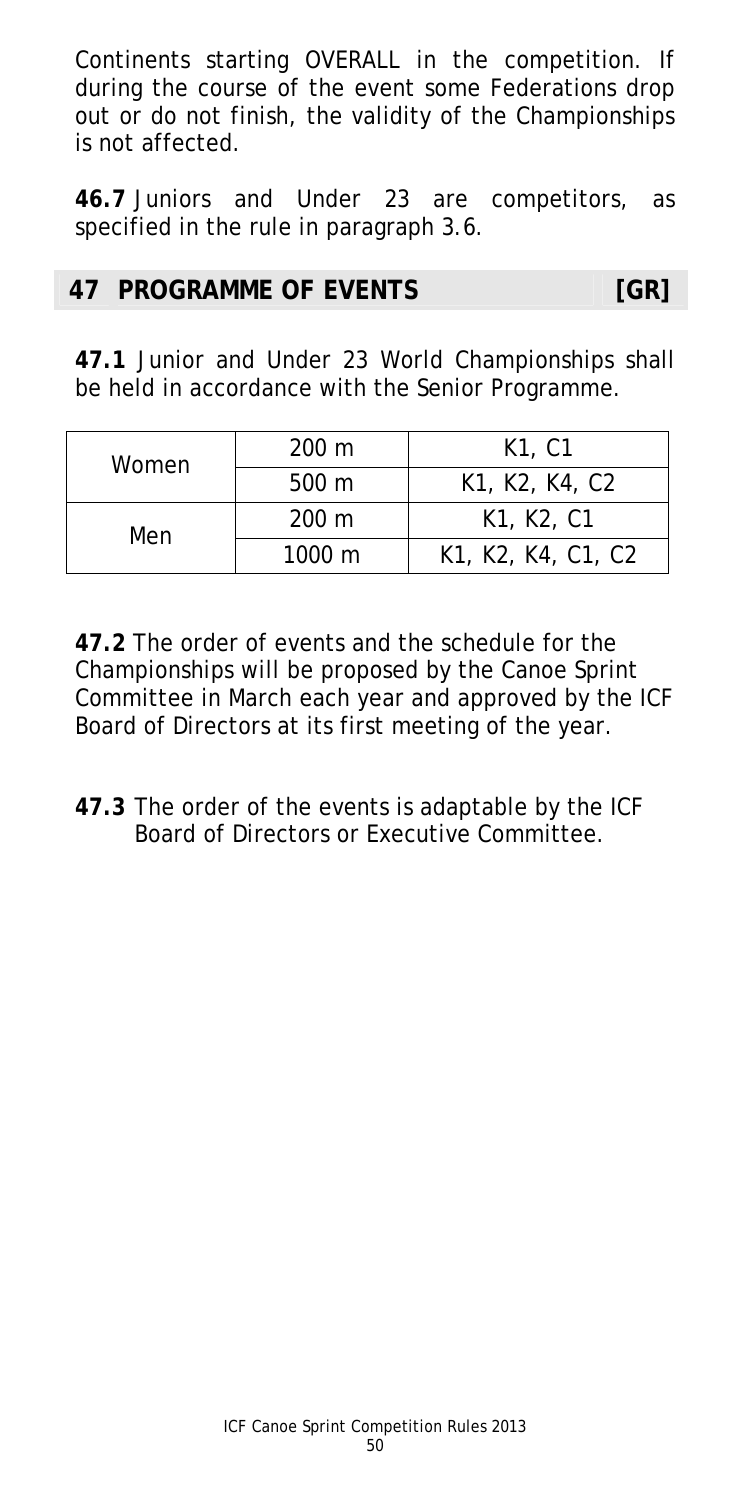Continents starting OVERALL in the competition. If during the course of the event some Federations drop out or do not finish, the validity of the Championships is not affected.

**46.7** Juniors and Under 23 are competitors, as specified in the rule in paragraph 3.6.

## 47 PROGRAMME OF EVENTS [GR]

**47.1** Junior and Under 23 World Championships shall be held in accordance with the Senior Programme.

| Women | 200 m | K1, C1 |
|---|---|---|
| | 500 m | K1, K2, K4, C2 |
| Men | 200 m | K1, K2, C1 |
| | 1000 m | K1, K2, K4, C1, C2 |

**47.2** The order of events and the schedule for the Championships will be proposed by the Canoe Sprint Committee in March each year and approved by the ICF Board of Directors at its first meeting of the year.

**47.3** The order of the events is adaptable by the ICF Board of Directors or Executive Committee.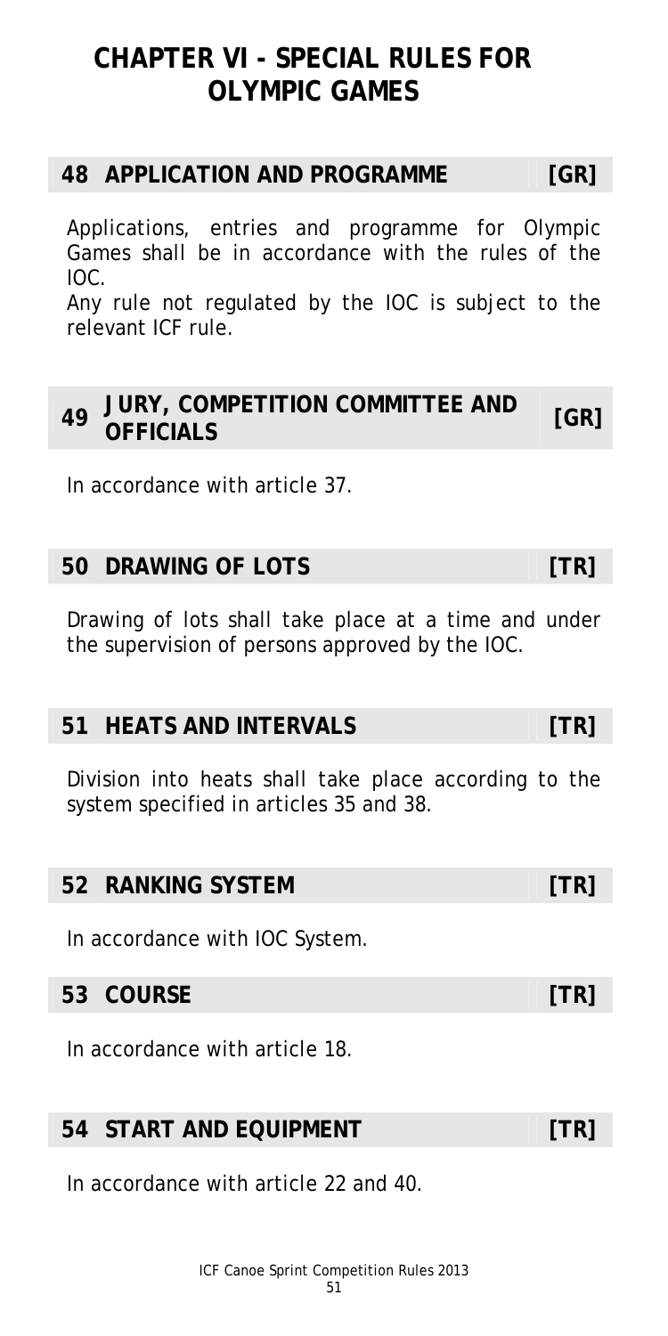# CHAPTER VI - SPECIAL RULES FOR OLYMPIC GAMES

## 48 APPLICATION AND PROGRAMME [GR]

Applications, entries and programme for Olympic Games shall be in accordance with the rules of the IOC.

Any rule not regulated by the IOC is subject to the relevant ICF rule.

## 49 JURY, COMPETITION COMMITTEE AND OFFICIALS [GR]

In accordance with article 37.

## 50 DRAWING OF LOTS [TR]

Drawing of lots shall take place at a time and under the supervision of persons approved by the IOC.

## 51 HEATS AND INTERVALS [TR]

Division into heats shall take place according to the system specified in articles 35 and 38.

## 52 RANKING SYSTEM [TR]

In accordance with IOC System.

## 53 COURSE [TR]

In accordance with article 18.

## 54 START AND EQUIPMENT [TR]

In accordance with article 22 and 40.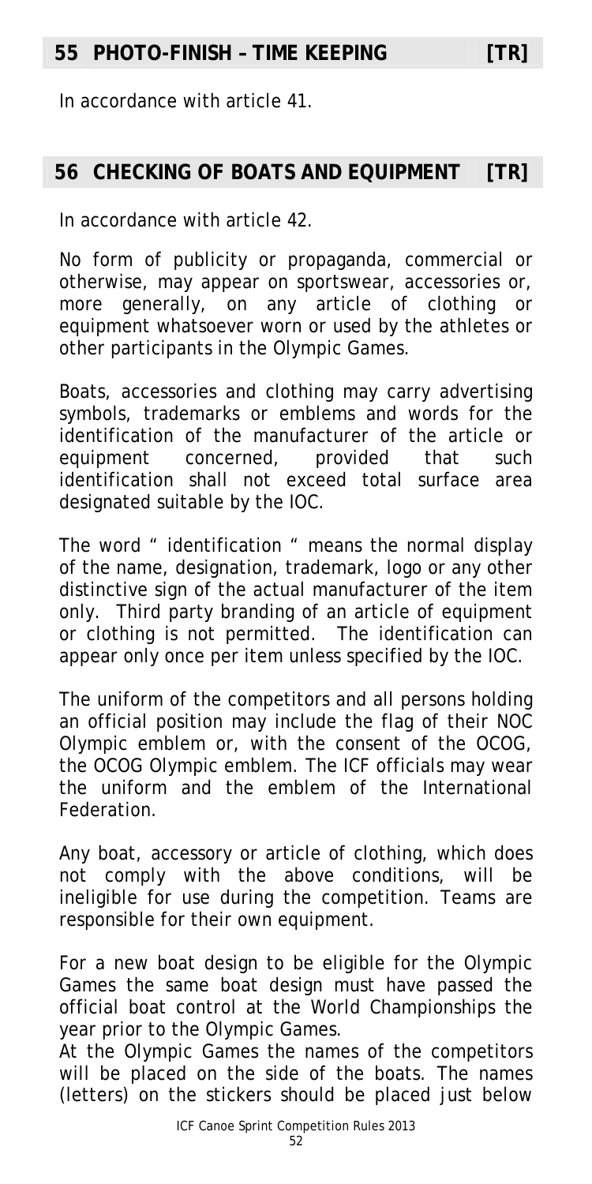## 55 PHOTO-FINISH – TIME KEEPING [TR]

In accordance with article 41.

## 56 CHECKING OF BOATS AND EQUIPMENT [TR]

In accordance with article 42.

No form of publicity or propaganda, commercial or otherwise, may appear on sportswear, accessories or, more generally, on any article of clothing or equipment whatsoever worn or used by the athletes or other participants in the Olympic Games.

Boats, accessories and clothing may carry advertising symbols, trademarks or emblems and words for the identification of the manufacturer of the article or equipment concerned, provided that such identification shall not exceed total surface area designated suitable by the IOC.

The word " identification " means the normal display of the name, designation, trademark, logo or any other distinctive sign of the actual manufacturer of the item only. Third party branding of an article of equipment or clothing is not permitted. The identification can appear only once per item unless specified by the IOC.

The uniform of the competitors and all persons holding an official position may include the flag of their NOC Olympic emblem or, with the consent of the OCOG, the OCOG Olympic emblem. The ICF officials may wear the uniform and the emblem of the International Federation.

Any boat, accessory or article of clothing, which does not comply with the above conditions, will be ineligible for use during the competition. Teams are responsible for their own equipment.

For a new boat design to be eligible for the Olympic Games the same boat design must have passed the official boat control at the World Championships the year prior to the Olympic Games.

At the Olympic Games the names of the competitors will be placed on the side of the boats. The names (letters) on the stickers should be placed just below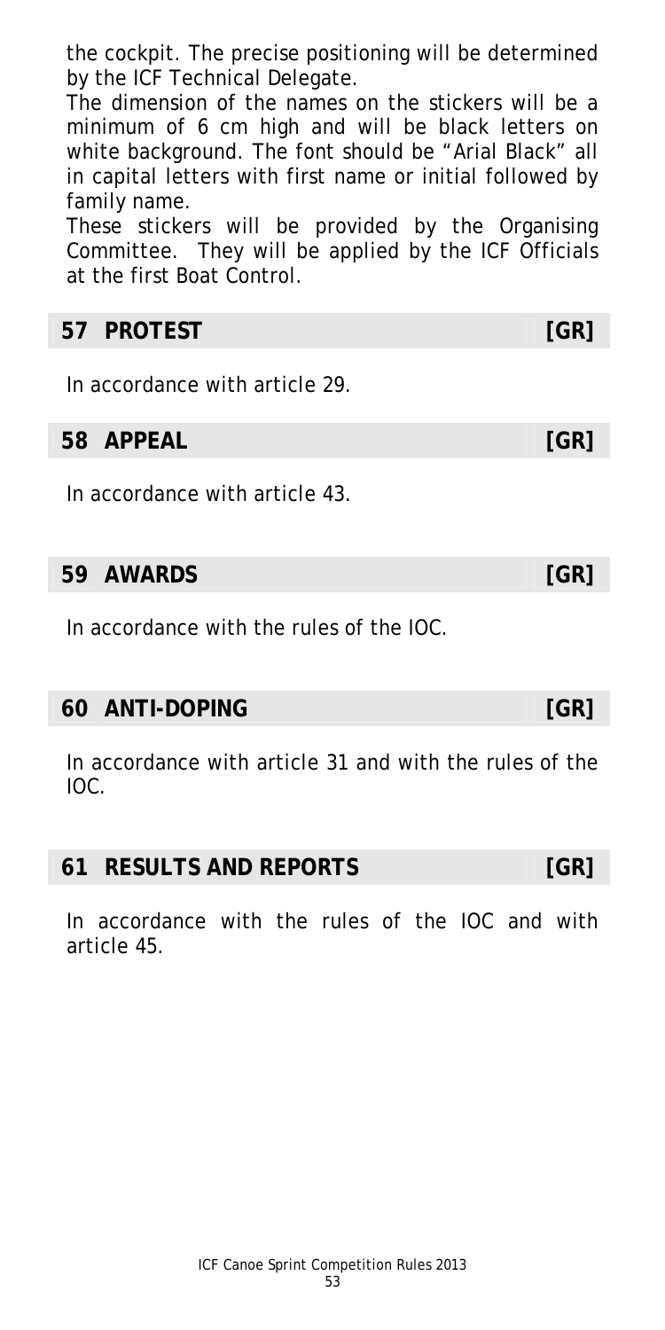the cockpit. The precise positioning will be determined by the ICF Technical Delegate.

The dimension of the names on the stickers will be a minimum of 6 cm high and will be black letters on white background. The font should be "Arial Black" all in capital letters with first name or initial followed by family name.

These stickers will be provided by the Organising Committee. They will be applied by the ICF Officials at the first Boat Control.

## 57 PROTEST [GR]

In accordance with article 29.

## 58 APPEAL [GR]

In accordance with article 43.

## 59 AWARDS [GR]

In accordance with the rules of the IOC.

## 60 ANTI-DOPING [GR]

In accordance with article 31 and with the rules of the IOC.

## 61 RESULTS AND REPORTS [GR]

In accordance with the rules of the IOC and with article 45.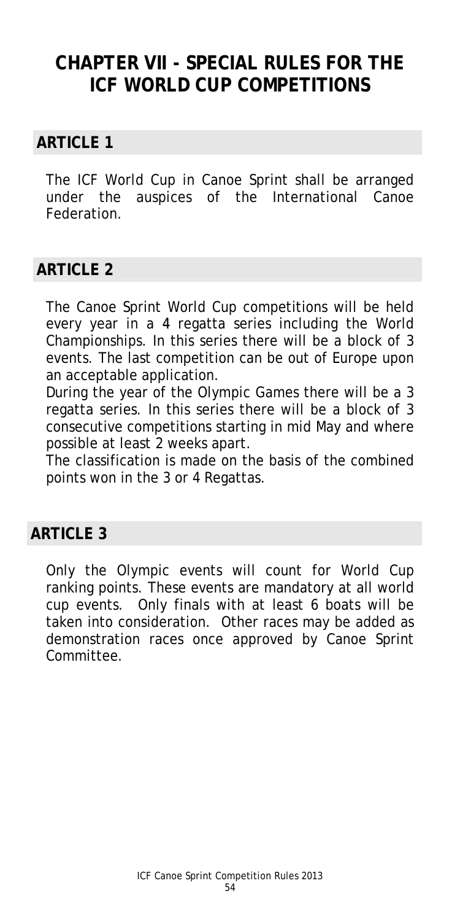# CHAPTER VII - SPECIAL RULES FOR THE ICF WORLD CUP COMPETITIONS

## ARTICLE 1

The ICF World Cup in Canoe Sprint shall be arranged under the auspices of the International Canoe Federation.

## ARTICLE 2

The Canoe Sprint World Cup competitions will be held every year in a 4 regatta series including the World Championships. In this series there will be a block of 3 events. The last competition can be out of Europe upon an acceptable application.

During the year of the Olympic Games there will be a 3 regatta series. In this series there will be a block of 3 consecutive competitions starting in mid May and where possible at least 2 weeks apart.

The classification is made on the basis of the combined points won in the 3 or 4 Regattas.

## ARTICLE 3

Only the Olympic events will count for World Cup ranking points. These events are mandatory at all world cup events. Only finals with at least 6 boats will be taken into consideration. Other races may be added as demonstration races once approved by Canoe Sprint Committee.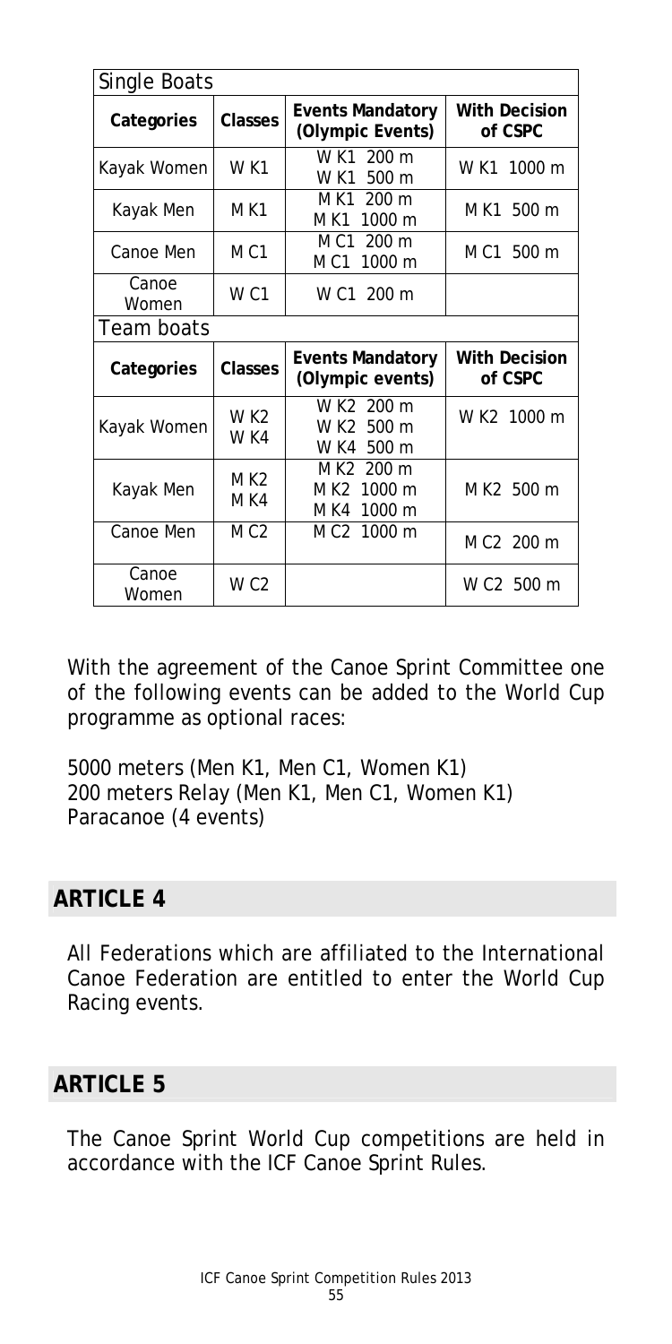| Single Boats | | | |
|---|---|---|---|
| **Categories** | **Classes** | **Events Mandatory (Olympic Events)** | **With Decision of CSPC** |
| Kayak Women | W K1 | W K1 200 m<br>W K1 500 m | W K1 1000 m |
| Kayak Men | M K1 | M K1 200 m<br>M K1 1000 m | M K1 500 m |
| Canoe Men | M C1 | M C1 200 m<br>M C1 1000 m | M C1 500 m |
| Canoe Women | W C1 | W C1 200 m | |
| **Team boats** | | | |
| **Categories** | **Classes** | **Events Mandatory (Olympic events)** | **With Decision of CSPC** |
| Kayak Women | W K2<br>W K4 | W K2 200 m<br>W K2 500 m<br>W K4 500 m | W K2 1000 m |
| Kayak Men | M K2<br>M K4 | M K2 200 m<br>M K2 1000 m<br>M K4 1000 m | M K2 500 m |
| Canoe Men | M C2 | M C2 1000 m | M C2 200 m |
| Canoe Women | W C2 | | W C2 500 m |

With the agreement of the Canoe Sprint Committee one of the following events can be added to the World Cup programme as optional races:

5000 meters (Men K1, Men C1, Women K1)
200 meters Relay (Men K1, Men C1, Women K1)
Paracanoe (4 events)

## ARTICLE 4

All Federations which are affiliated to the International Canoe Federation are entitled to enter the World Cup Racing events.

## ARTICLE 5

The Canoe Sprint World Cup competitions are held in accordance with the ICF Canoe Sprint Rules.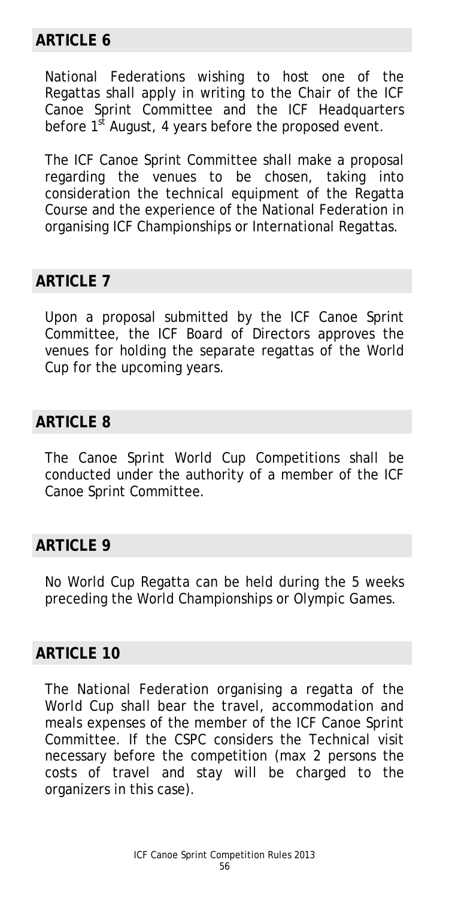## ARTICLE 6

National Federations wishing to host one of the Regattas shall apply in writing to the Chair of the ICF Canoe Sprint Committee and the ICF Headquarters before 1st August, 4 years before the proposed event.

The ICF Canoe Sprint Committee shall make a proposal regarding the venues to be chosen, taking into consideration the technical equipment of the Regatta Course and the experience of the National Federation in organising ICF Championships or International Regattas.

## ARTICLE 7

Upon a proposal submitted by the ICF Canoe Sprint Committee, the ICF Board of Directors approves the venues for holding the separate regattas of the World Cup for the upcoming years.

## ARTICLE 8

The Canoe Sprint World Cup Competitions shall be conducted under the authority of a member of the ICF Canoe Sprint Committee.

## ARTICLE 9

No World Cup Regatta can be held during the 5 weeks preceding the World Championships or Olympic Games.

## ARTICLE 10

The National Federation organising a regatta of the World Cup shall bear the travel, accommodation and meals expenses of the member of the ICF Canoe Sprint Committee. If the CSPC considers the Technical visit necessary before the competition (max 2 persons the costs of travel and stay will be charged to the organizers in this case).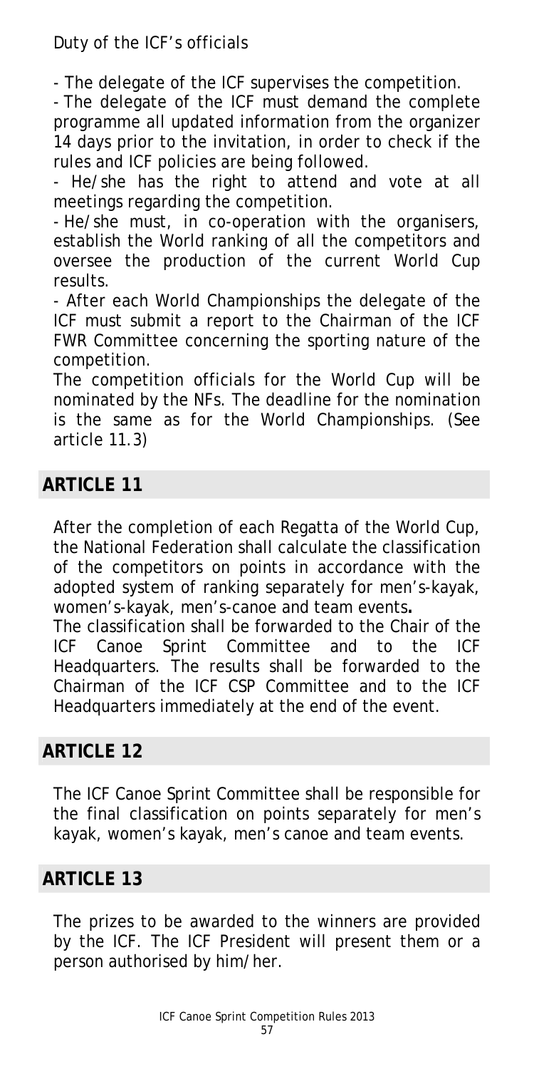Duty of the ICF's officials

- The delegate of the ICF supervises the competition.
- The delegate of the ICF must demand the complete programme all updated information from the organizer 14 days prior to the invitation, in order to check if the rules and ICF policies are being followed.
- He/she has the right to attend and vote at all meetings regarding the competition.
- He/she must, in co-operation with the organisers, establish the World ranking of all the competitors and oversee the production of the current World Cup results.
- After each World Championships the delegate of the ICF must submit a report to the Chairman of the ICF FWR Committee concerning the sporting nature of the competition.

The competition officials for the World Cup will be nominated by the NFs. The deadline for the nomination is the same as for the World Championships. (See article 11.3)

## ARTICLE 11

After the completion of each Regatta of the World Cup, the National Federation shall calculate the classification of the competitors on points in accordance with the adopted system of ranking separately for men's-kayak, women's-kayak, men's-canoe and team events**.**

The classification shall be forwarded to the Chair of the ICF Canoe Sprint Committee and to the ICF Headquarters. The results shall be forwarded to the Chairman of the ICF CSP Committee and to the ICF Headquarters immediately at the end of the event.

## ARTICLE 12

The ICF Canoe Sprint Committee shall be responsible for the final classification on points separately for men's kayak, women's kayak, men's canoe and team events.

## ARTICLE 13

The prizes to be awarded to the winners are provided by the ICF. The ICF President will present them or a person authorised by him/her.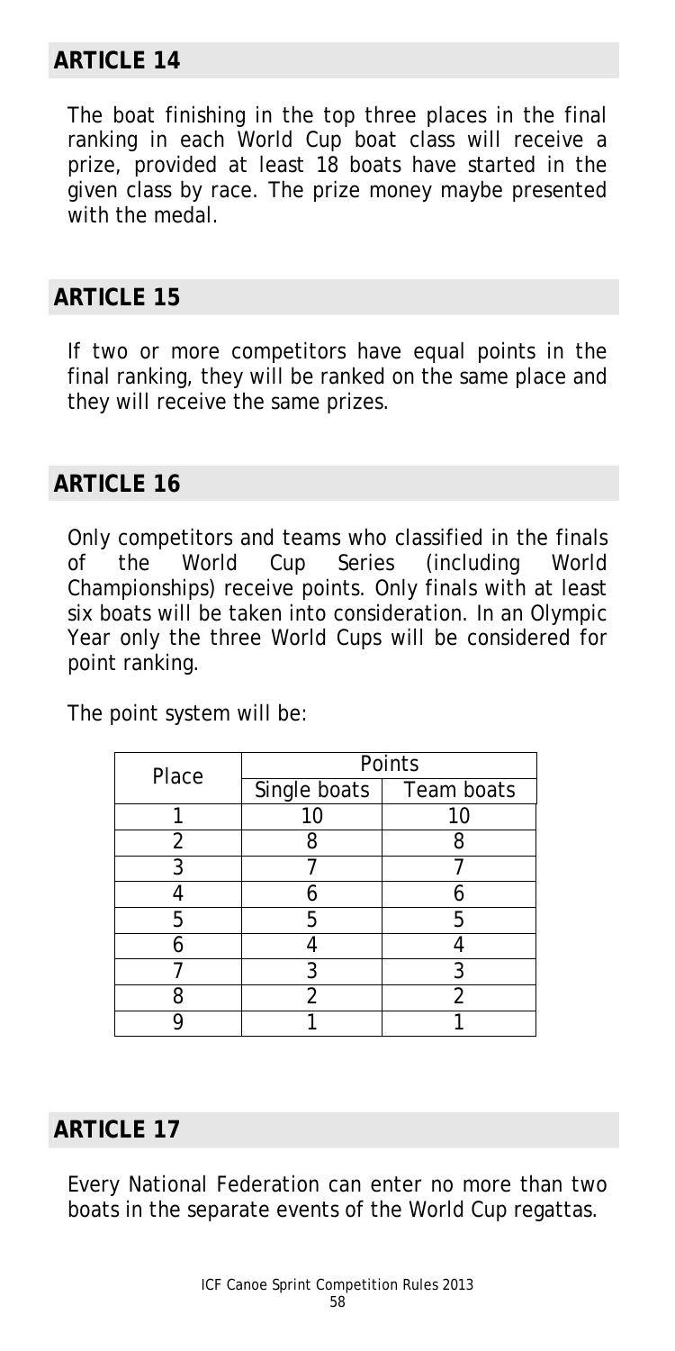## ARTICLE 14

The boat finishing in the top three places in the final ranking in each World Cup boat class will receive a prize, provided at least 18 boats have started in the given class by race. The prize money maybe presented with the medal.

## ARTICLE 15

If two or more competitors have equal points in the final ranking, they will be ranked on the same place and they will receive the same prizes.

## ARTICLE 16

Only competitors and teams who classified in the finals of the World Cup Series (including World Championships) receive points. Only finals with at least six boats will be taken into consideration. In an Olympic Year only the three World Cups will be considered for point ranking.

The point system will be:

| Place | Points | |
|---|---|---|
| | Single boats | Team boats |
| 1 | 10 | 10 |
| 2 | 8 | 8 |
| 3 | 7 | 7 |
| 4 | 6 | 6 |
| 5 | 5 | 5 |
| 6 | 4 | 4 |
| 7 | 3 | 3 |
| 8 | 2 | 2 |
| 9 | 1 | 1 |

## ARTICLE 17

Every National Federation can enter no more than two boats in the separate events of the World Cup regattas.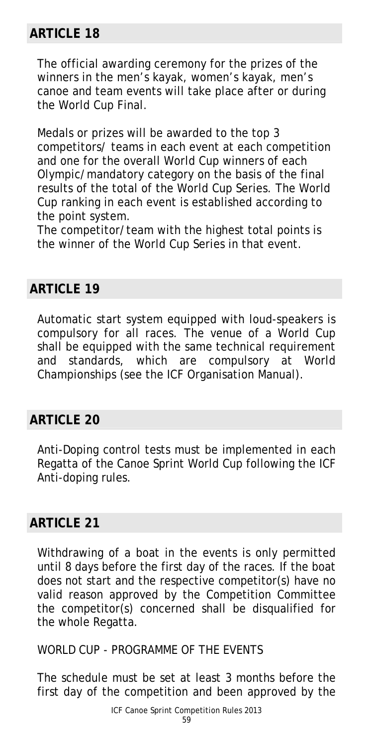## ARTICLE 18

The official awarding ceremony for the prizes of the winners in the men's kayak, women's kayak, men's canoe and team events will take place after or during the World Cup Final.

Medals or prizes will be awarded to the top 3 competitors/ teams in each event at each competition and one for the overall World Cup winners of each Olympic/mandatory category on the basis of the final results of the total of the World Cup Series. The World Cup ranking in each event is established according to the point system.
The competitor/team with the highest total points is the winner of the World Cup Series in that event.

## ARTICLE 19

Automatic start system equipped with loud-speakers is compulsory for all races. The venue of a World Cup shall be equipped with the same technical requirement and standards, which are compulsory at World Championships (see the ICF Organisation Manual).

## ARTICLE 20

Anti-Doping control tests must be implemented in each Regatta of the Canoe Sprint World Cup following the ICF Anti-doping rules.

## ARTICLE 21

Withdrawing of a boat in the events is only permitted until 8 days before the first day of the races. If the boat does not start and the respective competitor(s) have no valid reason approved by the Competition Committee the competitor(s) concerned shall be disqualified for the whole Regatta.

WORLD CUP - PROGRAMME OF THE EVENTS

The schedule must be set at least 3 months before the first day of the competition and been approved by the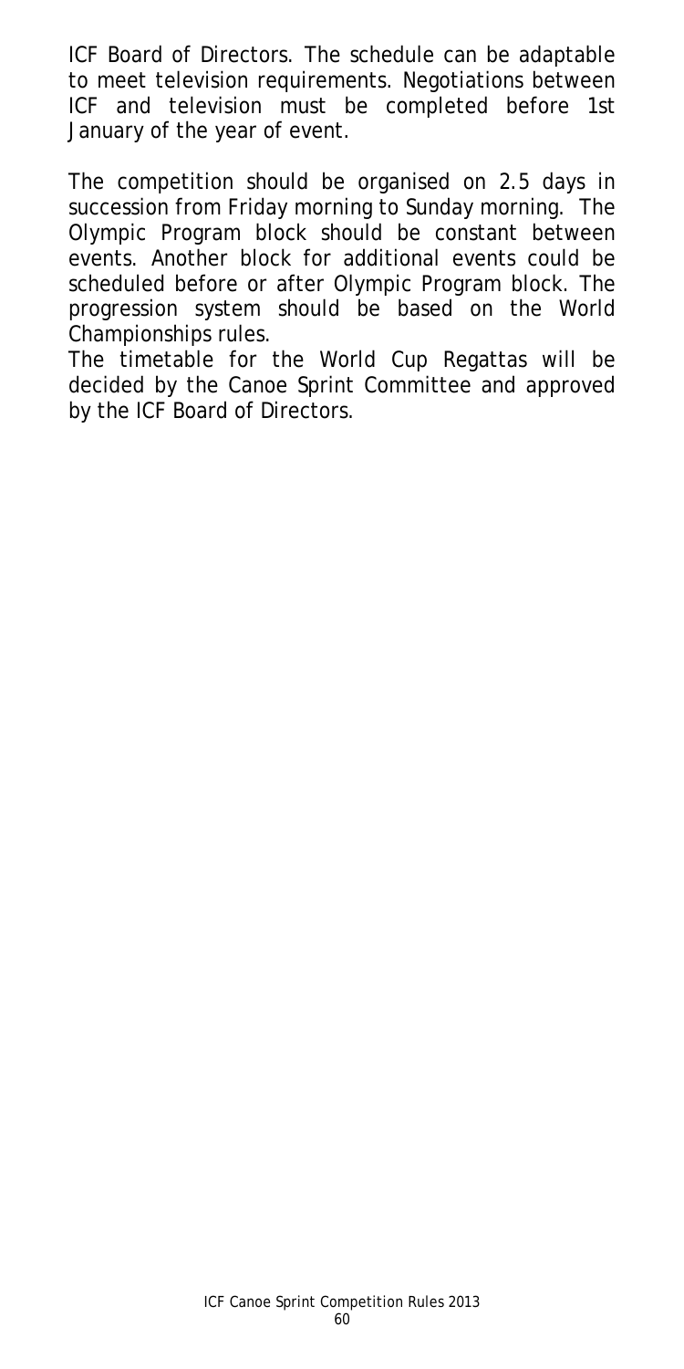ICF Board of Directors. The schedule can be adaptable to meet television requirements. Negotiations between ICF and television must be completed before 1st January of the year of event.

The competition should be organised on 2.5 days in succession from Friday morning to Sunday morning. The Olympic Program block should be constant between events. Another block for additional events could be scheduled before or after Olympic Program block. The progression system should be based on the World Championships rules.

The timetable for the World Cup Regattas will be decided by the Canoe Sprint Committee and approved by the ICF Board of Directors.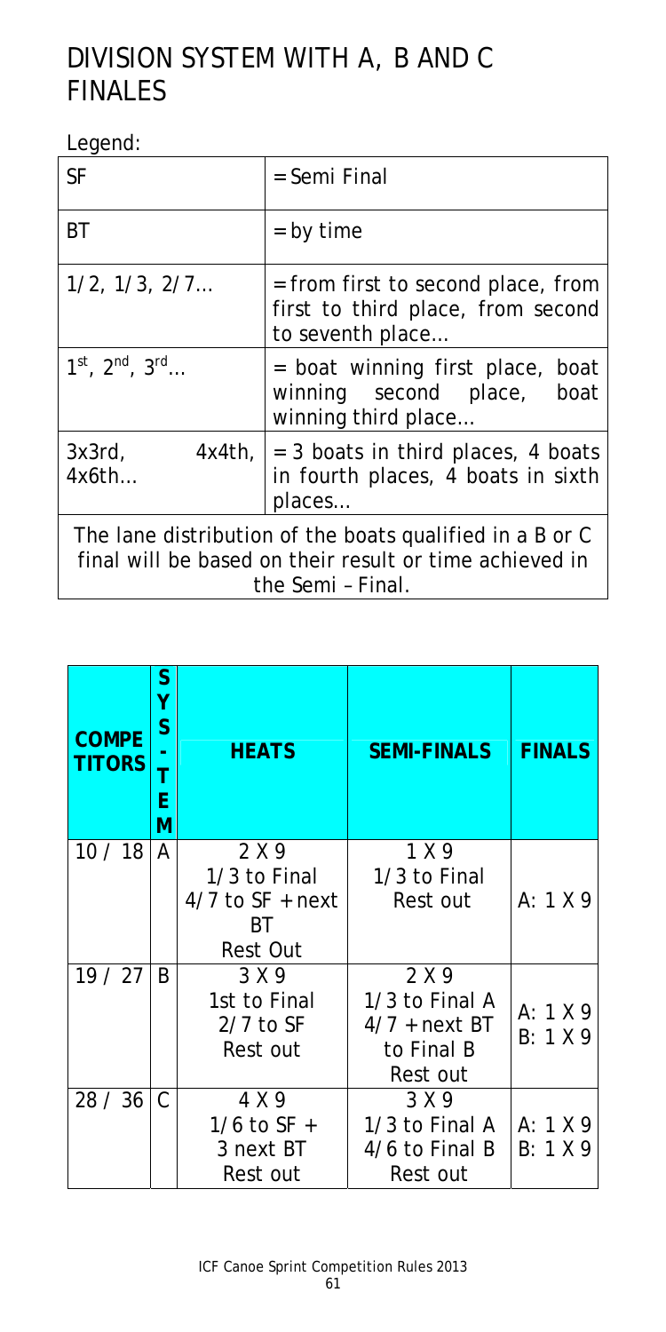# DIVISION SYSTEM WITH A, B AND C FINALES

Legend:

| SF | = Semi Final |
|---|---|
| BT | = by time |
| 1/2, 1/3, 2/7… | = from first to second place, from first to third place, from second to seventh place… |
| 1st, 2nd, 3rd… | = boat winning first place, boat winning second place, boat winning third place… |
| 3x3rd, 4x4th, 4x6th… | = 3 boats in third places, 4 boats in fourth places, 4 boats in sixth places… |
| The lane distribution of the boats qualified in a B or C final will be based on their result or time achieved in the Semi – Final. | |

| COMPETITORS | SYSTEM | HEATS | SEMI-FINALS | FINALS |
|---|---|---|---|---|
| 10 / 18 | A | 2 X 9<br>1/3 to Final<br>4/7 to SF + next BT<br>Rest Out | 1 X 9<br>1/3 to Final<br>Rest out | A: 1 X 9 |
| 19 / 27 | B | 3 X 9<br>1st to Final<br>2/7 to SF<br>Rest out | 2 X 9<br>1/3 to Final A<br>4/7 + next BT to Final B<br>Rest out | A: 1 X 9<br>B: 1 X 9 |
| 28 / 36 | C | 4 X 9<br>1/6 to SF +<br>3 next BT<br>Rest out | 3 X 9<br>1/3 to Final A<br>4/6 to Final B<br>Rest out | A: 1 X 9<br>B: 1 X 9 |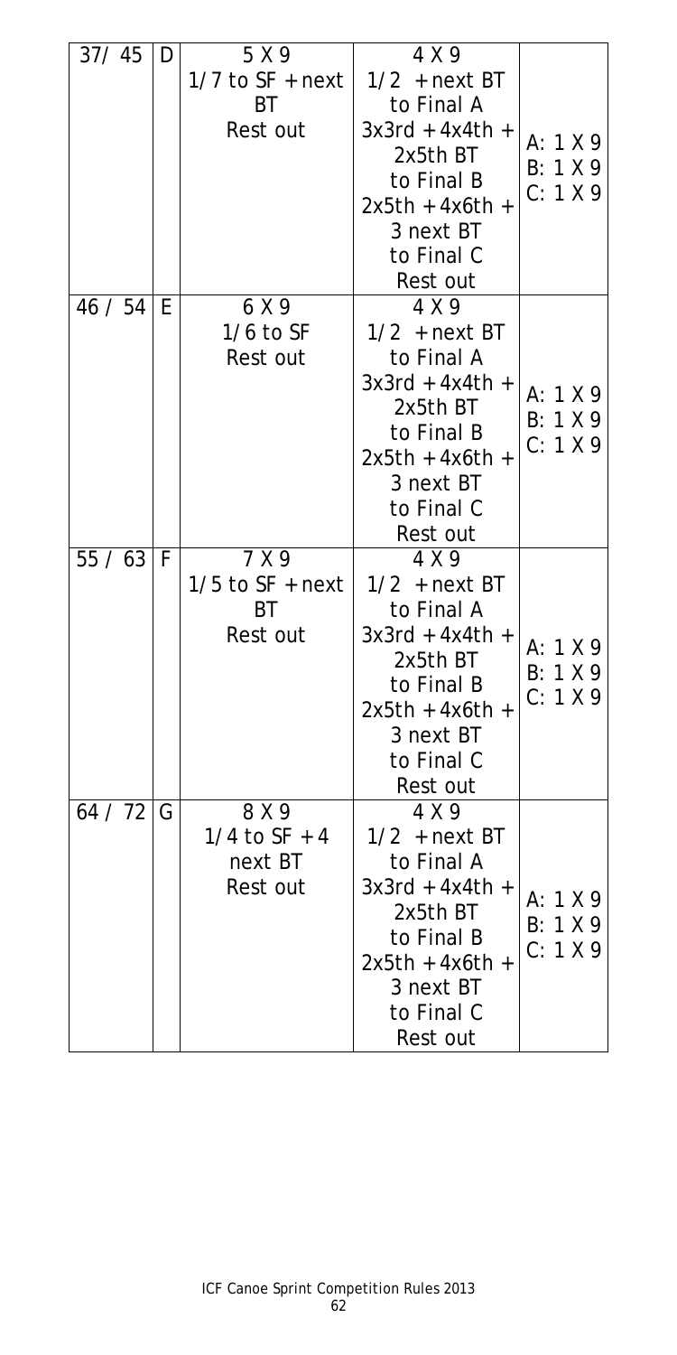| | | | | |
|---|---|---|---|---|
| 37/ 45 | D | 5 X 9<br>1/7 to SF + next BT<br>Rest out | 4 X 9<br>1/2 + next BT to Final A<br>3x3rd + 4x4th + 2x5th BT to Final B<br>2x5th + 4x6th + 3 next BT to Final C<br>Rest out | A: 1 X 9<br>B: 1 X 9<br>C: 1 X 9 |
| 46 / 54 | E | 6 X 9<br>1/6 to SF<br>Rest out | 4 X 9<br>1/2 + next BT to Final A<br>3x3rd + 4x4th + 2x5th BT to Final B<br>2x5th + 4x6th + 3 next BT to Final C<br>Rest out | A: 1 X 9<br>B: 1 X 9<br>C: 1 X 9 |
| 55 / 63 | F | 7 X 9<br>1/5 to SF + next BT<br>Rest out | 4 X 9<br>1/2 + next BT to Final A<br>3x3rd + 4x4th + 2x5th BT to Final B<br>2x5th + 4x6th + 3 next BT to Final C<br>Rest out | A: 1 X 9<br>B: 1 X 9<br>C: 1 X 9 |
| 64 / 72 | G | 8 X 9<br>1/4 to SF + 4 next BT<br>Rest out | 4 X 9<br>1/2 + next BT to Final A<br>3x3rd + 4x4th + 2x5th BT to Final B<br>2x5th + 4x6th + 3 next BT to Final C<br>Rest out | A: 1 X 9<br>B: 1 X 9<br>C: 1 X 9 |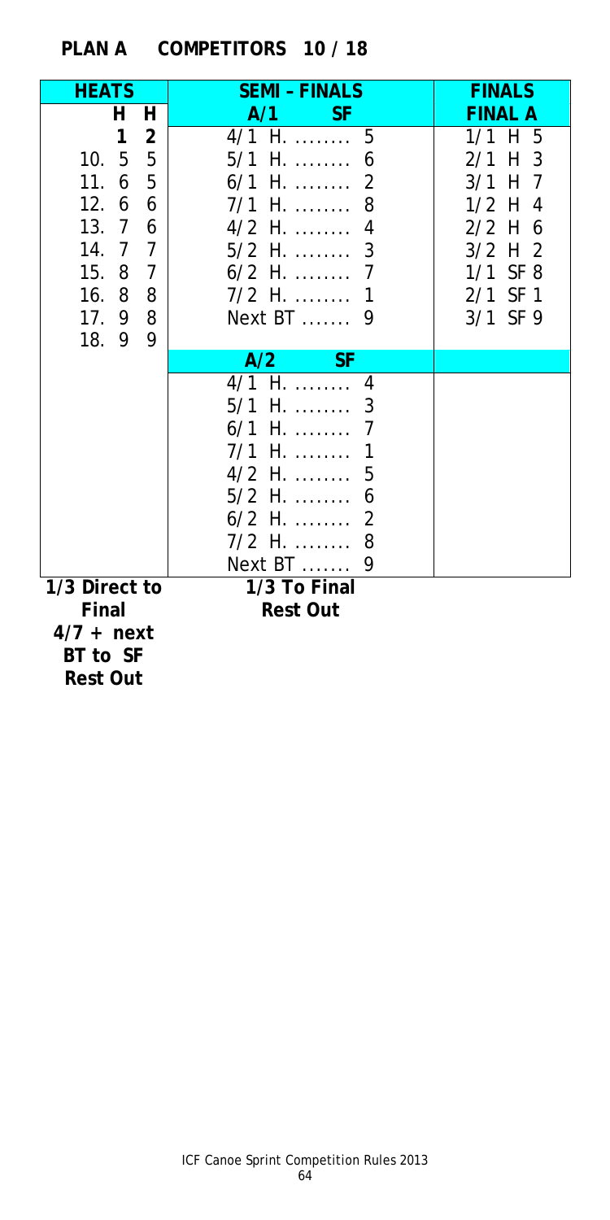## PLAN A COMPETITORS 10 / 18

| HEATS | | | SEMI – FINALS | FINALS |
|---|---|---|---|---|
| | **H** | **H** | **A/1 SF** | **FINAL A** |
| | **1** | **2** | 4/1 H. ........ 5 | 1/1 H 5 |
| 10. | 5 | 5 | 5/1 H. ........ 6 | 2/1 H 3 |
| 11. | 6 | 5 | 6/1 H. ........ 2 | 3/1 H 7 |
| 12. | 6 | 6 | 7/1 H. ........ 8 | 1/2 H 4 |
| 13. | 7 | 6 | 4/2 H. ........ 4 | 2/2 H 6 |
| 14. | 7 | 7 | 5/2 H. ........ 3 | 3/2 H 2 |
| 15. | 8 | 7 | 6/2 H. ........ 7 | 1/1 SF 8 |
| 16. | 8 | 8 | 7/2 H. ........ 1 | 2/1 SF 1 |
| 17. | 9 | 8 | Next BT ....... 9 | 3/1 SF 9 |
| 18. | 9 | 9 | | |
| | | | **A/2 SF** | |
| | | | 4/1 H. ........ 4 | |
| | | | 5/1 H. ........ 3 | |
| | | | 6/1 H. ........ 7 | |
| | | | 7/1 H. ........ 1 | |
| | | | 4/2 H. ........ 5 | |
| | | | 5/2 H. ........ 6 | |
| | | | 6/2 H. ........ 2 | |
| | | | 7/2 H. ........ 8 | |
| | | | Next BT ....... 9 | |

**1/3 Direct to Final**
**4/7 + next BT to SF**
**Rest Out**

**1/3 To Final**
**Rest Out**

ICF Canoe Sprint Competition Rules 2013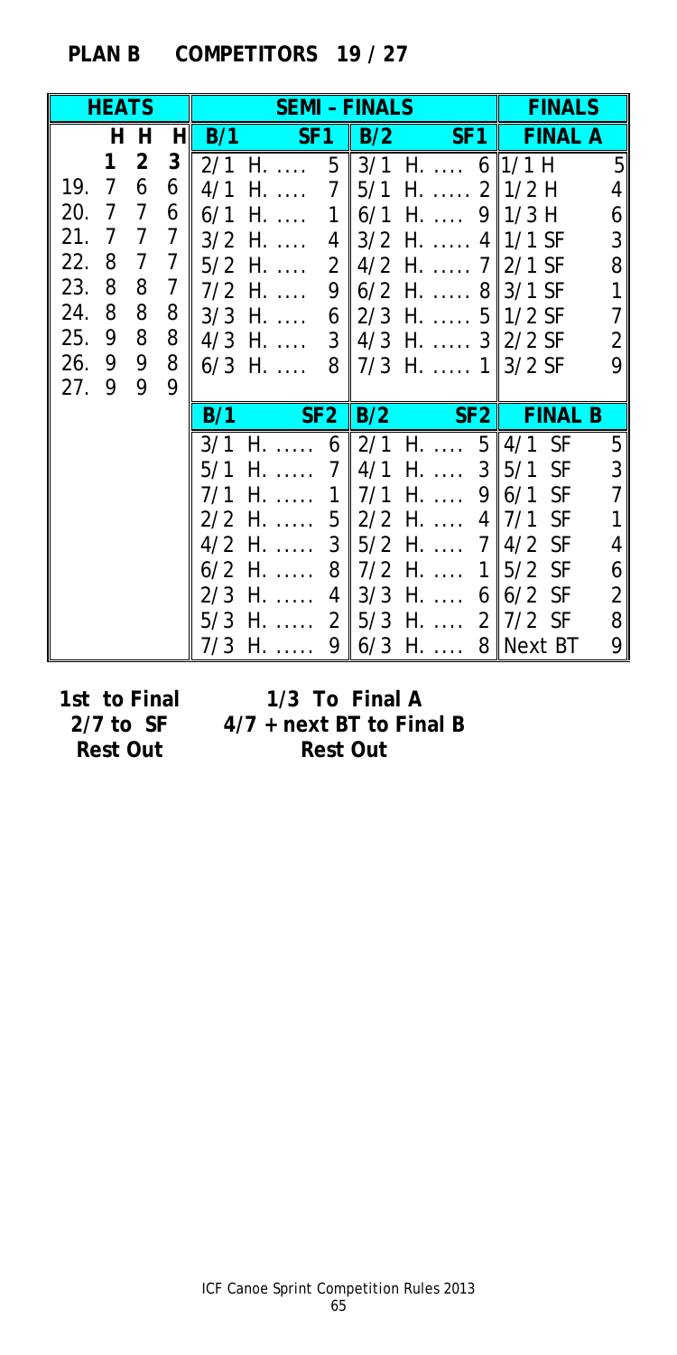## PLAN B COMPETITORS 19 / 27

| HEATS | | | | SEMI – FINALS | | | | FINALS | |
|---|---|---|---|---|---|---|---|---|---|
| | H 1 | H 2 | H 3 | B/1 | SF1 | B/2 | SF1 | FINAL A | |
| 19. | 7 | 6 | 6 | 2/1 H. .... | 5 | 3/1 H. .... | 6 | 1/1 H | 5 |
| 20. | 7 | 7 | 6 | 4/1 H. .... | 7 | 5/1 H. ..... | 2 | 1/2 H | 4 |
| 21. | 7 | 7 | 7 | 6/1 H. .... | 1 | 6/1 H. .... | 9 | 1/3 H | 6 |
| 22. | 8 | 7 | 7 | 3/2 H. .... | 4 | 3/2 H. ..... | 4 | 1/1 SF | 3 |
| 23. | 8 | 8 | 7 | 5/2 H. .... | 2 | 4/2 H. ..... | 7 | 2/1 SF | 8 |
| 24. | 8 | 8 | 8 | 7/2 H. .... | 9 | 6/2 H. ..... | 8 | 3/1 SF | 1 |
| 25. | 9 | 8 | 8 | 3/3 H. .... | 6 | 2/3 H. ..... | 5 | 1/2 SF | 7 |
| 26. | 9 | 9 | 8 | 4/3 H. .... | 3 | 4/3 H. ..... | 3 | 2/2 SF | 2 |
| 27. | 9 | 9 | 9 | 6/3 H. .... | 8 | 7/3 H. ..... | 1 | 3/2 SF | 9 |
| | | | | B/1 | SF2 | B/2 | SF2 | FINAL B | |
| | | | | 3/1 H. ..... | 6 | 2/1 H. .... | 5 | 4/1 SF | 5 |
| | | | | 5/1 H. ..... | 7 | 4/1 H. .... | 3 | 5/1 SF | 3 |
| | | | | 7/1 H. ..... | 1 | 7/1 H. .... | 9 | 6/1 SF | 7 |
| | | | | 2/2 H. ..... | 5 | 2/2 H. .... | 4 | 7/1 SF | 1 |
| | | | | 4/2 H. ..... | 3 | 5/2 H. .... | 7 | 4/2 SF | 4 |
| | | | | 6/2 H. ..... | 8 | 7/2 H. .... | 1 | 5/2 SF | 6 |
| | | | | 2/3 H. ..... | 4 | 3/3 H. .... | 6 | 6/2 SF | 2 |
| | | | | 5/3 H. ..... | 2 | 5/3 H. .... | 2 | 7/2 SF | 8 |
| | | | | 7/3 H. ..... | 9 | 6/3 H. .... | 8 | Next BT | 9 |

**1st to Final** — **1/3 To Final A**
**2/7 to SF** — **4/7 + next BT to Final B**
**Rest Out** — **Rest Out**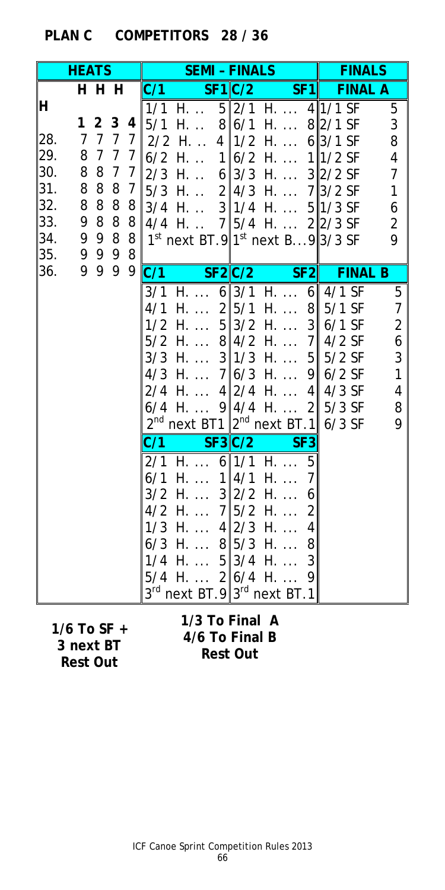## PLAN C COMPETITORS 28 / 36

| HEATS | | | | |
|---|---|---|---|---|
| H | H | H | H | H |
| | 1 | 2 | 3 | 4 |
| 28. | 7 | 7 | 7 | 7 |
| 29. | 8 | 7 | 7 | 7 |
| 30. | 8 | 8 | 7 | 7 |
| 31. | 8 | 8 | 8 | 7 |
| 32. | 8 | 8 | 8 | 8 |
| 33. | 9 | 8 | 8 | 8 |
| 34. | 9 | 9 | 8 | 8 |
| 35. | 9 | 9 | 9 | 8 |
| 36. | 9 | 9 | 9 | 9 |

**SEMI – FINALS / FINALS**

| C/1 SF1 | | C/2 SF1 | | FINAL A | |
|---|---|---|---|---|---|
| 1/1 H. .. | 5 | 2/1 H. … | 4 | 1/1 SF | 5 |
| 5/1 H. .. | 8 | 6/1 H. … | 8 | 2/1 SF | 3 |
| 2/2 H. .. | 4 | 1/2 H. … | 6 | 3/1 SF | 8 |
| 6/2 H. .. | 1 | 6/2 H. … | 1 | 1/2 SF | 4 |
| 2/3 H. .. | 6 | 3/3 H. … | 3 | 2/2 SF | 7 |
| 5/3 H. .. | 2 | 4/3 H. … | 7 | 3/2 SF | 1 |
| 3/4 H. .. | 3 | 1/4 H. … | 5 | 1/3 SF | 6 |
| 4/4 H. .. | 7 | 5/4 H. … | 2 | 2/3 SF | 2 |
| 1st next BT. | 9 | 1st next B… | 9 | 3/3 SF | 9 |

| C/1 SF2 | | C/2 SF2 | | FINAL B | |
|---|---|---|---|---|---|
| 3/1 H. … | 6 | 3/1 H. … | 6 | 4/1 SF | 5 |
| 4/1 H. … | 2 | 5/1 H. … | 8 | 5/1 SF | 7 |
| 1/2 H. … | 5 | 3/2 H. … | 3 | 6/1 SF | 2 |
| 5/2 H. … | 8 | 4/2 H. … | 7 | 4/2 SF | 6 |
| 3/3 H. … | 3 | 1/3 H. … | 5 | 5/2 SF | 3 |
| 4/3 H. … | 7 | 6/3 H. … | 9 | 6/2 SF | 1 |
| 2/4 H. … | 4 | 2/4 H. … | 4 | 4/3 SF | 4 |
| 6/4 H. … | 9 | 4/4 H. … | 2 | 5/3 SF | 8 |
| 2nd next BT | 1 | 2nd next BT. | 1 | 6/3 SF | 9 |

| C/1 SF3 | | C/2 SF3 | |
|---|---|---|---|
| 2/1 H. … | 6 | 1/1 H. … | 5 |
| 6/1 H. … | 1 | 4/1 H. … | 7 |
| 3/2 H. … | 3 | 2/2 H. … | 6 |
| 4/2 H. … | 7 | 5/2 H. … | 2 |
| 1/3 H. … | 4 | 2/3 H. … | 4 |
| 6/3 H. … | 8 | 5/3 H. … | 8 |
| 1/4 H. … | 5 | 3/4 H. … | 3 |
| 5/4 H. … | 2 | 6/4 H. … | 9 |
| 3rd next BT. | 9 | 3rd next BT. | 1 |

**1/6 To SF + 3 next BT Rest Out**

**1/3 To Final A 4/6 To Final B Rest Out**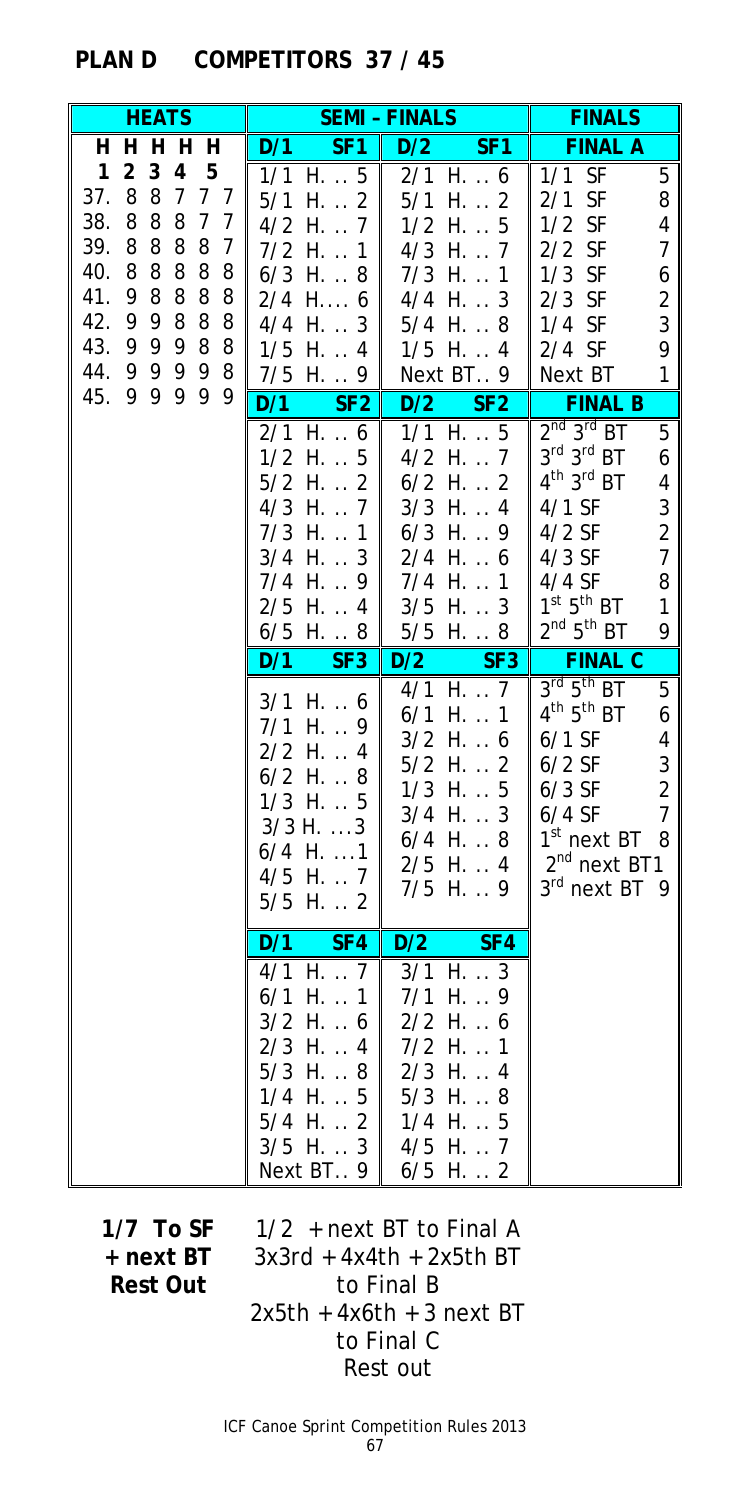## PLAN D    COMPETITORS 37 / 45

| HEATS | SEMI - FINALS | | FINALS |
|---|---|---|---|
| H H H H H | D/1 SF1 | D/2 SF1 | FINAL A |
| 1 2 3 4 5 | 1/1 H. . 5 | 2/1 H. . 6 | 1/1 SF 5 |
| 37. 8 8 7 7 7 | 5/1 H. . 2 | 5/1 H. . 2 | 2/1 SF 8 |
| 38. 8 8 8 7 7 | 4/2 H. . 7 | 1/2 H. . 5 | 1/2 SF 4 |
| 39. 8 8 8 8 7 | 7/2 H. . 1 | 4/3 H. . 7 | 2/2 SF 7 |
| 40. 8 8 8 8 8 | 6/3 H. . 8 | 7/3 H. . 1 | 1/3 SF 6 |
| 41. 9 8 8 8 8 | 2/4 H. . . 6 | 4/4 H. . 3 | 2/3 SF 2 |
| 42. 9 9 8 8 8 | 4/4 H. . 3 | 5/4 H. . 8 | 1/4 SF 3 |
| 43. 9 9 9 8 8 | 1/5 H. . 4 | 1/5 H. . 4 | 2/4 SF 9 |
| 44. 9 9 9 9 8 | 7/5 H. . 9 | Next BT. . 9 | Next BT 1 |
| 45. 9 9 9 9 9 | D/1 SF2 | D/2 SF2 | FINAL B |
| | 2/1 H. . 6 | 1/1 H. . 5 | 2nd 3rd BT 5 |
| | 1/2 H. . 5 | 4/2 H. . 7 | 3rd 3rd BT 6 |
| | 5/2 H. . 2 | 6/2 H. . 2 | 4th 3rd BT 4 |
| | 4/3 H. . 7 | 3/3 H. . 4 | 4/1 SF 3 |
| | 7/3 H. . 1 | 6/3 H. . 9 | 4/2 SF 2 |
| | 3/4 H. . 3 | 2/4 H. . 6 | 4/3 SF 7 |
| | 7/4 H. . 9 | 7/4 H. . 1 | 4/4 SF 8 |
| | 2/5 H. . 4 | 3/5 H. . 3 | 1st 5th BT 1 |
| | 6/5 H. . 8 | 5/5 H. . 8 | 2nd 5th BT 9 |
| | D/1 SF3 | D/2 SF3 | FINAL C |
| | 3/1 H. . 6 | 4/1 H. . 7 | 3rd 5th BT 5 |
| | 7/1 H. . 9 | 6/1 H. . 1 | 4th 5th BT 6 |
| | 2/2 H. . 4 | 3/2 H. . 6 | 6/1 SF 4 |
| | 6/2 H. . 8 | 5/2 H. . 2 | 6/2 SF 3 |
| | 1/3 H. . 5 | 1/3 H. . 5 | 6/3 SF 2 |
| | 3/3 H. . . 3 | 3/4 H. . 3 | 6/4 SF 7 |
| | 6/4 H. . . 1 | 6/4 H. . 8 | 1st next BT 8 |
| | 4/5 H. . 7 | 2/5 H. . 4 | 2nd next BT 1 |
| | 5/5 H. . 2 | 7/5 H. . 9 | 3rd next BT 9 |
| | D/1 SF4 | D/2 SF4 | |
| | 4/1 H. . 7 | 3/1 H. . 3 | |
| | 6/1 H. . 1 | 7/1 H. . 9 | |
| | 3/2 H. . 6 | 2/2 H. . 6 | |
| | 2/3 H. . 4 | 7/2 H. . 1 | |
| | 5/3 H. . 8 | 2/3 H. . 4 | |
| | 1/4 H. . 5 | 5/3 H. . 8 | |
| | 5/4 H. . 2 | 1/4 H. . 5 | |
| | 3/5 H. . 3 | 4/5 H. . 7 | |
| | Next BT. . 9 | 6/5 H. . 2 | |

**1/7 To SF**
**+ next BT**
**Rest Out**

1/2 + next BT to Final A
3x3rd + 4x4th + 2x5th BT to Final B
2x5th + 4x6th + 3 next BT to Final C
Rest out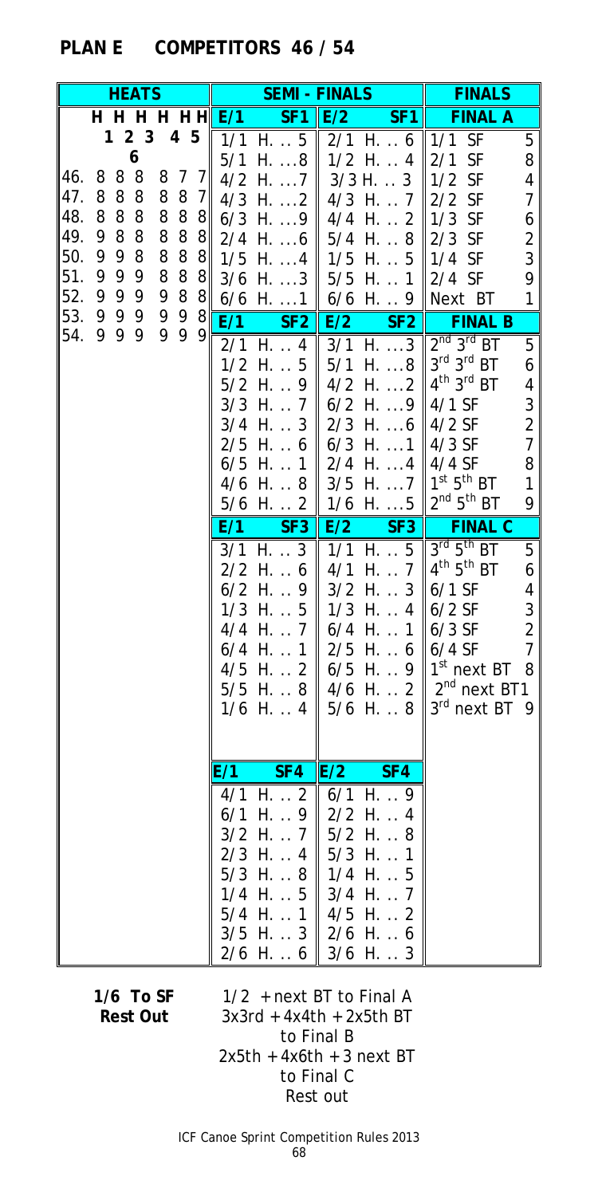# PLAN E COMPETITORS 46 / 54

## HEATS

| | H 1 | H 2 | H 3 | H 4 | H 5 | H 6 |
|---|---|---|---|---|---|---|
| 46. | 8 | 8 | 8 | 8 | 7 | 7 |
| 47. | 8 | 8 | 8 | 8 | 8 | 7 |
| 48. | 8 | 8 | 8 | 8 | 8 | 8 |
| 49. | 9 | 8 | 8 | 8 | 8 | 8 |
| 50. | 9 | 9 | 8 | 8 | 8 | 8 |
| 51. | 9 | 9 | 9 | 8 | 8 | 8 |
| 52. | 9 | 9 | 9 | 9 | 8 | 8 |
| 53. | 9 | 9 | 9 | 9 | 9 | 8 |
| 54. | 9 | 9 | 9 | 9 | 9 | 9 |

## SEMI - FINALS

| E/1 SF1 | E/2 SF1 |
|---|---|
| 1/1 H. .. 5 | 2/1 H. .. 6 |
| 5/1 H. ...8 | 1/2 H. .. 4 |
| 4/2 H. ...7 | 3/3 H. .. 3 |
| 4/3 H. ...2 | 4/3 H. .. 7 |
| 6/3 H. ...9 | 4/4 H. .. 2 |
| 2/4 H. ...6 | 5/4 H. .. 8 |
| 1/5 H. ...4 | 1/5 H. .. 5 |
| 3/6 H. ...3 | 5/5 H. .. 1 |
| 6/6 H. ...1 | 6/6 H. .. 9 |

| E/1 SF2 | E/2 SF2 |
|---|---|
| 2/1 H. .. 4 | 3/1 H. ...3 |
| 1/2 H. .. 5 | 5/1 H. ...8 |
| 5/2 H. .. 9 | 4/2 H. ...2 |
| 3/3 H. .. 7 | 6/2 H. ...9 |
| 3/4 H. .. 3 | 2/3 H. ...6 |
| 2/5 H. .. 6 | 6/3 H. ...1 |
| 6/5 H. .. 1 | 2/4 H. ...4 |
| 4/6 H. .. 8 | 3/5 H. ...7 |
| 5/6 H. .. 2 | 1/6 H. ...5 |

| E/1 SF3 | E/2 SF3 |
|---|---|
| 3/1 H. .. 3 | 1/1 H. .. 5 |
| 2/2 H. .. 6 | 4/1 H. .. 7 |
| 6/2 H. .. 9 | 3/2 H. .. 3 |
| 1/3 H. .. 5 | 1/3 H. .. 4 |
| 4/4 H. .. 7 | 6/4 H. .. 1 |
| 6/4 H. .. 1 | 2/5 H. .. 6 |
| 4/5 H. .. 2 | 6/5 H. .. 9 |
| 5/5 H. .. 8 | 4/6 H. .. 2 |
| 1/6 H. .. 4 | 5/6 H. .. 8 |

| E/1 SF4 | E/2 SF4 |
|---|---|
| 4/1 H. .. 2 | 6/1 H. .. 9 |
| 6/1 H. .. 9 | 2/2 H. .. 4 |
| 3/2 H. .. 7 | 5/2 H. .. 8 |
| 2/3 H. .. 4 | 5/3 H. .. 1 |
| 5/3 H. .. 8 | 1/4 H. .. 5 |
| 1/4 H. .. 5 | 3/4 H. .. 7 |
| 5/4 H. .. 1 | 4/5 H. .. 2 |
| 3/5 H. .. 3 | 2/6 H. .. 6 |
| 2/6 H. .. 6 | 3/6 H. .. 3 |

## FINALS

| FINAL A | |
|---|---|
| 1/1 SF | 5 |
| 2/1 SF | 8 |
| 1/2 SF | 4 |
| 2/2 SF | 7 |
| 1/3 SF | 6 |
| 2/3 SF | 2 |
| 1/4 SF | 3 |
| 2/4 SF | 9 |
| Next BT | 1 |

| FINAL B | |
|---|---|
| 2nd 3rd BT | 5 |
| 3rd 3rd BT | 6 |
| 4th 3rd BT | 4 |
| 4/1 SF | 3 |
| 4/2 SF | 2 |
| 4/3 SF | 7 |
| 4/4 SF | 8 |
| 1st 5th BT | 1 |
| 2nd 5th BT | 9 |

| FINAL C | |
|---|---|
| 3rd 5th BT | 5 |
| 4th 5th BT | 6 |
| 6/1 SF | 4 |
| 6/2 SF | 3 |
| 6/3 SF | 2 |
| 6/4 SF | 7 |
| 1st next BT | 8 |
| 2nd next BT | 1 |
| 3rd next BT | 9 |

**1/6 To SF**
**Rest Out**

1/2 + next BT to Final A
3x3rd + 4x4th + 2x5th BT to Final B
2x5th + 4x6th + 3 next BT to Final C
Rest out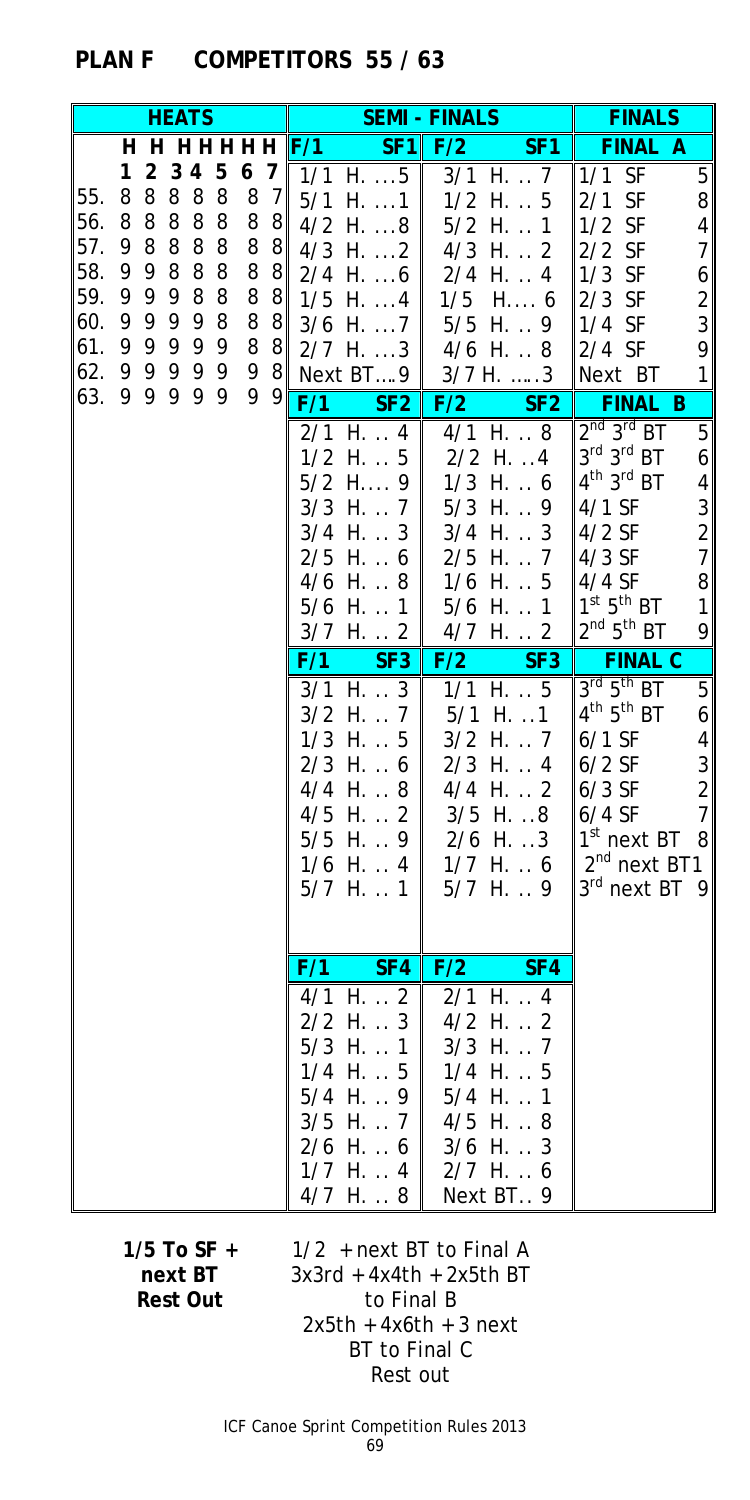## PLAN F COMPETITORS 55 / 63

| HEATS | | | | | | | | SEMI - FINALS | | FINALS |
|---|---|---|---|---|---|---|---|---|---|---|
| | H 1 | H 2 | H 3 | H 4 | H 5 | H 6 | H 7 | F/1 SF1 | F/2 SF1 | FINAL A |
| 55. | 8 | 8 | 8 | 8 | 8 | 8 | 7 | 1/1 H. ...5 | 3/1 H. .. 7 | 1/1 SF 5 |
| 56. | 8 | 8 | 8 | 8 | 8 | 8 | 8 | 5/1 H. ...1 | 1/2 H. .. 5 | 2/1 SF 8 |
| 57. | 9 | 8 | 8 | 8 | 8 | 8 | 8 | 4/2 H. ...8 | 5/2 H. .. 1 | 1/2 SF 4 |
| 58. | 9 | 9 | 8 | 8 | 8 | 8 | 8 | 4/3 H. ...2 | 4/3 H. .. 2 | 2/2 SF 7 |
| 59. | 9 | 9 | 9 | 8 | 8 | 8 | 8 | 2/4 H. ...6 | 2/4 H. .. 4 | 1/3 SF 6 |
| 60. | 9 | 9 | 9 | 9 | 8 | 8 | 8 | 1/5 H. ...4 | 1/5 H.... 6 | 2/3 SF 2 |
| 61. | 9 | 9 | 9 | 9 | 9 | 8 | 8 | 3/6 H. ...7 | 5/5 H. .. 9 | 1/4 SF 3 |
| 62. | 9 | 9 | 9 | 9 | 9 | 9 | 8 | 2/7 H. ...3 | 4/6 H. .. 8 | 2/4 SF 9 |
| 63. | 9 | 9 | 9 | 9 | 9 | 9 | 9 | Next BT....9 | 3/7 H. .....3 | Next BT 1 |
| | | | | | | | | **F/1 SF2** | **F/2 SF2** | **FINAL B** |
| | | | | | | | | 2/1 H. .. 4 | 4/1 H. .. 8 | 2nd 3rd BT 5 |
| | | | | | | | | 1/2 H. .. 5 | 2/2 H. ..4 | 3rd 3rd BT 6 |
| | | | | | | | | 5/2 H.... 9 | 1/3 H. .. 6 | 4th 3rd BT 4 |
| | | | | | | | | 3/3 H. .. 7 | 5/3 H. .. 9 | 4/1 SF 3 |
| | | | | | | | | 3/4 H. .. 3 | 3/4 H. .. 3 | 4/2 SF 2 |
| | | | | | | | | 2/5 H. .. 6 | 2/5 H. .. 7 | 4/3 SF 7 |
| | | | | | | | | 4/6 H. .. 8 | 1/6 H. .. 5 | 4/4 SF 8 |
| | | | | | | | | 5/6 H. .. 1 | 5/6 H. .. 1 | 1st 5th BT 1 |
| | | | | | | | | 3/7 H. .. 2 | 4/7 H. .. 2 | 2nd 5th BT 9 |
| | | | | | | | | **F/1 SF3** | **F/2 SF3** | **FINAL C** |
| | | | | | | | | 3/1 H. .. 3 | 1/1 H. .. 5 | 3rd 5th BT 5 |
| | | | | | | | | 3/2 H. .. 7 | 5/1 H. ..1 | 4th 5th BT 6 |
| | | | | | | | | 1/3 H. .. 5 | 3/2 H. .. 7 | 6/1 SF 4 |
| | | | | | | | | 2/3 H. .. 6 | 2/3 H. .. 4 | 6/2 SF 3 |
| | | | | | | | | 4/4 H. .. 8 | 4/4 H. .. 2 | 6/3 SF 2 |
| | | | | | | | | 4/5 H. .. 2 | 3/5 H. ..8 | 6/4 SF 7 |
| | | | | | | | | 5/5 H. .. 9 | 2/6 H. ..3 | 1st next BT 8 |
| | | | | | | | | 1/6 H. .. 4 | 1/7 H. .. 6 | 2nd next BT 1 |
| | | | | | | | | 5/7 H. .. 1 | 5/7 H. .. 9 | 3rd next BT 9 |
| | | | | | | | | **F/1 SF4** | **F/2 SF4** | |
| | | | | | | | | 4/1 H. .. 2 | 2/1 H. .. 4 | |
| | | | | | | | | 2/2 H. .. 3 | 4/2 H. .. 2 | |
| | | | | | | | | 5/3 H. .. 1 | 3/3 H. .. 7 | |
| | | | | | | | | 1/4 H. .. 5 | 1/4 H. .. 5 | |
| | | | | | | | | 5/4 H. .. 9 | 5/4 H. .. 1 | |
| | | | | | | | | 3/5 H. .. 7 | 4/5 H. .. 8 | |
| | | | | | | | | 2/6 H. .. 6 | 3/6 H. .. 3 | |
| | | | | | | | | 1/7 H. .. 4 | 2/7 H. .. 6 | |
| | | | | | | | | 4/7 H. .. 8 | Next BT.. 9 | |

**1/5 To SF + next BT Rest Out**

1/2 + next BT to Final A
3x3rd + 4x4th + 2x5th BT to Final B
2x5th + 4x6th + 3 next BT to Final C
Rest out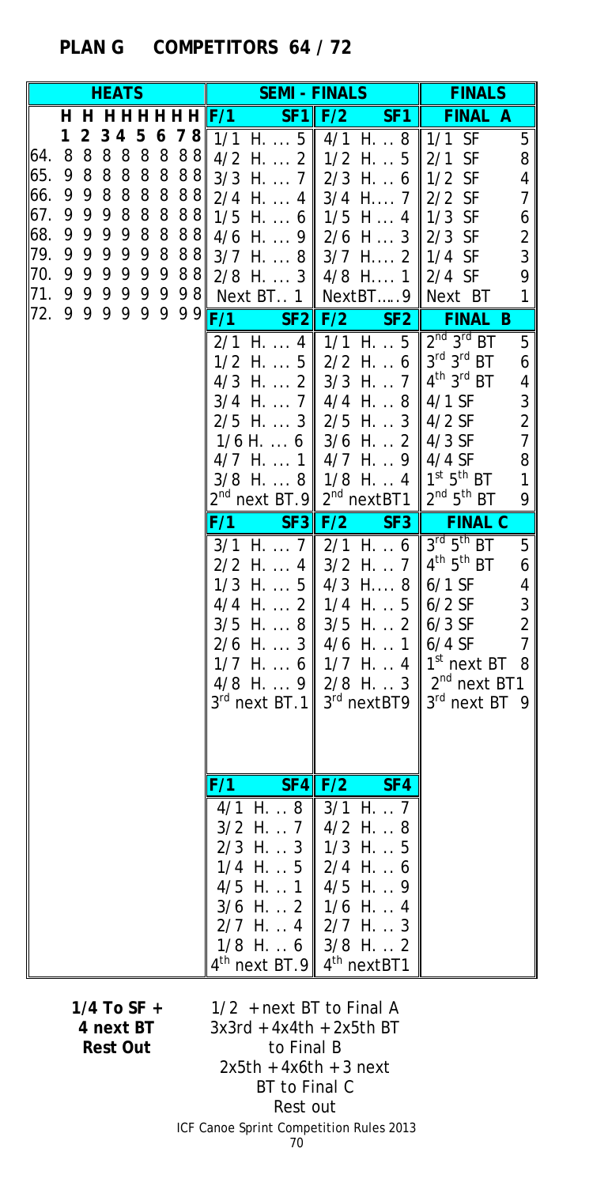## PLAN G    COMPETITORS 64 / 72

### HEATS

| | H 1 | H 2 | H 3 | H 4 | H 5 | H 6 | H 7 | H 8 |
|---|---|---|---|---|---|---|---|---|
| 64. | 8 | 8 | 8 | 8 | 8 | 8 | 8 | 8 |
| 65. | 9 | 8 | 8 | 8 | 8 | 8 | 8 | 8 |
| 66. | 9 | 9 | 8 | 8 | 8 | 8 | 8 | 8 |
| 67. | 9 | 9 | 9 | 8 | 8 | 8 | 8 | 8 |
| 68. | 9 | 9 | 9 | 9 | 8 | 8 | 8 | 8 |
| 79. | 9 | 9 | 9 | 9 | 9 | 8 | 8 | 8 |
| 70. | 9 | 9 | 9 | 9 | 9 | 9 | 8 | 8 |
| 71. | 9 | 9 | 9 | 9 | 9 | 9 | 9 | 8 |
| 72. | 9 | 9 | 9 | 9 | 9 | 9 | 9 | 9 |

### SEMI - FINALS / FINALS

| F/1 SF1 | F/2 SF1 | FINAL A | |
|---|---|---|---|
| 1/1 H. ... 5 | 4/1 H. .. 8 | 1/1 SF | 5 |
| 4/2 H. ... 2 | 1/2 H. .. 5 | 2/1 SF | 8 |
| 3/3 H. ... 7 | 2/3 H. .. 6 | 1/2 SF | 4 |
| 2/4 H. ... 4 | 3/4 H.... 7 | 2/2 SF | 7 |
| 1/5 H. ... 6 | 1/5 H ... 4 | 1/3 SF | 6 |
| 4/6 H. ... 9 | 2/6 H ... 3 | 2/3 SF | 2 |
| 3/7 H. ... 8 | 3/7 H.... 2 | 1/4 SF | 3 |
| 2/8 H. ... 3 | 4/8 H.... 1 | 2/4 SF | 9 |
| Next BT.. 1 | NextBT.....9 | Next BT | 1 |

| F/1 SF2 | F/2 SF2 | FINAL B | |
|---|---|---|---|
| 2/1 H. ... 4 | 1/1 H. .. 5 | 2nd 3rd BT | 5 |
| 1/2 H. ... 5 | 2/2 H. .. 6 | 3rd 3rd BT | 6 |
| 4/3 H. ... 2 | 3/3 H. .. 7 | 4th 3rd BT | 4 |
| 3/4 H. ... 7 | 4/4 H. .. 8 | 4/1 SF | 3 |
| 2/5 H. ... 3 | 2/5 H. .. 3 | 4/2 SF | 2 |
| 1/6 H. ... 6 | 3/6 H. .. 2 | 4/3 SF | 7 |
| 4/7 H. ... 1 | 4/7 H. .. 9 | 4/4 SF | 8 |
| 3/8 H. ... 8 | 1/8 H. .. 4 | 1st 5th BT | 1 |
| 2nd next BT.9 | 2nd nextBT1 | 2nd 5th BT | 9 |

| F/1 SF3 | F/2 SF3 | FINAL C | |
|---|---|---|---|
| 3/1 H. ... 7 | 2/1 H. .. 6 | 3rd 5th BT | 5 |
| 2/2 H. ... 4 | 3/2 H. .. 7 | 4th 5th BT | 6 |
| 1/3 H. ... 5 | 4/3 H.... 8 | 6/1 SF | 4 |
| 4/4 H. ... 2 | 1/4 H. .. 5 | 6/2 SF | 3 |
| 3/5 H. ... 8 | 3/5 H. .. 2 | 6/3 SF | 2 |
| 2/6 H. ... 3 | 4/6 H. .. 1 | 6/4 SF | 7 |
| 1/7 H. ... 6 | 1/7 H. .. 4 | 1st next BT | 8 |
| 4/8 H. ... 9 | 2/8 H. .. 3 | 2nd next BT | 1 |
| 3rd next BT.1 | 3rd nextBT9 | 3rd next BT | 9 |

| F/1 SF4 | F/2 SF4 |
|---|---|
| 4/1 H. .. 8 | 3/1 H. .. 7 |
| 3/2 H. .. 7 | 4/2 H. .. 8 |
| 2/3 H. .. 3 | 1/3 H. .. 5 |
| 1/4 H. .. 5 | 2/4 H. .. 6 |
| 4/5 H. .. 1 | 4/5 H. .. 9 |
| 3/6 H. .. 2 | 1/6 H. .. 4 |
| 2/7 H. .. 4 | 2/7 H. .. 3 |
| 1/8 H. .. 6 | 3/8 H. .. 2 |
| 4th next BT.9 | 4th nextBT1 |

**1/4 To SF + 4 next BT Rest Out**

1/2 + next BT to Final A
3x3rd + 4x4th + 2x5th BT to Final B
2x5th + 4x6th + 3 next BT to Final C
Rest out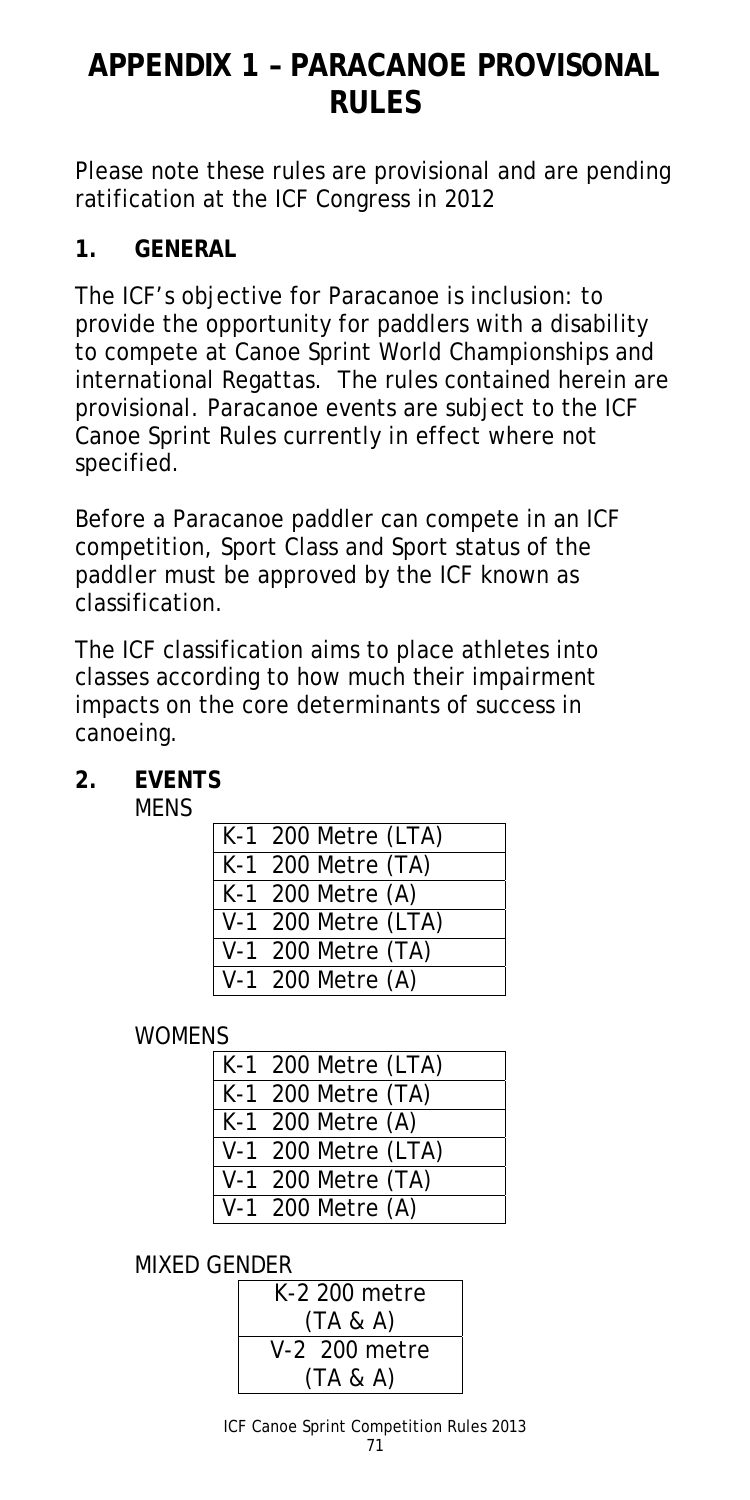# APPENDIX 1 – PARACANOE PROVISONAL RULES

Please note these rules are provisional and are pending ratification at the ICF Congress in 2012

## 1. GENERAL

The ICF's objective for Paracanoe is inclusion: to provide the opportunity for paddlers with a disability to compete at Canoe Sprint World Championships and international Regattas. The rules contained herein are provisional. Paracanoe events are subject to the ICF Canoe Sprint Rules currently in effect where not specified.

Before a Paracanoe paddler can compete in an ICF competition, Sport Class and Sport status of the paddler must be approved by the ICF known as classification.

The ICF classification aims to place athletes into classes according to how much their impairment impacts on the core determinants of success in canoeing.

## 2. EVENTS

MENS

| K-1 200 Metre (LTA) |
|---|
| K-1 200 Metre (TA) |
| K-1 200 Metre (A) |
| V-1 200 Metre (LTA) |
| V-1 200 Metre (TA) |
| V-1 200 Metre (A) |

WOMENS

| K-1 200 Metre (LTA) |
|---|
| K-1 200 Metre (TA) |
| K-1 200 Metre (A) |
| V-1 200 Metre (LTA) |
| V-1 200 Metre (TA) |
| V-1 200 Metre (A) |

MIXED GENDER

| K-2 200 metre (TA & A) |
|---|
| V-2 200 metre (TA & A) |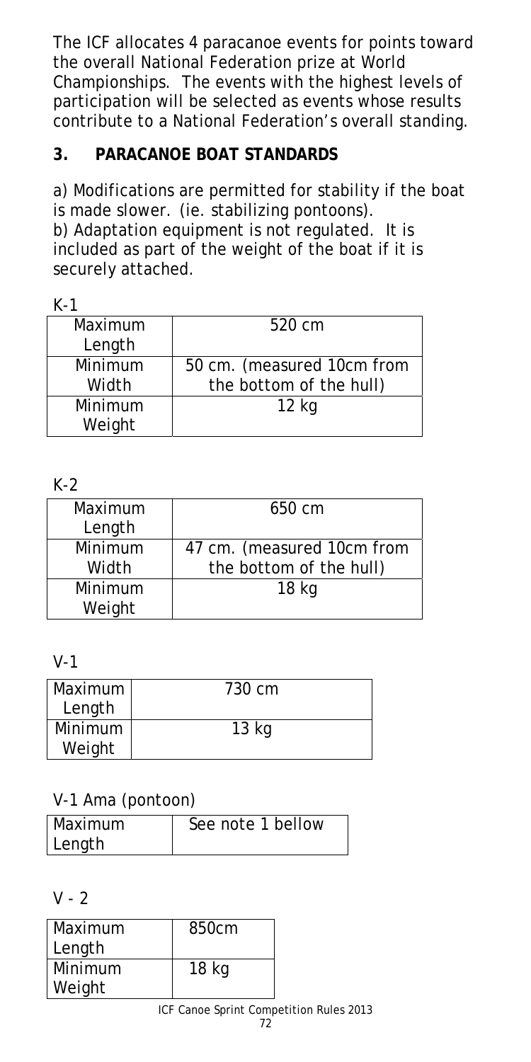The ICF allocates 4 paracanoe events for points toward the overall National Federation prize at World Championships. The events with the highest levels of participation will be selected as events whose results contribute to a National Federation's overall standing.

## 3. PARACANOE BOAT STANDARDS

a) Modifications are permitted for stability if the boat is made slower. (ie. stabilizing pontoons).
b) Adaptation equipment is not regulated. It is included as part of the weight of the boat if it is securely attached.

K-1

| | |
|---|---|
| Maximum Length | 520 cm |
| Minimum Width | 50 cm. (measured 10cm from the bottom of the hull) |
| Minimum Weight | 12 kg |

K-2

| | |
|---|---|
| Maximum Length | 650 cm |
| Minimum Width | 47 cm. (measured 10cm from the bottom of the hull) |
| Minimum Weight | 18 kg |

V-1

| | |
|---|---|
| Maximum Length | 730 cm |
| Minimum Weight | 13 kg |

V-1 Ama (pontoon)

| | |
|---|---|
| Maximum Length | See note 1 bellow |

V - 2

| | |
|---|---|
| Maximum Length | 850cm |
| Minimum Weight | 18 kg |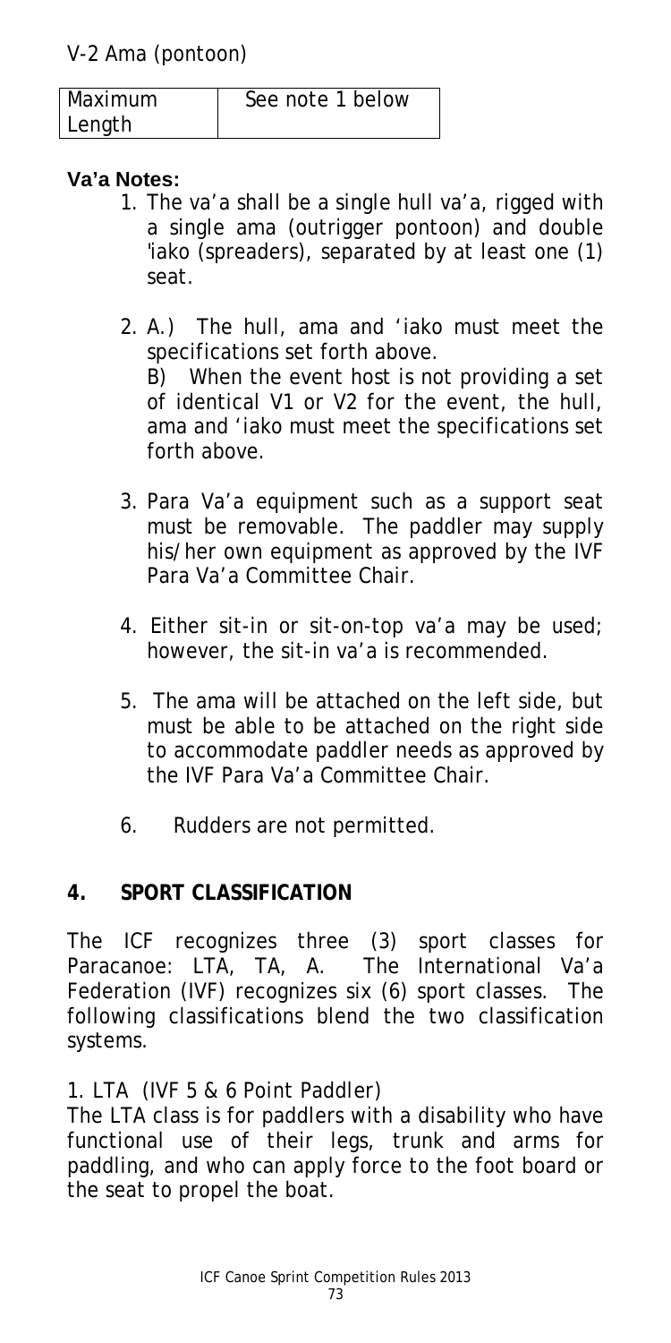V-2 Ama (pontoon)

| Maximum Length | See note 1 below |
|---|---|

**Va'a Notes:**

1. The va'a shall be a single hull va'a, rigged with a single ama (outrigger pontoon) and double 'iako (spreaders), separated by at least one (1) seat.

2. A.) The hull, ama and 'iako must meet the specifications set forth above.
   B) When the event host is not providing a set of identical V1 or V2 for the event, the hull, ama and 'iako must meet the specifications set forth above.

3. Para Va'a equipment such as a support seat must be removable. The paddler may supply his/her own equipment as approved by the IVF Para Va'a Committee Chair.

4. Either sit-in or sit-on-top va'a may be used; however, the sit-in va'a is recommended.

5. The ama will be attached on the left side, but must be able to be attached on the right side to accommodate paddler needs as approved by the IVF Para Va'a Committee Chair.

6. Rudders are not permitted.

## 4. SPORT CLASSIFICATION

The ICF recognizes three (3) sport classes for Paracanoe: LTA, TA, A. The International Va'a Federation (IVF) recognizes six (6) sport classes. The following classifications blend the two classification systems.

1. LTA (IVF 5 & 6 Point Paddler)
The LTA class is for paddlers with a disability who have functional use of their legs, trunk and arms for paddling, and who can apply force to the foot board or the seat to propel the boat.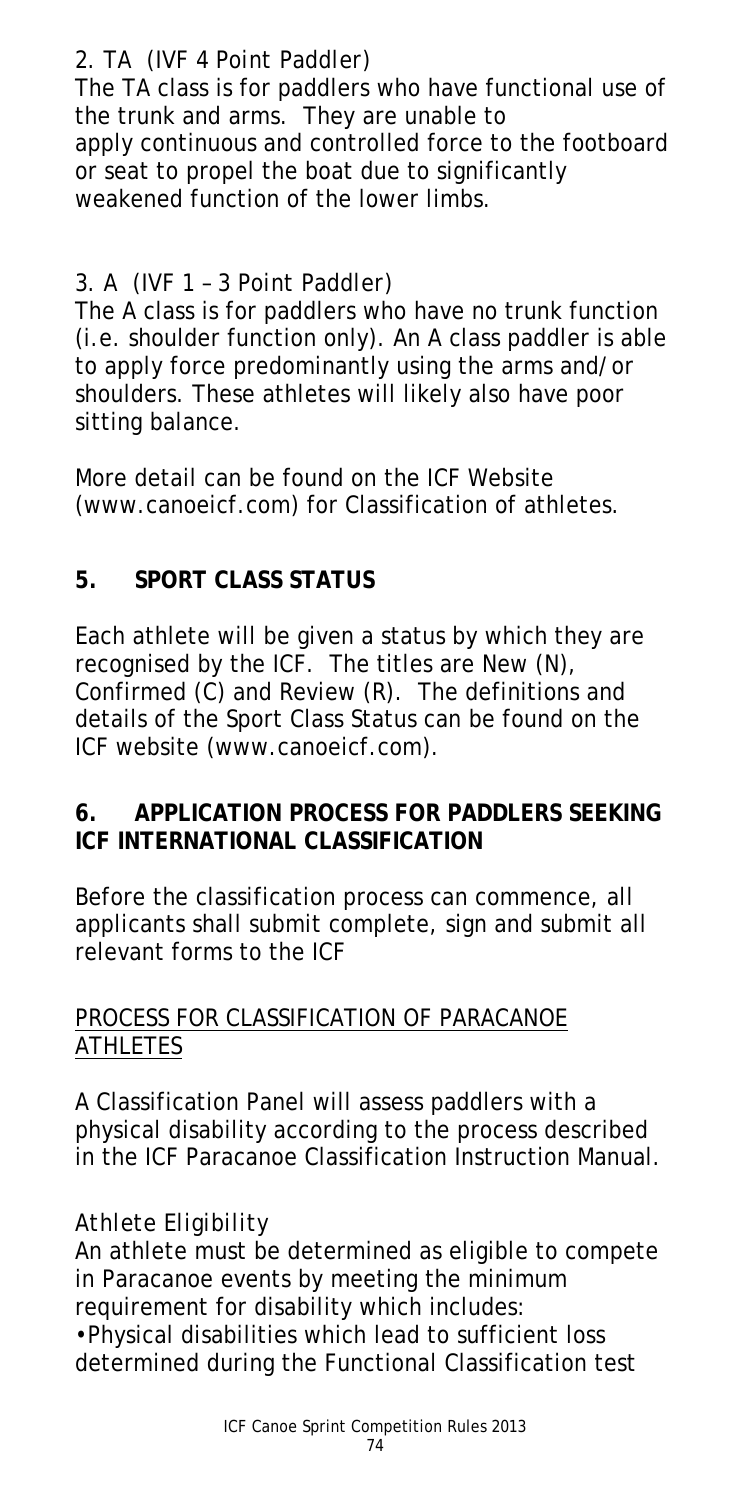2. TA (IVF 4 Point Paddler)
The TA class is for paddlers who have functional use of the trunk and arms. They are unable to apply continuous and controlled force to the footboard or seat to propel the boat due to significantly weakened function of the lower limbs.

3. A (IVF 1 – 3 Point Paddler)
The A class is for paddlers who have no trunk function (i.e. shoulder function only). An A class paddler is able to apply force predominantly using the arms and/or shoulders. These athletes will likely also have poor sitting balance.

More detail can be found on the ICF Website (www.canoeicf.com) for Classification of athletes.

## 5. SPORT CLASS STATUS

Each athlete will be given a status by which they are recognised by the ICF. The titles are New (N), Confirmed (C) and Review (R). The definitions and details of the Sport Class Status can be found on the ICF website (www.canoeicf.com).

## 6. APPLICATION PROCESS FOR PADDLERS SEEKING ICF INTERNATIONAL CLASSIFICATION

Before the classification process can commence, all applicants shall submit complete, sign and submit all relevant forms to the ICF

PROCESS FOR CLASSIFICATION OF PARACANOE ATHLETES

A Classification Panel will assess paddlers with a physical disability according to the process described in the ICF Paracanoe Classification Instruction Manual.

*Athlete Eligibility*
An athlete must be determined as eligible to compete in Paracanoe events by meeting the minimum requirement for disability which includes:
- Physical disabilities which lead to sufficient loss determined during the Functional Classification test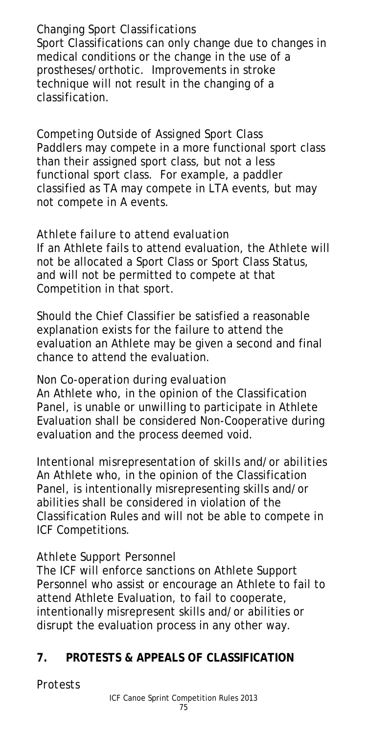*Changing Sport Classifications*

Sport Classifications can only change due to changes in medical conditions or the change in the use of a prostheses/orthotic. Improvements in stroke technique will not result in the changing of a classification.

*Competing Outside of Assigned Sport Class*

Paddlers may compete in a more functional sport class than their assigned sport class, but not a less functional sport class. For example, a paddler classified as TA may compete in LTA events, but may not compete in A events.

*Athlete failure to attend evaluation*

If an Athlete fails to attend evaluation, the Athlete will not be allocated a Sport Class or Sport Class Status, and will not be permitted to compete at that Competition in that sport.

Should the Chief Classifier be satisfied a reasonable explanation exists for the failure to attend the evaluation an Athlete may be given a second and final chance to attend the evaluation.

*Non Co-operation during evaluation*

An Athlete who, in the opinion of the Classification Panel, is unable or unwilling to participate in Athlete Evaluation shall be considered Non-Cooperative during evaluation and the process deemed void.

*Intentional misrepresentation of skills and/or abilities*

An Athlete who, in the opinion of the Classification Panel, is intentionally misrepresenting skills and/or abilities shall be considered in violation of the Classification Rules and will not be able to compete in ICF Competitions.

*Athlete Support Personnel*

The ICF will enforce sanctions on Athlete Support Personnel who assist or encourage an Athlete to fail to attend Athlete Evaluation, to fail to cooperate, intentionally misrepresent skills and/or abilities or disrupt the evaluation process in any other way.

## 7. PROTESTS & APPEALS OF CLASSIFICATION

*Protests*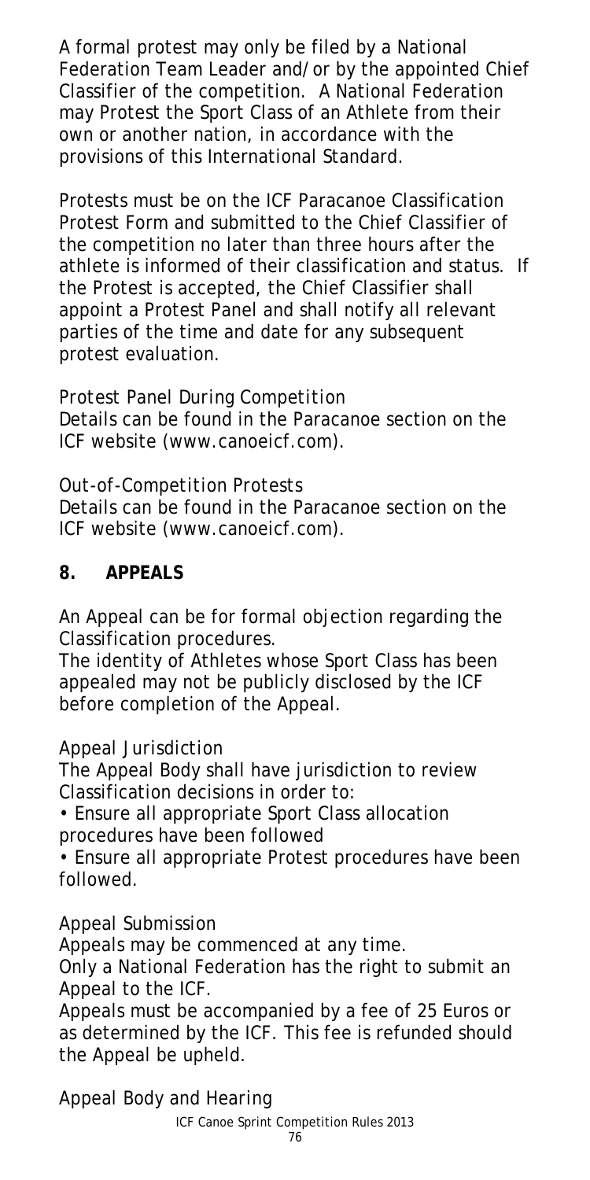A formal protest may only be filed by a National Federation Team Leader and/or by the appointed Chief Classifier of the competition. A National Federation may Protest the Sport Class of an Athlete from their own or another nation, in accordance with the provisions of this International Standard.

Protests must be on the ICF Paracanoe Classification Protest Form and submitted to the Chief Classifier of the competition no later than three hours after the athlete is informed of their classification and status. If the Protest is accepted, the Chief Classifier shall appoint a Protest Panel and shall notify all relevant parties of the time and date for any subsequent protest evaluation.

*Protest Panel During Competition*
Details can be found in the Paracanoe section on the ICF website (www.canoeicf.com).

*Out-of-Competition Protests*
Details can be found in the Paracanoe section on the ICF website (www.canoeicf.com).

## 8. APPEALS

An Appeal can be for formal objection regarding the Classification procedures.
The identity of Athletes whose Sport Class has been appealed may not be publicly disclosed by the ICF before completion of the Appeal.

*Appeal Jurisdiction*
The Appeal Body shall have jurisdiction to review Classification decisions in order to:

- Ensure all appropriate Sport Class allocation procedures have been followed
- Ensure all appropriate Protest procedures have been followed.

*Appeal Submission*
Appeals may be commenced at any time.
Only a National Federation has the right to submit an Appeal to the ICF.
Appeals must be accompanied by a fee of 25 Euros or as determined by the ICF. This fee is refunded should the Appeal be upheld.

*Appeal Body and Hearing*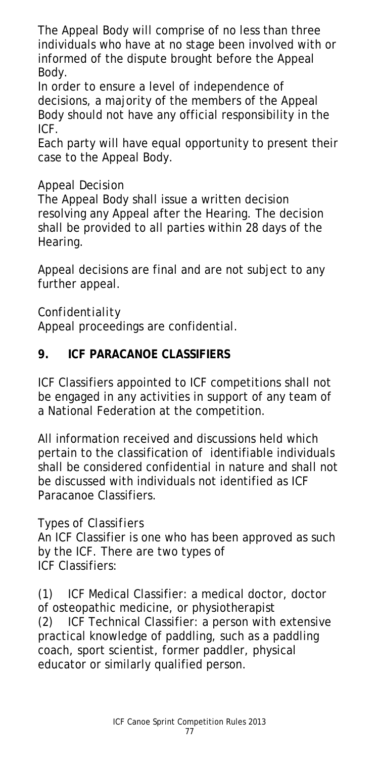The Appeal Body will comprise of no less than three individuals who have at no stage been involved with or informed of the dispute brought before the Appeal Body.

In order to ensure a level of independence of decisions, a majority of the members of the Appeal Body should not have any official responsibility in the ICF.

Each party will have equal opportunity to present their case to the Appeal Body.

*Appeal Decision*

The Appeal Body shall issue a written decision resolving any Appeal after the Hearing. The decision shall be provided to all parties within 28 days of the Hearing.

Appeal decisions are final and are not subject to any further appeal.

*Confidentiality*

Appeal proceedings are confidential.

## 9. ICF PARACANOE CLASSIFIERS

ICF Classifiers appointed to ICF competitions shall not be engaged in any activities in support of any team of a National Federation at the competition.

All information received and discussions held which pertain to the classification of identifiable individuals shall be considered confidential in nature and shall not be discussed with individuals not identified as ICF Paracanoe Classifiers.

*Types of Classifiers*

An ICF Classifier is one who has been approved as such by the ICF. There are two types of ICF Classifiers:

(1) ICF Medical Classifier: a medical doctor, doctor of osteopathic medicine, or physiotherapist
(2) ICF Technical Classifier: a person with extensive practical knowledge of paddling, such as a paddling coach, sport scientist, former paddler, physical educator or similarly qualified person.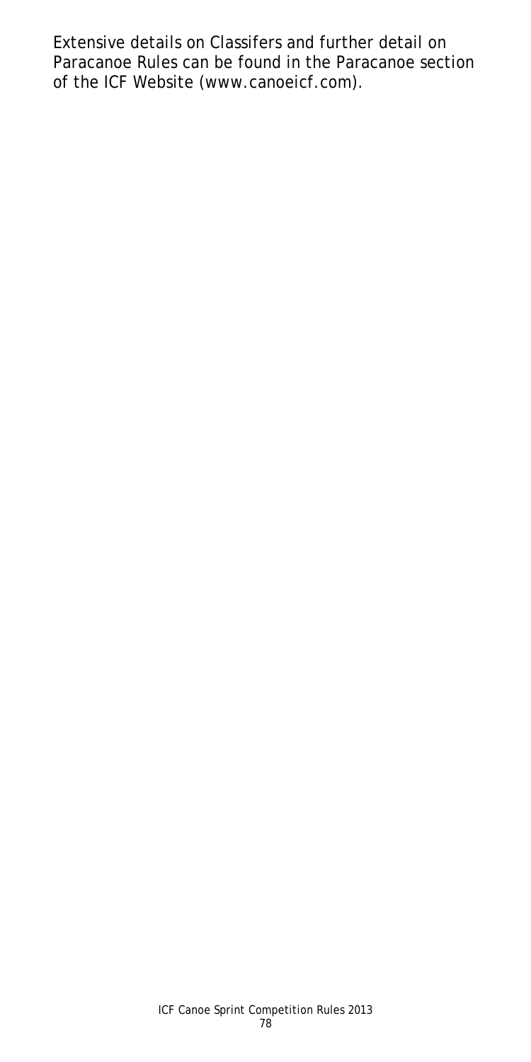Extensive details on Classifers and further detail on Paracanoe Rules can be found in the Paracanoe section of the ICF Website (www.canoeicf.com).